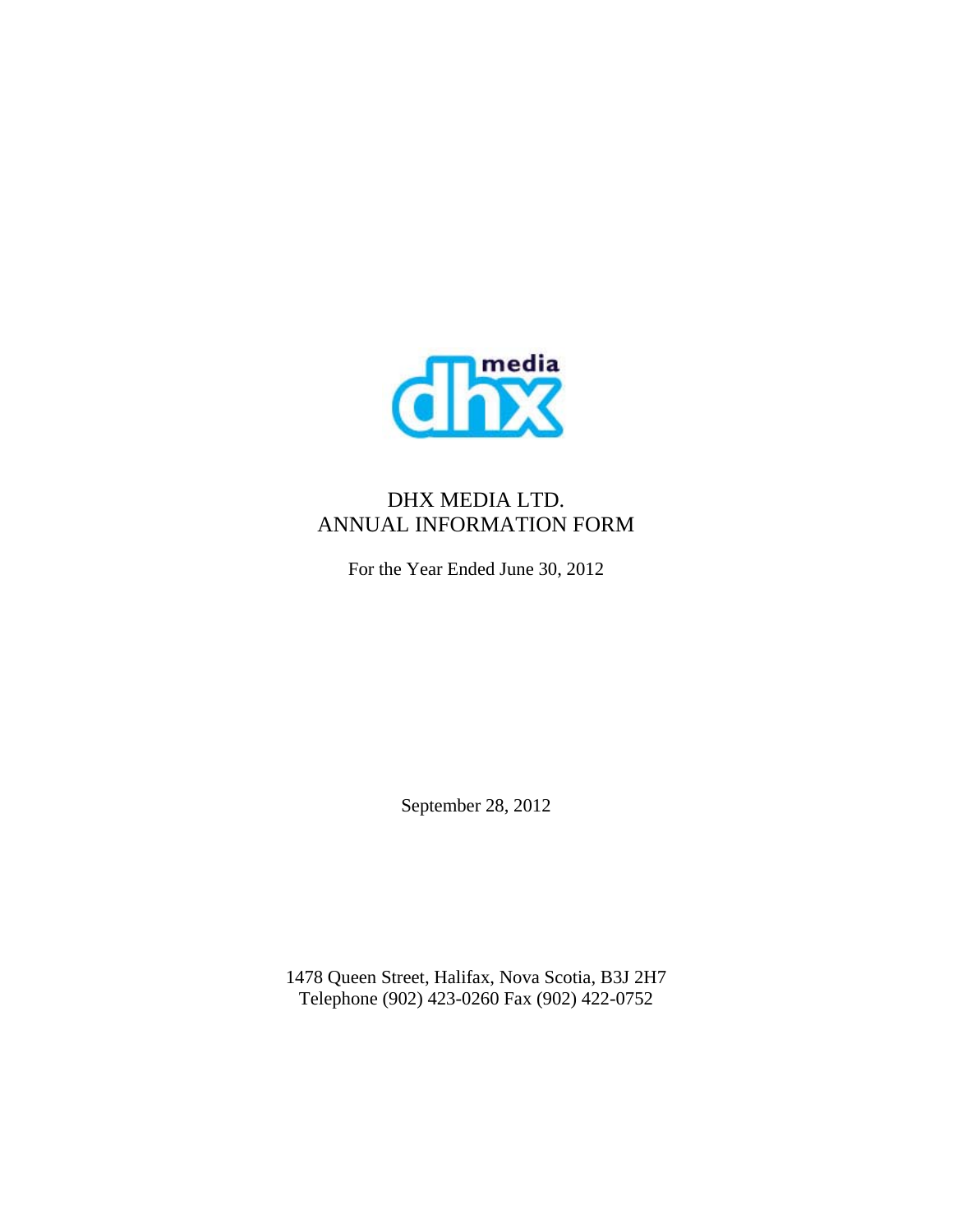# DHX MEDIA LTD.
# ANNUAL INFORMATION FORM

For the Year Ended June 30, 2012

September 28, 2012

1478 Queen Street, Halifax, Nova Scotia, B3J 2H7
Telephone (902) 423-0260 Fax (902) 422-0752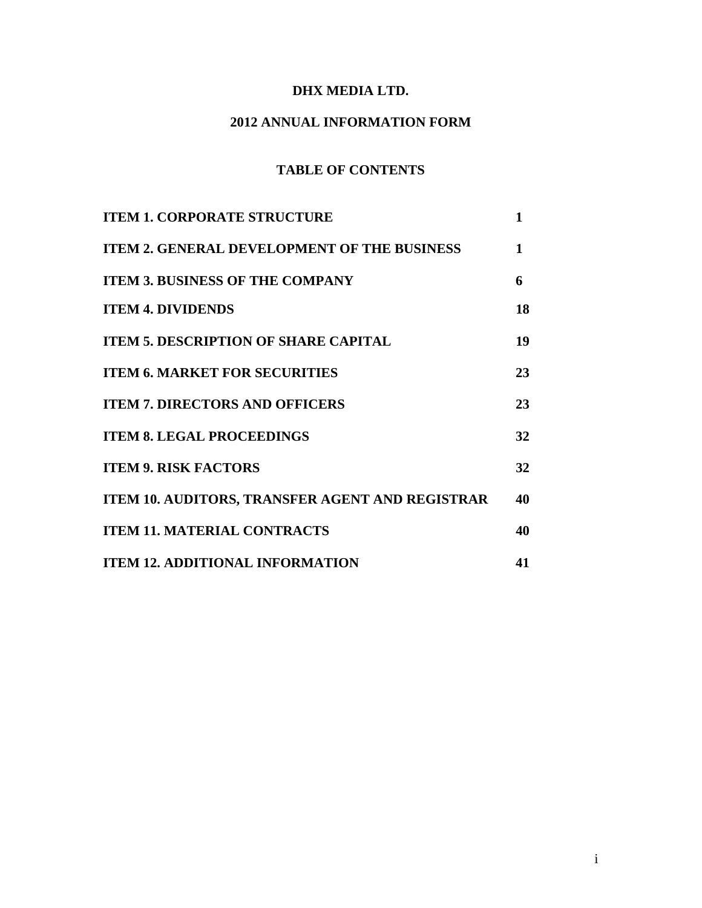# DHX MEDIA LTD.

## 2012 ANNUAL INFORMATION FORM

### TABLE OF CONTENTS

| | |
|---|---|
| **ITEM 1. CORPORATE STRUCTURE** | **1** |
| **ITEM 2. GENERAL DEVELOPMENT OF THE BUSINESS** | **1** |
| **ITEM 3. BUSINESS OF THE COMPANY** | **6** |
| **ITEM 4. DIVIDENDS** | **18** |
| **ITEM 5. DESCRIPTION OF SHARE CAPITAL** | **19** |
| **ITEM 6. MARKET FOR SECURITIES** | **23** |
| **ITEM 7. DIRECTORS AND OFFICERS** | **23** |
| **ITEM 8. LEGAL PROCEEDINGS** | **32** |
| **ITEM 9. RISK FACTORS** | **32** |
| **ITEM 10. AUDITORS, TRANSFER AGENT AND REGISTRAR** | **40** |
| **ITEM 11. MATERIAL CONTRACTS** | **40** |
| **ITEM 12. ADDITIONAL INFORMATION** | **41** |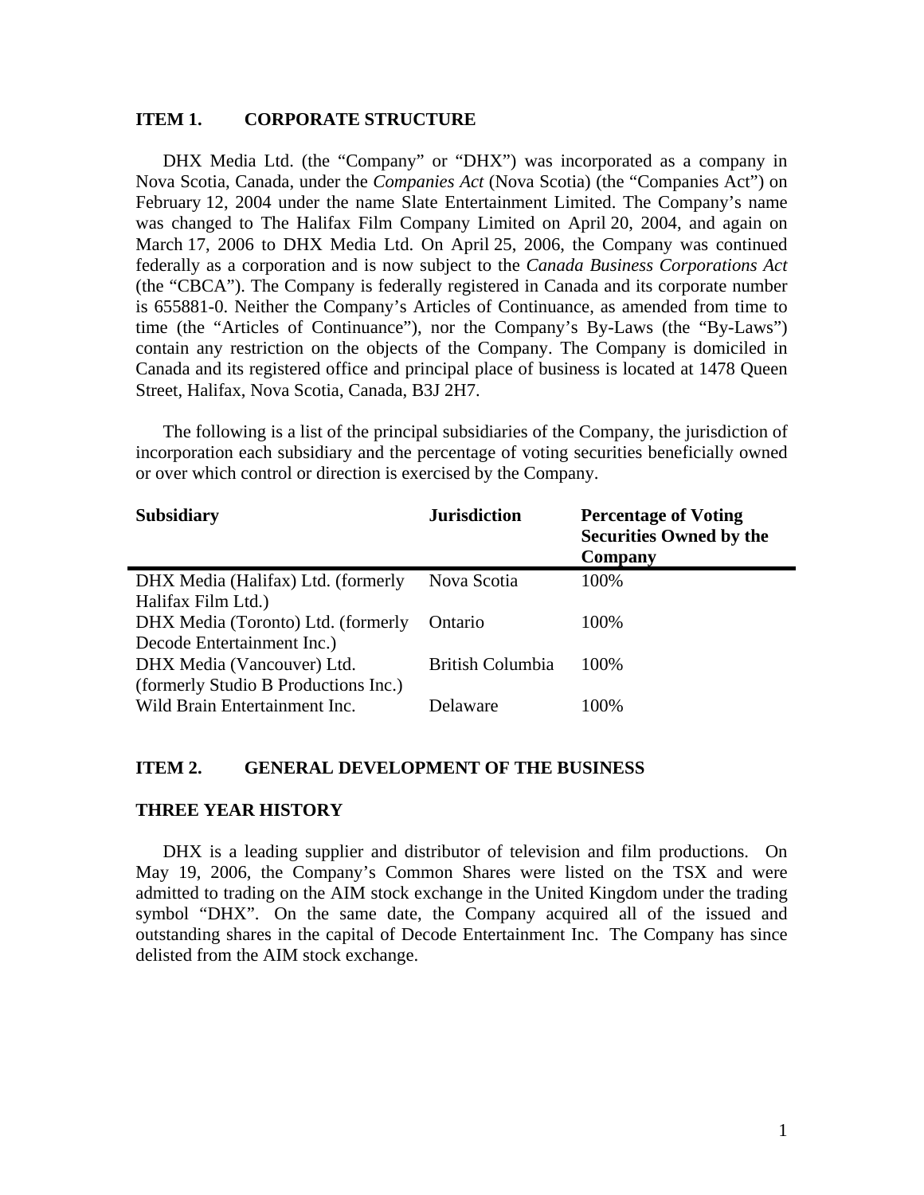## ITEM 1. CORPORATE STRUCTURE

DHX Media Ltd. (the "Company" or "DHX") was incorporated as a company in Nova Scotia, Canada, under the *Companies Act* (Nova Scotia) (the "Companies Act") on February 12, 2004 under the name Slate Entertainment Limited. The Company's name was changed to The Halifax Film Company Limited on April 20, 2004, and again on March 17, 2006 to DHX Media Ltd. On April 25, 2006, the Company was continued federally as a corporation and is now subject to the *Canada Business Corporations Act* (the "CBCA"). The Company is federally registered in Canada and its corporate number is 655881-0. Neither the Company's Articles of Continuance, as amended from time to time (the "Articles of Continuance"), nor the Company's By-Laws (the "By-Laws") contain any restriction on the objects of the Company. The Company is domiciled in Canada and its registered office and principal place of business is located at 1478 Queen Street, Halifax, Nova Scotia, Canada, B3J 2H7.

The following is a list of the principal subsidiaries of the Company, the jurisdiction of incorporation each subsidiary and the percentage of voting securities beneficially owned or over which control or direction is exercised by the Company.

| Subsidiary | Jurisdiction | Percentage of Voting Securities Owned by the Company |
|---|---|---|
| DHX Media (Halifax) Ltd. (formerly Halifax Film Ltd.) | Nova Scotia | 100% |
| DHX Media (Toronto) Ltd. (formerly Decode Entertainment Inc.) | Ontario | 100% |
| DHX Media (Vancouver) Ltd. (formerly Studio B Productions Inc.) | British Columbia | 100% |
| Wild Brain Entertainment Inc. | Delaware | 100% |

## ITEM 2. GENERAL DEVELOPMENT OF THE BUSINESS

### THREE YEAR HISTORY

DHX is a leading supplier and distributor of television and film productions. On May 19, 2006, the Company's Common Shares were listed on the TSX and were admitted to trading on the AIM stock exchange in the United Kingdom under the trading symbol "DHX". On the same date, the Company acquired all of the issued and outstanding shares in the capital of Decode Entertainment Inc. The Company has since delisted from the AIM stock exchange.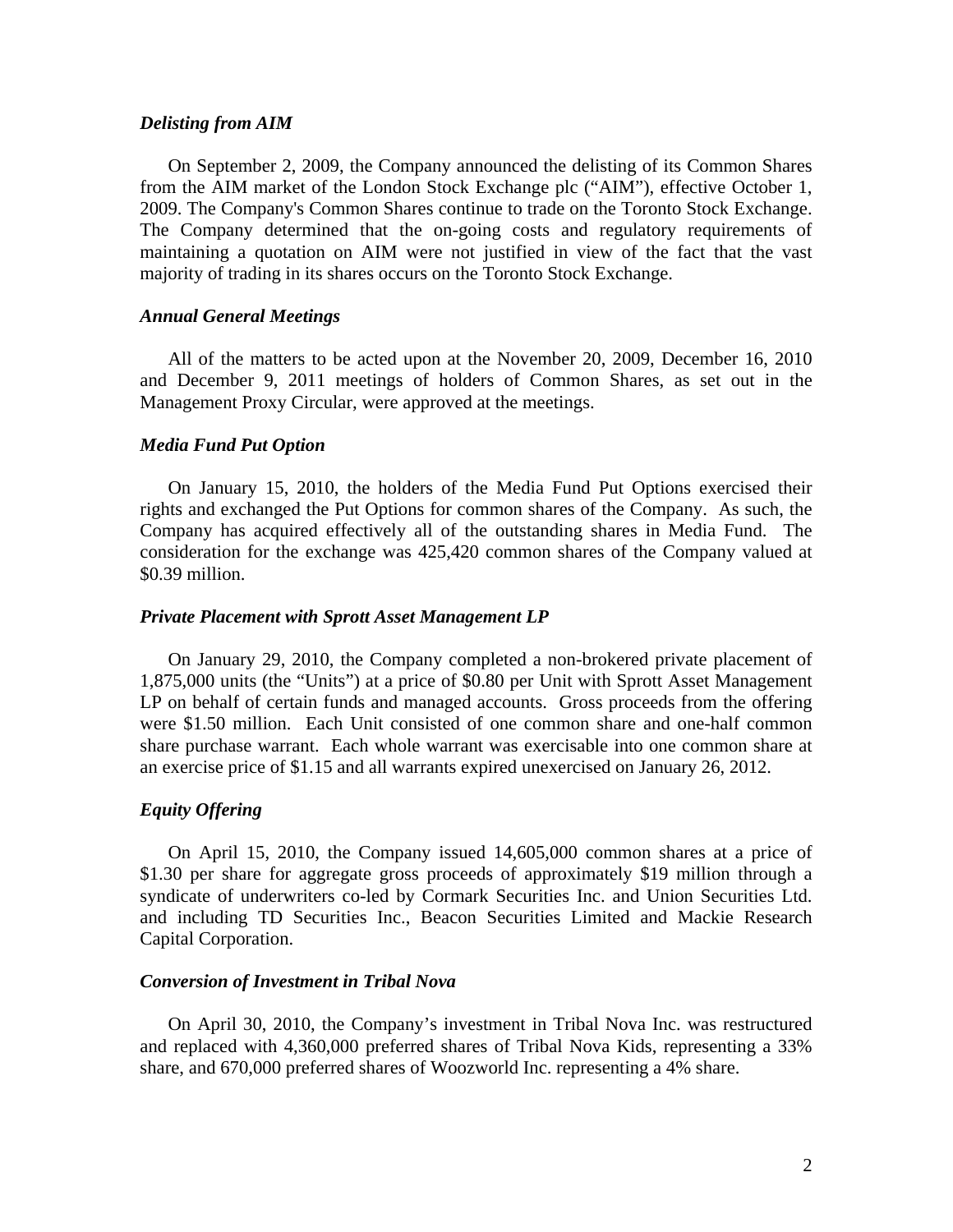*Delisting from AIM*

On September 2, 2009, the Company announced the delisting of its Common Shares from the AIM market of the London Stock Exchange plc ("AIM"), effective October 1, 2009. The Company's Common Shares continue to trade on the Toronto Stock Exchange. The Company determined that the on-going costs and regulatory requirements of maintaining a quotation on AIM were not justified in view of the fact that the vast majority of trading in its shares occurs on the Toronto Stock Exchange.

*Annual General Meetings*

All of the matters to be acted upon at the November 20, 2009, December 16, 2010 and December 9, 2011 meetings of holders of Common Shares, as set out in the Management Proxy Circular, were approved at the meetings.

*Media Fund Put Option*

On January 15, 2010, the holders of the Media Fund Put Options exercised their rights and exchanged the Put Options for common shares of the Company. As such, the Company has acquired effectively all of the outstanding shares in Media Fund. The consideration for the exchange was 425,420 common shares of the Company valued at $0.39 million.

*Private Placement with Sprott Asset Management LP*

On January 29, 2010, the Company completed a non-brokered private placement of 1,875,000 units (the "Units") at a price of $0.80 per Unit with Sprott Asset Management LP on behalf of certain funds and managed accounts. Gross proceeds from the offering were $1.50 million. Each Unit consisted of one common share and one-half common share purchase warrant. Each whole warrant was exercisable into one common share at an exercise price of $1.15 and all warrants expired unexercised on January 26, 2012.

*Equity Offering*

On April 15, 2010, the Company issued 14,605,000 common shares at a price of $1.30 per share for aggregate gross proceeds of approximately $19 million through a syndicate of underwriters co-led by Cormark Securities Inc. and Union Securities Ltd. and including TD Securities Inc., Beacon Securities Limited and Mackie Research Capital Corporation.

*Conversion of Investment in Tribal Nova*

On April 30, 2010, the Company's investment in Tribal Nova Inc. was restructured and replaced with 4,360,000 preferred shares of Tribal Nova Kids, representing a 33% share, and 670,000 preferred shares of Woozworld Inc. representing a 4% share.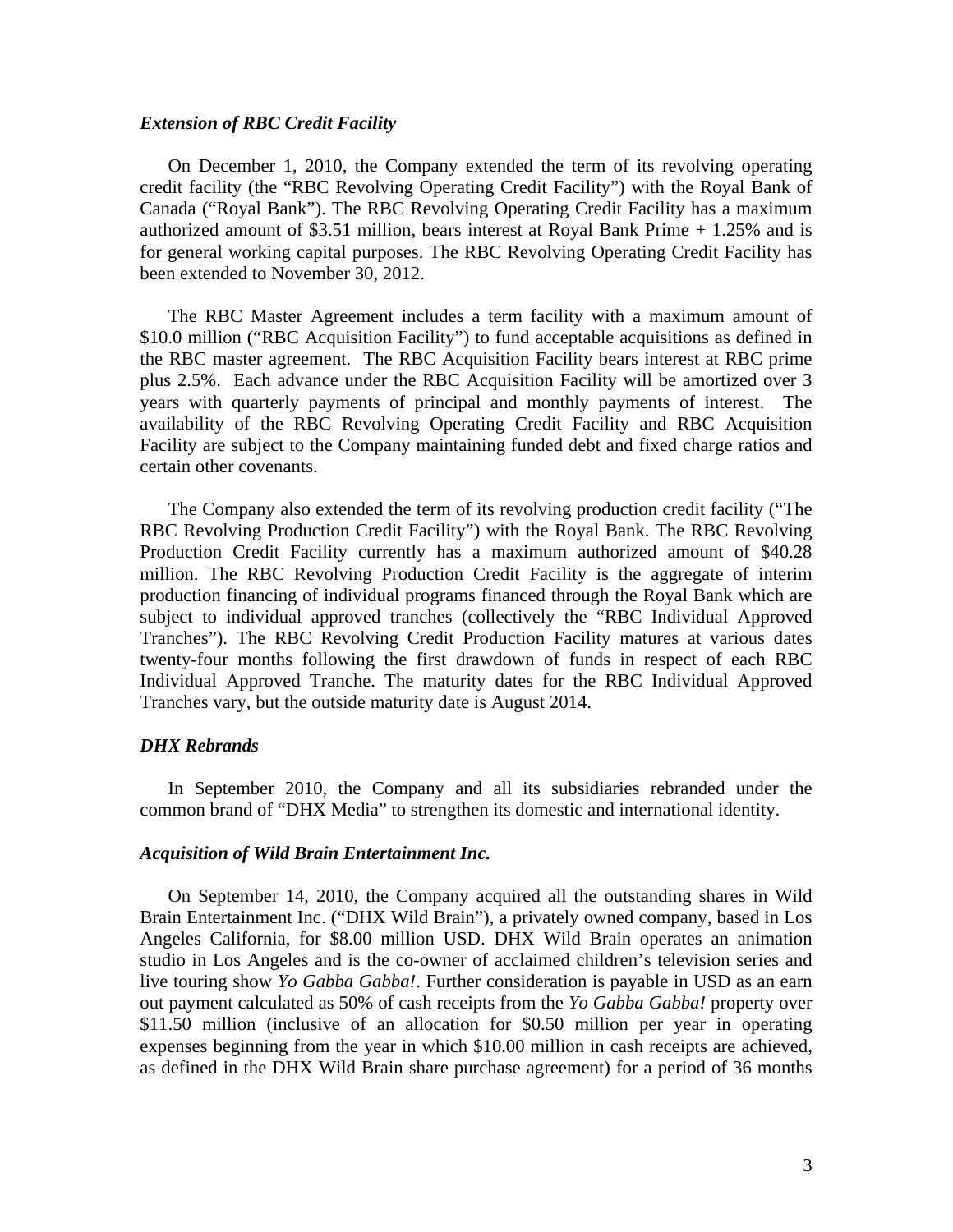### *Extension of RBC Credit Facility*

On December 1, 2010, the Company extended the term of its revolving operating credit facility (the "RBC Revolving Operating Credit Facility") with the Royal Bank of Canada ("Royal Bank"). The RBC Revolving Operating Credit Facility has a maximum authorized amount of $3.51 million, bears interest at Royal Bank Prime + 1.25% and is for general working capital purposes. The RBC Revolving Operating Credit Facility has been extended to November 30, 2012.

The RBC Master Agreement includes a term facility with a maximum amount of $10.0 million ("RBC Acquisition Facility") to fund acceptable acquisitions as defined in the RBC master agreement. The RBC Acquisition Facility bears interest at RBC prime plus 2.5%. Each advance under the RBC Acquisition Facility will be amortized over 3 years with quarterly payments of principal and monthly payments of interest. The availability of the RBC Revolving Operating Credit Facility and RBC Acquisition Facility are subject to the Company maintaining funded debt and fixed charge ratios and certain other covenants.

The Company also extended the term of its revolving production credit facility ("The RBC Revolving Production Credit Facility") with the Royal Bank. The RBC Revolving Production Credit Facility currently has a maximum authorized amount of $40.28 million. The RBC Revolving Production Credit Facility is the aggregate of interim production financing of individual programs financed through the Royal Bank which are subject to individual approved tranches (collectively the "RBC Individual Approved Tranches"). The RBC Revolving Credit Production Facility matures at various dates twenty-four months following the first drawdown of funds in respect of each RBC Individual Approved Tranche. The maturity dates for the RBC Individual Approved Tranches vary, but the outside maturity date is August 2014.

### *DHX Rebrands*

In September 2010, the Company and all its subsidiaries rebranded under the common brand of "DHX Media" to strengthen its domestic and international identity.

### *Acquisition of Wild Brain Entertainment Inc.*

On September 14, 2010, the Company acquired all the outstanding shares in Wild Brain Entertainment Inc. ("DHX Wild Brain"), a privately owned company, based in Los Angeles California, for $8.00 million USD. DHX Wild Brain operates an animation studio in Los Angeles and is the co-owner of acclaimed children's television series and live touring show *Yo Gabba Gabba!*. Further consideration is payable in USD as an earn out payment calculated as 50% of cash receipts from the *Yo Gabba Gabba!* property over $11.50 million (inclusive of an allocation for $0.50 million per year in operating expenses beginning from the year in which $10.00 million in cash receipts are achieved, as defined in the DHX Wild Brain share purchase agreement) for a period of 36 months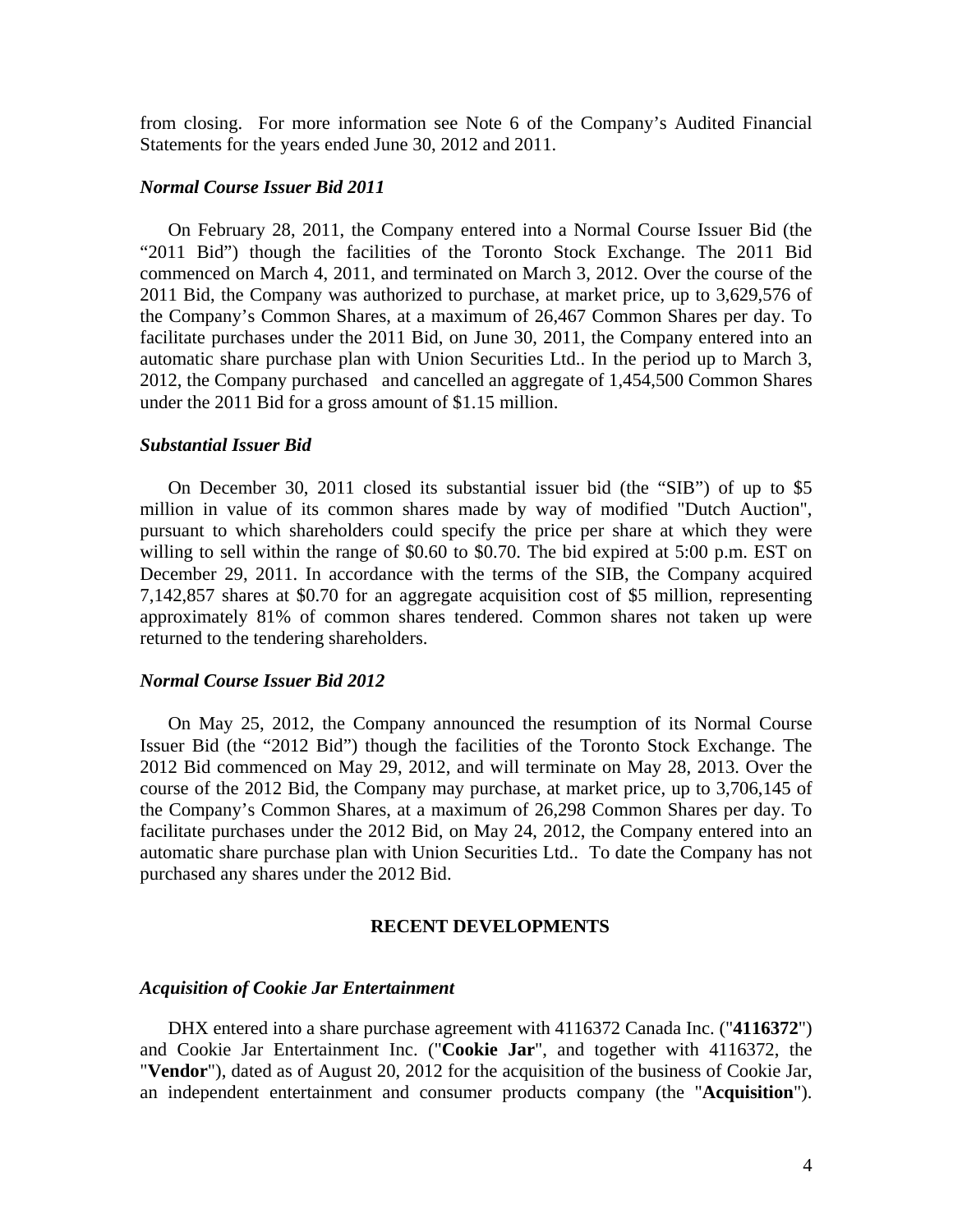from closing. For more information see Note 6 of the Company's Audited Financial Statements for the years ended June 30, 2012 and 2011.

### *Normal Course Issuer Bid 2011*

On February 28, 2011, the Company entered into a Normal Course Issuer Bid (the "2011 Bid") though the facilities of the Toronto Stock Exchange. The 2011 Bid commenced on March 4, 2011, and terminated on March 3, 2012. Over the course of the 2011 Bid, the Company was authorized to purchase, at market price, up to 3,629,576 of the Company's Common Shares, at a maximum of 26,467 Common Shares per day. To facilitate purchases under the 2011 Bid, on June 30, 2011, the Company entered into an automatic share purchase plan with Union Securities Ltd.. In the period up to March 3, 2012, the Company purchased and cancelled an aggregate of 1,454,500 Common Shares under the 2011 Bid for a gross amount of $1.15 million.

### *Substantial Issuer Bid*

On December 30, 2011 closed its substantial issuer bid (the "SIB") of up to $5 million in value of its common shares made by way of modified "Dutch Auction", pursuant to which shareholders could specify the price per share at which they were willing to sell within the range of $0.60 to $0.70. The bid expired at 5:00 p.m. EST on December 29, 2011. In accordance with the terms of the SIB, the Company acquired 7,142,857 shares at $0.70 for an aggregate acquisition cost of $5 million, representing approximately 81% of common shares tendered. Common shares not taken up were returned to the tendering shareholders.

### *Normal Course Issuer Bid 2012*

On May 25, 2012, the Company announced the resumption of its Normal Course Issuer Bid (the "2012 Bid") though the facilities of the Toronto Stock Exchange. The 2012 Bid commenced on May 29, 2012, and will terminate on May 28, 2013. Over the course of the 2012 Bid, the Company may purchase, at market price, up to 3,706,145 of the Company's Common Shares, at a maximum of 26,298 Common Shares per day. To facilitate purchases under the 2012 Bid, on May 24, 2012, the Company entered into an automatic share purchase plan with Union Securities Ltd.. To date the Company has not purchased any shares under the 2012 Bid.

## RECENT DEVELOPMENTS

### *Acquisition of Cookie Jar Entertainment*

DHX entered into a share purchase agreement with 4116372 Canada Inc. ("**4116372**") and Cookie Jar Entertainment Inc. ("**Cookie Jar**", and together with 4116372, the "**Vendor**"), dated as of August 20, 2012 for the acquisition of the business of Cookie Jar, an independent entertainment and consumer products company (the "**Acquisition**").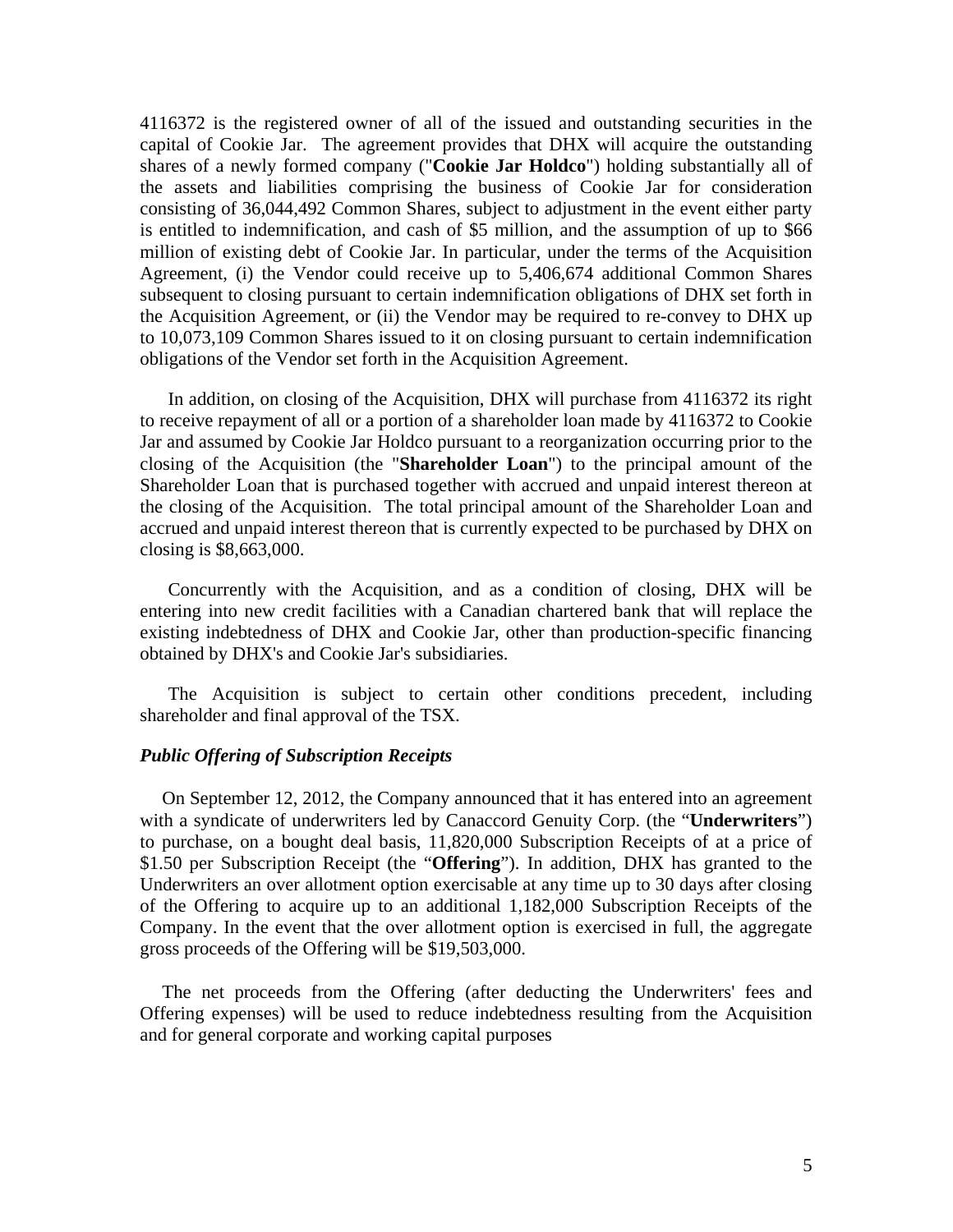4116372 is the registered owner of all of the issued and outstanding securities in the capital of Cookie Jar. The agreement provides that DHX will acquire the outstanding shares of a newly formed company ("**Cookie Jar Holdco**") holding substantially all of the assets and liabilities comprising the business of Cookie Jar for consideration consisting of 36,044,492 Common Shares, subject to adjustment in the event either party is entitled to indemnification, and cash of $5 million, and the assumption of up to $66 million of existing debt of Cookie Jar. In particular, under the terms of the Acquisition Agreement, (i) the Vendor could receive up to 5,406,674 additional Common Shares subsequent to closing pursuant to certain indemnification obligations of DHX set forth in the Acquisition Agreement, or (ii) the Vendor may be required to re-convey to DHX up to 10,073,109 Common Shares issued to it on closing pursuant to certain indemnification obligations of the Vendor set forth in the Acquisition Agreement.

In addition, on closing of the Acquisition, DHX will purchase from 4116372 its right to receive repayment of all or a portion of a shareholder loan made by 4116372 to Cookie Jar and assumed by Cookie Jar Holdco pursuant to a reorganization occurring prior to the closing of the Acquisition (the "**Shareholder Loan**") to the principal amount of the Shareholder Loan that is purchased together with accrued and unpaid interest thereon at the closing of the Acquisition. The total principal amount of the Shareholder Loan and accrued and unpaid interest thereon that is currently expected to be purchased by DHX on closing is $8,663,000.

Concurrently with the Acquisition, and as a condition of closing, DHX will be entering into new credit facilities with a Canadian chartered bank that will replace the existing indebtedness of DHX and Cookie Jar, other than production-specific financing obtained by DHX's and Cookie Jar's subsidiaries.

The Acquisition is subject to certain other conditions precedent, including shareholder and final approval of the TSX.

***Public Offering of Subscription Receipts***

On September 12, 2012, the Company announced that it has entered into an agreement with a syndicate of underwriters led by Canaccord Genuity Corp. (the "**Underwriters**") to purchase, on a bought deal basis, 11,820,000 Subscription Receipts of at a price of $1.50 per Subscription Receipt (the "**Offering**"). In addition, DHX has granted to the Underwriters an over allotment option exercisable at any time up to 30 days after closing of the Offering to acquire up to an additional 1,182,000 Subscription Receipts of the Company. In the event that the over allotment option is exercised in full, the aggregate gross proceeds of the Offering will be $19,503,000.

The net proceeds from the Offering (after deducting the Underwriters' fees and Offering expenses) will be used to reduce indebtedness resulting from the Acquisition and for general corporate and working capital purposes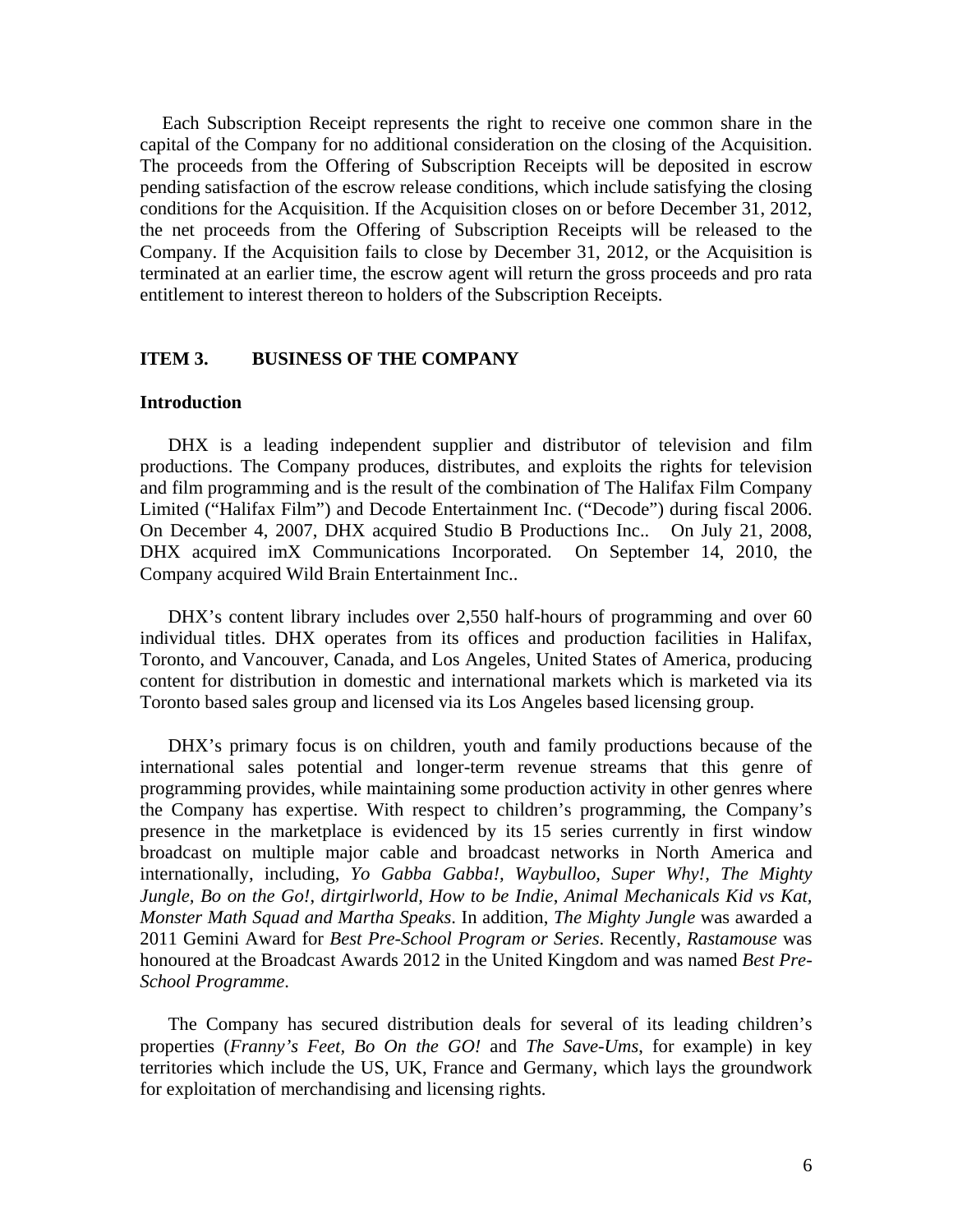Each Subscription Receipt represents the right to receive one common share in the capital of the Company for no additional consideration on the closing of the Acquisition. The proceeds from the Offering of Subscription Receipts will be deposited in escrow pending satisfaction of the escrow release conditions, which include satisfying the closing conditions for the Acquisition. If the Acquisition closes on or before December 31, 2012, the net proceeds from the Offering of Subscription Receipts will be released to the Company. If the Acquisition fails to close by December 31, 2012, or the Acquisition is terminated at an earlier time, the escrow agent will return the gross proceeds and pro rata entitlement to interest thereon to holders of the Subscription Receipts.

## ITEM 3. BUSINESS OF THE COMPANY

### Introduction

DHX is a leading independent supplier and distributor of television and film productions. The Company produces, distributes, and exploits the rights for television and film programming and is the result of the combination of The Halifax Film Company Limited ("Halifax Film") and Decode Entertainment Inc. ("Decode") during fiscal 2006. On December 4, 2007, DHX acquired Studio B Productions Inc.. On July 21, 2008, DHX acquired imX Communications Incorporated. On September 14, 2010, the Company acquired Wild Brain Entertainment Inc..

DHX's content library includes over 2,550 half-hours of programming and over 60 individual titles. DHX operates from its offices and production facilities in Halifax, Toronto, and Vancouver, Canada, and Los Angeles, United States of America, producing content for distribution in domestic and international markets which is marketed via its Toronto based sales group and licensed via its Los Angeles based licensing group.

DHX's primary focus is on children, youth and family productions because of the international sales potential and longer-term revenue streams that this genre of programming provides, while maintaining some production activity in other genres where the Company has expertise. With respect to children's programming, the Company's presence in the marketplace is evidenced by its 15 series currently in first window broadcast on multiple major cable and broadcast networks in North America and internationally, including, *Yo Gabba Gabba!, Waybulloo, Super Why!, The Mighty Jungle, Bo on the Go!, dirtgirlworld, How to be Indie, Animal Mechanicals Kid vs Kat, Monster Math Squad and Martha Speaks*. In addition, *The Mighty Jungle* was awarded a 2011 Gemini Award for *Best Pre-School Program or Series*. Recently, *Rastamouse* was honoured at the Broadcast Awards 2012 in the United Kingdom and was named *Best Pre-School Programme*.

The Company has secured distribution deals for several of its leading children's properties (*Franny's Feet, Bo On the GO!* and *The Save-Ums*, for example) in key territories which include the US, UK, France and Germany, which lays the groundwork for exploitation of merchandising and licensing rights.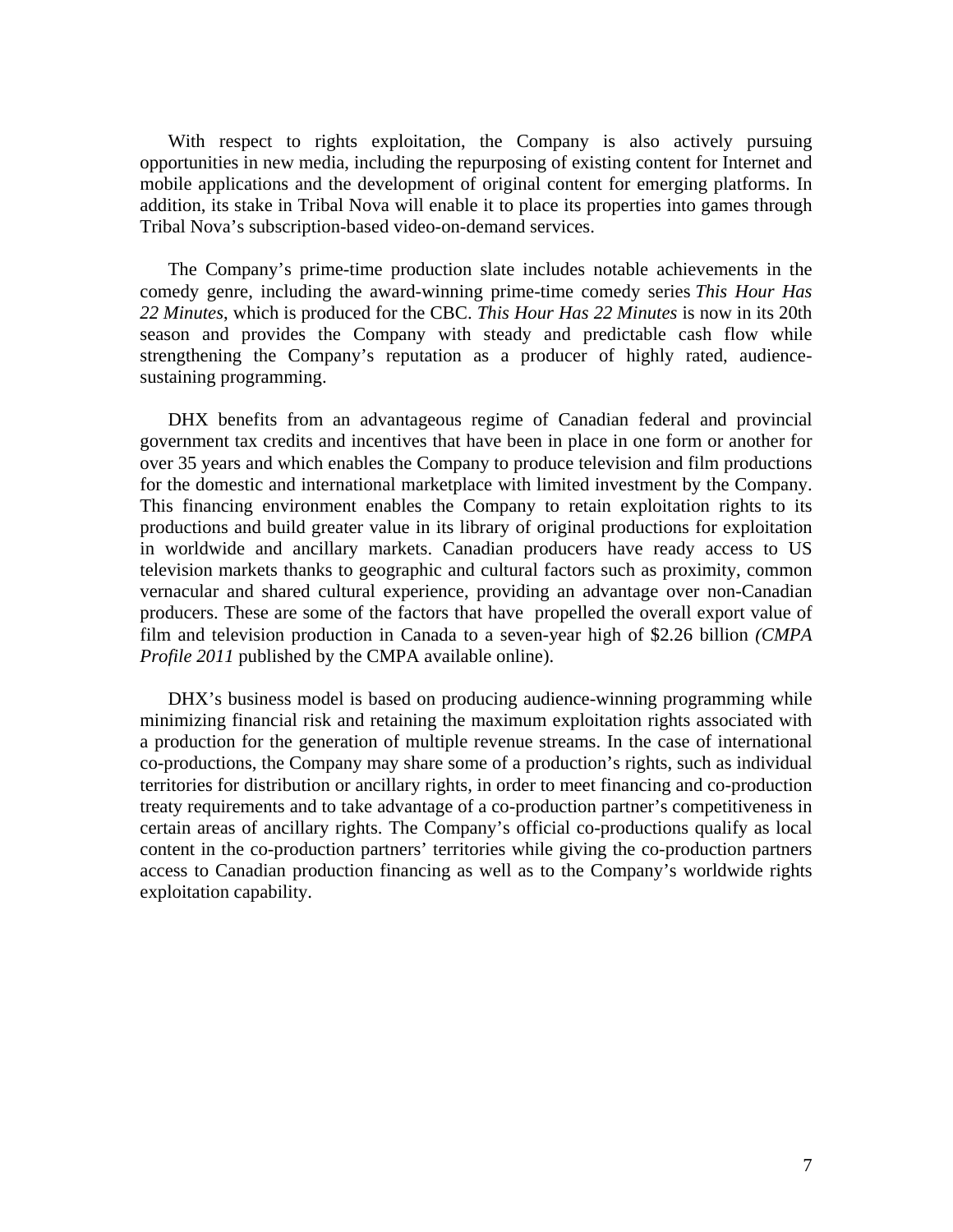With respect to rights exploitation, the Company is also actively pursuing opportunities in new media, including the repurposing of existing content for Internet and mobile applications and the development of original content for emerging platforms. In addition, its stake in Tribal Nova will enable it to place its properties into games through Tribal Nova's subscription-based video-on-demand services.

The Company's prime-time production slate includes notable achievements in the comedy genre, including the award-winning prime-time comedy series *This Hour Has 22 Minutes*, which is produced for the CBC. *This Hour Has 22 Minutes* is now in its 20th season and provides the Company with steady and predictable cash flow while strengthening the Company's reputation as a producer of highly rated, audience-sustaining programming.

DHX benefits from an advantageous regime of Canadian federal and provincial government tax credits and incentives that have been in place in one form or another for over 35 years and which enables the Company to produce television and film productions for the domestic and international marketplace with limited investment by the Company. This financing environment enables the Company to retain exploitation rights to its productions and build greater value in its library of original productions for exploitation in worldwide and ancillary markets. Canadian producers have ready access to US television markets thanks to geographic and cultural factors such as proximity, common vernacular and shared cultural experience, providing an advantage over non-Canadian producers. These are some of the factors that have propelled the overall export value of film and television production in Canada to a seven-year high of $2.26 billion *(CMPA Profile 2011* published by the CMPA available online).

DHX's business model is based on producing audience-winning programming while minimizing financial risk and retaining the maximum exploitation rights associated with a production for the generation of multiple revenue streams. In the case of international co-productions, the Company may share some of a production's rights, such as individual territories for distribution or ancillary rights, in order to meet financing and co-production treaty requirements and to take advantage of a co-production partner's competitiveness in certain areas of ancillary rights. The Company's official co-productions qualify as local content in the co-production partners' territories while giving the co-production partners access to Canadian production financing as well as to the Company's worldwide rights exploitation capability.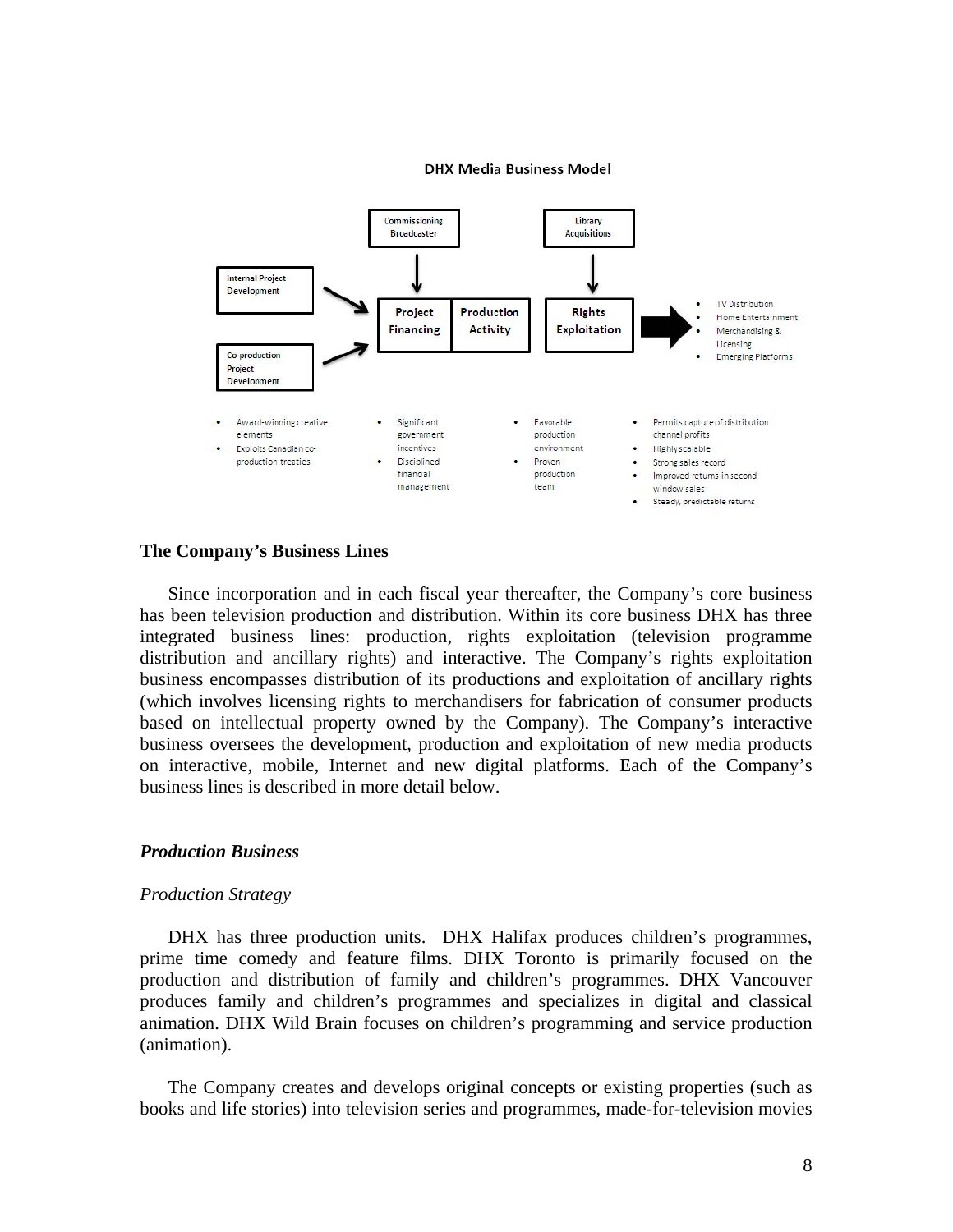DHX Media Business Model

Commissioning Broadcaster

Library Acquisitions

Internal Project Development

Co-production Project Development

Project Financing

Production Activity

Rights Exploitation

- TV Distribution
- Home Entertainment
- Merchandising & Licensing
- Emerging Platforms

- Award-winning creative elements
- Exploits Canadian co-production treaties

- Significant government incentives
- Disciplined financial management

- Favorable production environment
- Proven production team

- Permits capture of distribution channel profits
- Highly scalable
- Strong sales record
- Improved returns in second window sales
- Steady, predictable returns

**The Company's Business Lines**

Since incorporation and in each fiscal year thereafter, the Company's core business has been television production and distribution. Within its core business DHX has three integrated business lines: production, rights exploitation (television programme distribution and ancillary rights) and interactive. The Company's rights exploitation business encompasses distribution of its productions and exploitation of ancillary rights (which involves licensing rights to merchandisers for fabrication of consumer products based on intellectual property owned by the Company). The Company's interactive business oversees the development, production and exploitation of new media products on interactive, mobile, Internet and new digital platforms. Each of the Company's business lines is described in more detail below.

***Production Business***

*Production Strategy*

DHX has three production units. DHX Halifax produces children's programmes, prime time comedy and feature films. DHX Toronto is primarily focused on the production and distribution of family and children's programmes. DHX Vancouver produces family and children's programmes and specializes in digital and classical animation. DHX Wild Brain focuses on children's programming and service production (animation).

The Company creates and develops original concepts or existing properties (such as books and life stories) into television series and programmes, made-for-television movies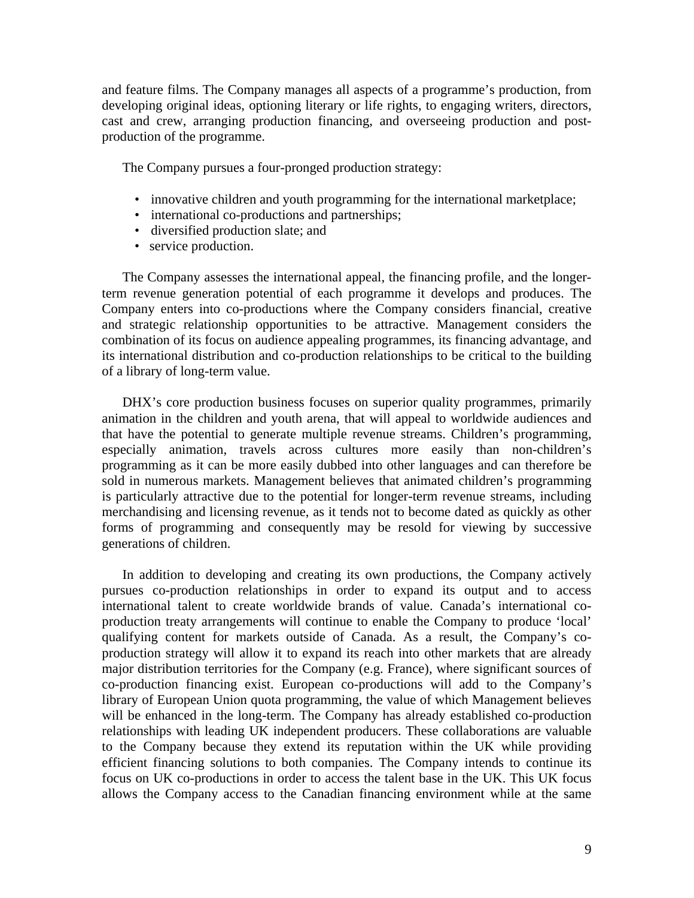and feature films. The Company manages all aspects of a programme's production, from developing original ideas, optioning literary or life rights, to engaging writers, directors, cast and crew, arranging production financing, and overseeing production and post-production of the programme.

The Company pursues a four-pronged production strategy:

- innovative children and youth programming for the international marketplace;
- international co-productions and partnerships;
- diversified production slate; and
- service production.

The Company assesses the international appeal, the financing profile, and the longer-term revenue generation potential of each programme it develops and produces. The Company enters into co-productions where the Company considers financial, creative and strategic relationship opportunities to be attractive. Management considers the combination of its focus on audience appealing programmes, its financing advantage, and its international distribution and co-production relationships to be critical to the building of a library of long-term value.

DHX's core production business focuses on superior quality programmes, primarily animation in the children and youth arena, that will appeal to worldwide audiences and that have the potential to generate multiple revenue streams. Children's programming, especially animation, travels across cultures more easily than non-children's programming as it can be more easily dubbed into other languages and can therefore be sold in numerous markets. Management believes that animated children's programming is particularly attractive due to the potential for longer-term revenue streams, including merchandising and licensing revenue, as it tends not to become dated as quickly as other forms of programming and consequently may be resold for viewing by successive generations of children.

In addition to developing and creating its own productions, the Company actively pursues co-production relationships in order to expand its output and to access international talent to create worldwide brands of value. Canada's international co-production treaty arrangements will continue to enable the Company to produce 'local' qualifying content for markets outside of Canada. As a result, the Company's co-production strategy will allow it to expand its reach into other markets that are already major distribution territories for the Company (e.g. France), where significant sources of co-production financing exist. European co-productions will add to the Company's library of European Union quota programming, the value of which Management believes will be enhanced in the long-term. The Company has already established co-production relationships with leading UK independent producers. These collaborations are valuable to the Company because they extend its reputation within the UK while providing efficient financing solutions to both companies. The Company intends to continue its focus on UK co-productions in order to access the talent base in the UK. This UK focus allows the Company access to the Canadian financing environment while at the same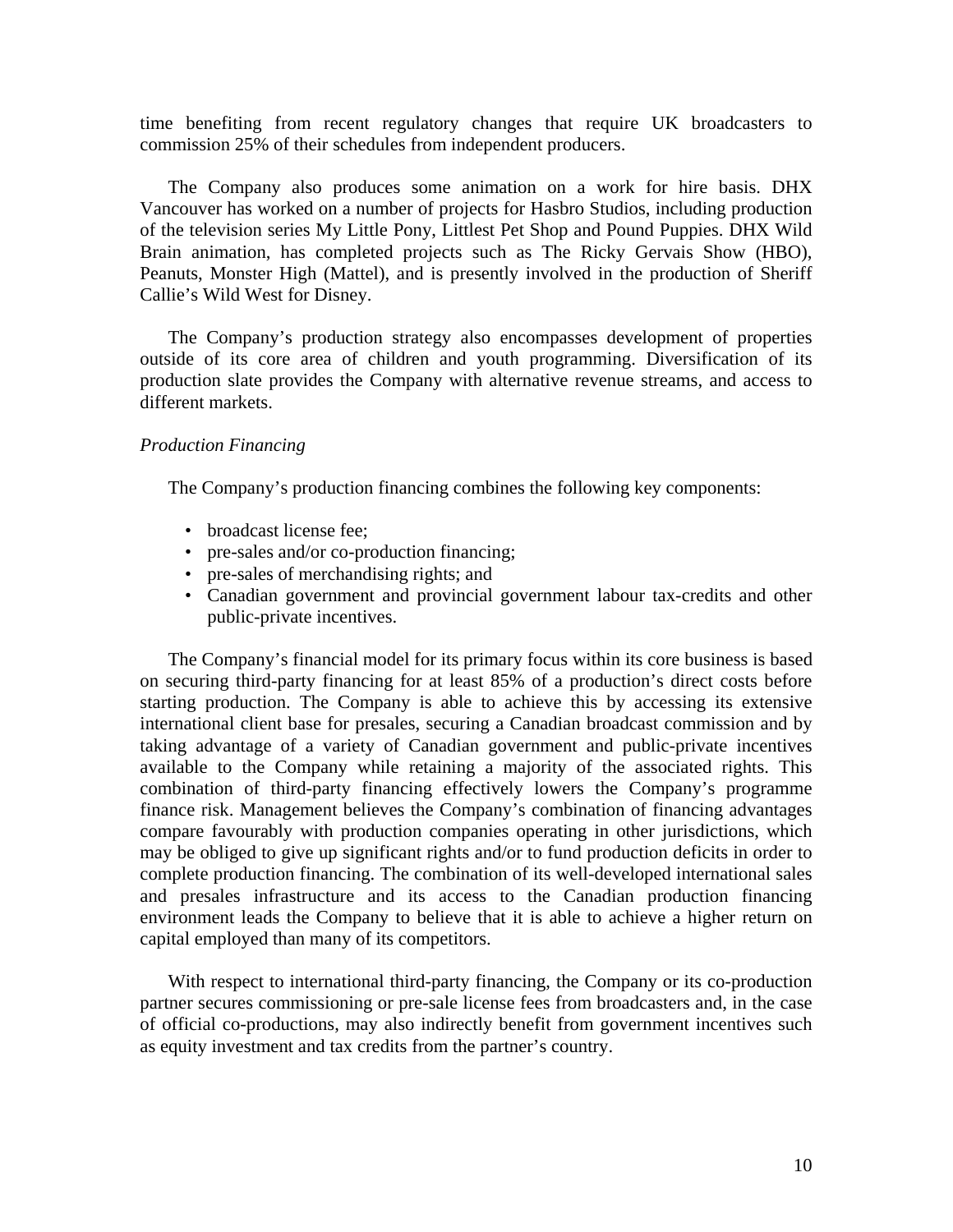time benefiting from recent regulatory changes that require UK broadcasters to commission 25% of their schedules from independent producers.

The Company also produces some animation on a work for hire basis. DHX Vancouver has worked on a number of projects for Hasbro Studios, including production of the television series My Little Pony, Littlest Pet Shop and Pound Puppies. DHX Wild Brain animation, has completed projects such as The Ricky Gervais Show (HBO), Peanuts, Monster High (Mattel), and is presently involved in the production of Sheriff Callie's Wild West for Disney.

The Company's production strategy also encompasses development of properties outside of its core area of children and youth programming. Diversification of its production slate provides the Company with alternative revenue streams, and access to different markets.

*Production Financing*

The Company's production financing combines the following key components:

- broadcast license fee;
- pre-sales and/or co-production financing;
- pre-sales of merchandising rights; and
- Canadian government and provincial government labour tax-credits and other public-private incentives.

The Company's financial model for its primary focus within its core business is based on securing third-party financing for at least 85% of a production's direct costs before starting production. The Company is able to achieve this by accessing its extensive international client base for presales, securing a Canadian broadcast commission and by taking advantage of a variety of Canadian government and public-private incentives available to the Company while retaining a majority of the associated rights. This combination of third-party financing effectively lowers the Company's programme finance risk. Management believes the Company's combination of financing advantages compare favourably with production companies operating in other jurisdictions, which may be obliged to give up significant rights and/or to fund production deficits in order to complete production financing. The combination of its well-developed international sales and presales infrastructure and its access to the Canadian production financing environment leads the Company to believe that it is able to achieve a higher return on capital employed than many of its competitors.

With respect to international third-party financing, the Company or its co-production partner secures commissioning or pre-sale license fees from broadcasters and, in the case of official co-productions, may also indirectly benefit from government incentives such as equity investment and tax credits from the partner's country.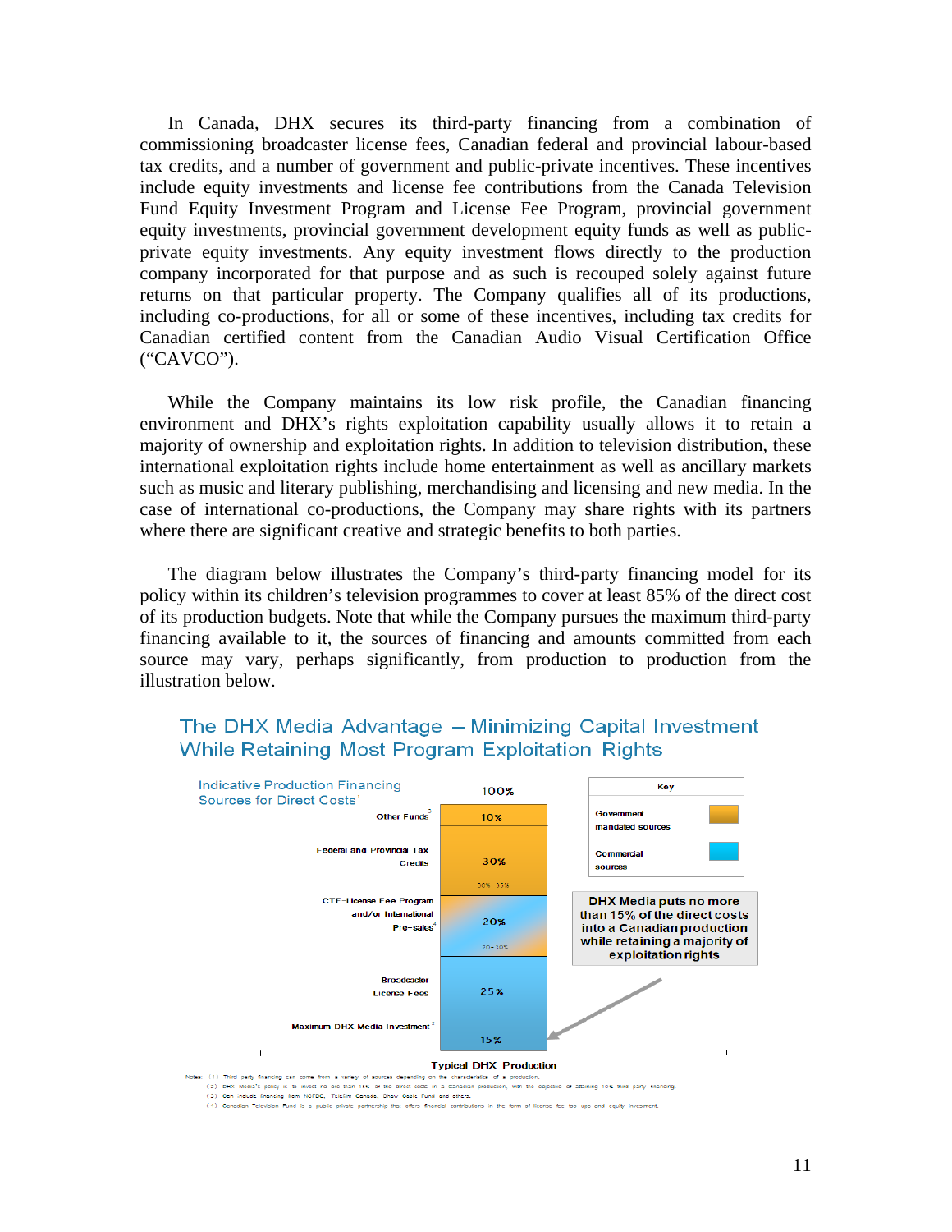In Canada, DHX secures its third-party financing from a combination of commissioning broadcaster license fees, Canadian federal and provincial labour-based tax credits, and a number of government and public-private incentives. These incentives include equity investments and license fee contributions from the Canada Television Fund Equity Investment Program and License Fee Program, provincial government equity investments, provincial government development equity funds as well as public-private equity investments. Any equity investment flows directly to the production company incorporated for that purpose and as such is recouped solely against future returns on that particular property. The Company qualifies all of its productions, including co-productions, for all or some of these incentives, including tax credits for Canadian certified content from the Canadian Audio Visual Certification Office ("CAVCO").

While the Company maintains its low risk profile, the Canadian financing environment and DHX's rights exploitation capability usually allows it to retain a majority of ownership and exploitation rights. In addition to television distribution, these international exploitation rights include home entertainment as well as ancillary markets such as music and literary publishing, merchandising and licensing and new media. In the case of international co-productions, the Company may share rights with its partners where there are significant creative and strategic benefits to both parties.

The diagram below illustrates the Company's third-party financing model for its policy within its children's television programmes to cover at least 85% of the direct cost of its production budgets. Note that while the Company pursues the maximum third-party financing available to it, the sources of financing and amounts committed from each source may vary, perhaps significantly, from production to production from the illustration below.

**The DHX Media Advantage – Minimizing Capital Investment While Retaining Most Program Exploitation Rights**

Indicative Production Financing Sources for Direct Costs[1]

100%

Other Funds[3] 10%

Federal and Provincial Tax Credits 30% (30%–35%)

CTF–License Fee Program and/or International Pre-sales[4] 20% (20–30%)

Broadcaster License Fees 25%

Maximum DHX Media Investment[2] 15%

Typical DHX Production

Key: Government mandated sources; Commercial sources

DHX Media puts no more than 15% of the direct costs into a Canadian production while retaining a majority of exploitation rights

Notes: (1) Third party financing can come from a variety of sources depending on the characteristics of a production.
(2) DHX Media's policy is to invest no more than 15% of the direct costs in a Canadian production, with the objective of attaining 100% third party financing.
(3) Can include financing from NSFDC, Telefilm Canada, Shaw Cable Fund and others.
(4) Canadian Television Fund is a public-private partnership that offers financial contributions in the form of license fee top-ups and equity investment.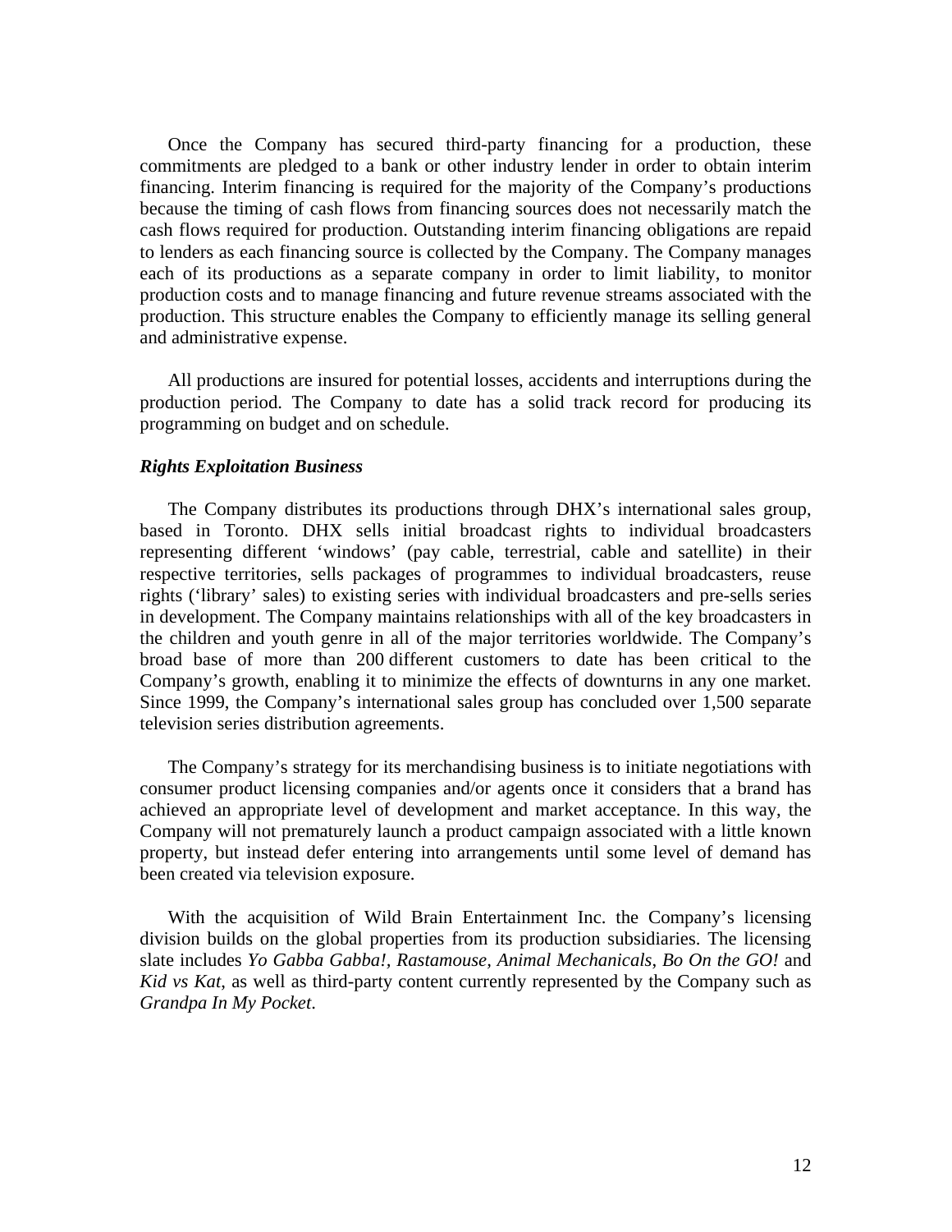Once the Company has secured third-party financing for a production, these commitments are pledged to a bank or other industry lender in order to obtain interim financing. Interim financing is required for the majority of the Company's productions because the timing of cash flows from financing sources does not necessarily match the cash flows required for production. Outstanding interim financing obligations are repaid to lenders as each financing source is collected by the Company. The Company manages each of its productions as a separate company in order to limit liability, to monitor production costs and to manage financing and future revenue streams associated with the production. This structure enables the Company to efficiently manage its selling general and administrative expense.

All productions are insured for potential losses, accidents and interruptions during the production period. The Company to date has a solid track record for producing its programming on budget and on schedule.

***Rights Exploitation Business***

The Company distributes its productions through DHX's international sales group, based in Toronto. DHX sells initial broadcast rights to individual broadcasters representing different 'windows' (pay cable, terrestrial, cable and satellite) in their respective territories, sells packages of programmes to individual broadcasters, reuse rights ('library' sales) to existing series with individual broadcasters and pre-sells series in development. The Company maintains relationships with all of the key broadcasters in the children and youth genre in all of the major territories worldwide. The Company's broad base of more than 200 different customers to date has been critical to the Company's growth, enabling it to minimize the effects of downturns in any one market. Since 1999, the Company's international sales group has concluded over 1,500 separate television series distribution agreements.

The Company's strategy for its merchandising business is to initiate negotiations with consumer product licensing companies and/or agents once it considers that a brand has achieved an appropriate level of development and market acceptance. In this way, the Company will not prematurely launch a product campaign associated with a little known property, but instead defer entering into arrangements until some level of demand has been created via television exposure.

With the acquisition of Wild Brain Entertainment Inc. the Company's licensing division builds on the global properties from its production subsidiaries. The licensing slate includes *Yo Gabba Gabba!*, *Rastamouse*, *Animal Mechanicals*, *Bo On the GO!* and *Kid vs Kat*, as well as third-party content currently represented by the Company such as *Grandpa In My Pocket*.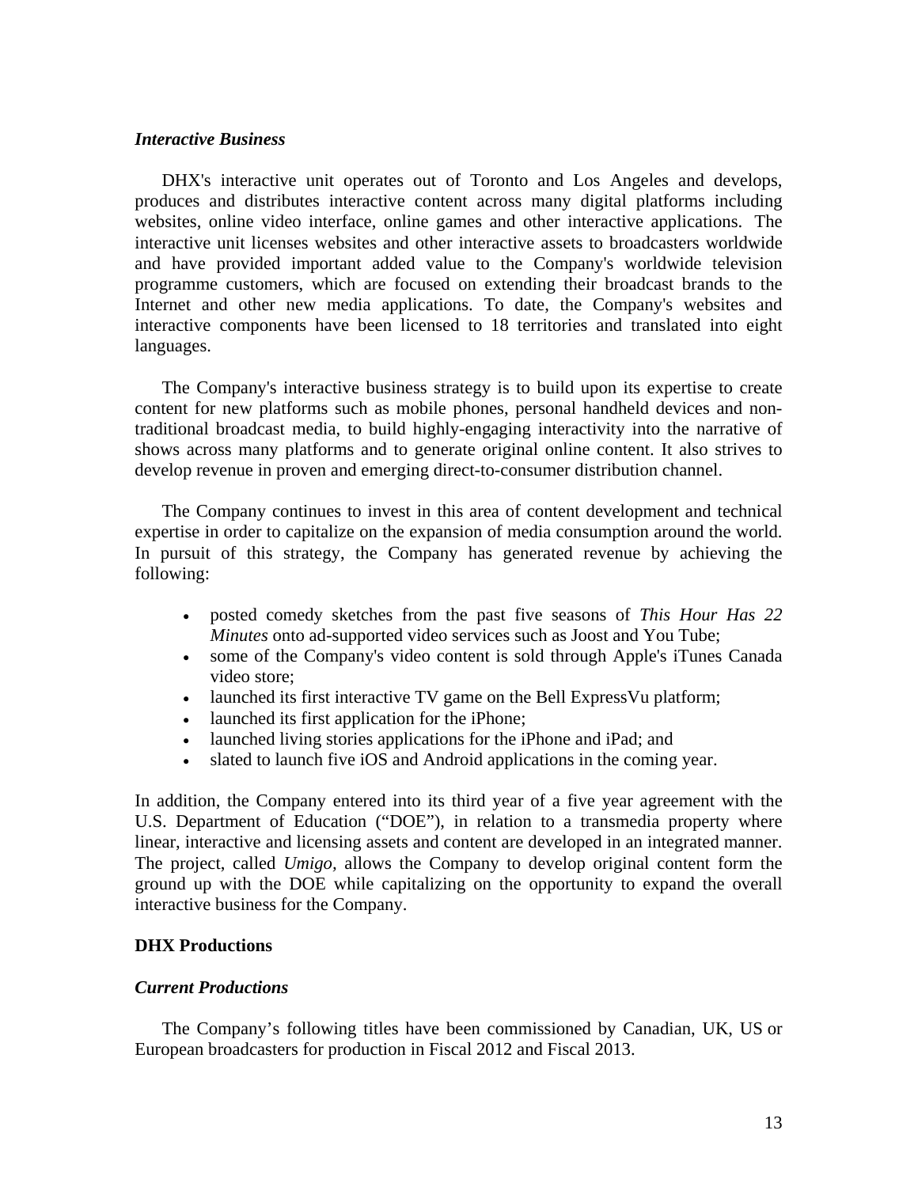### *Interactive Business*

DHX's interactive unit operates out of Toronto and Los Angeles and develops, produces and distributes interactive content across many digital platforms including websites, online video interface, online games and other interactive applications. The interactive unit licenses websites and other interactive assets to broadcasters worldwide and have provided important added value to the Company's worldwide television programme customers, which are focused on extending their broadcast brands to the Internet and other new media applications. To date, the Company's websites and interactive components have been licensed to 18 territories and translated into eight languages.

The Company's interactive business strategy is to build upon its expertise to create content for new platforms such as mobile phones, personal handheld devices and non-traditional broadcast media, to build highly-engaging interactivity into the narrative of shows across many platforms and to generate original online content. It also strives to develop revenue in proven and emerging direct-to-consumer distribution channel.

The Company continues to invest in this area of content development and technical expertise in order to capitalize on the expansion of media consumption around the world. In pursuit of this strategy, the Company has generated revenue by achieving the following:

- posted comedy sketches from the past five seasons of *This Hour Has 22 Minutes* onto ad-supported video services such as Joost and You Tube;
- some of the Company's video content is sold through Apple's iTunes Canada video store;
- launched its first interactive TV game on the Bell ExpressVu platform;
- launched its first application for the iPhone;
- launched living stories applications for the iPhone and iPad; and
- slated to launch five iOS and Android applications in the coming year.

In addition, the Company entered into its third year of a five year agreement with the U.S. Department of Education ("DOE"), in relation to a transmedia property where linear, interactive and licensing assets and content are developed in an integrated manner. The project, called *Umigo*, allows the Company to develop original content form the ground up with the DOE while capitalizing on the opportunity to expand the overall interactive business for the Company.

## DHX Productions

### *Current Productions*

The Company's following titles have been commissioned by Canadian, UK, US or European broadcasters for production in Fiscal 2012 and Fiscal 2013.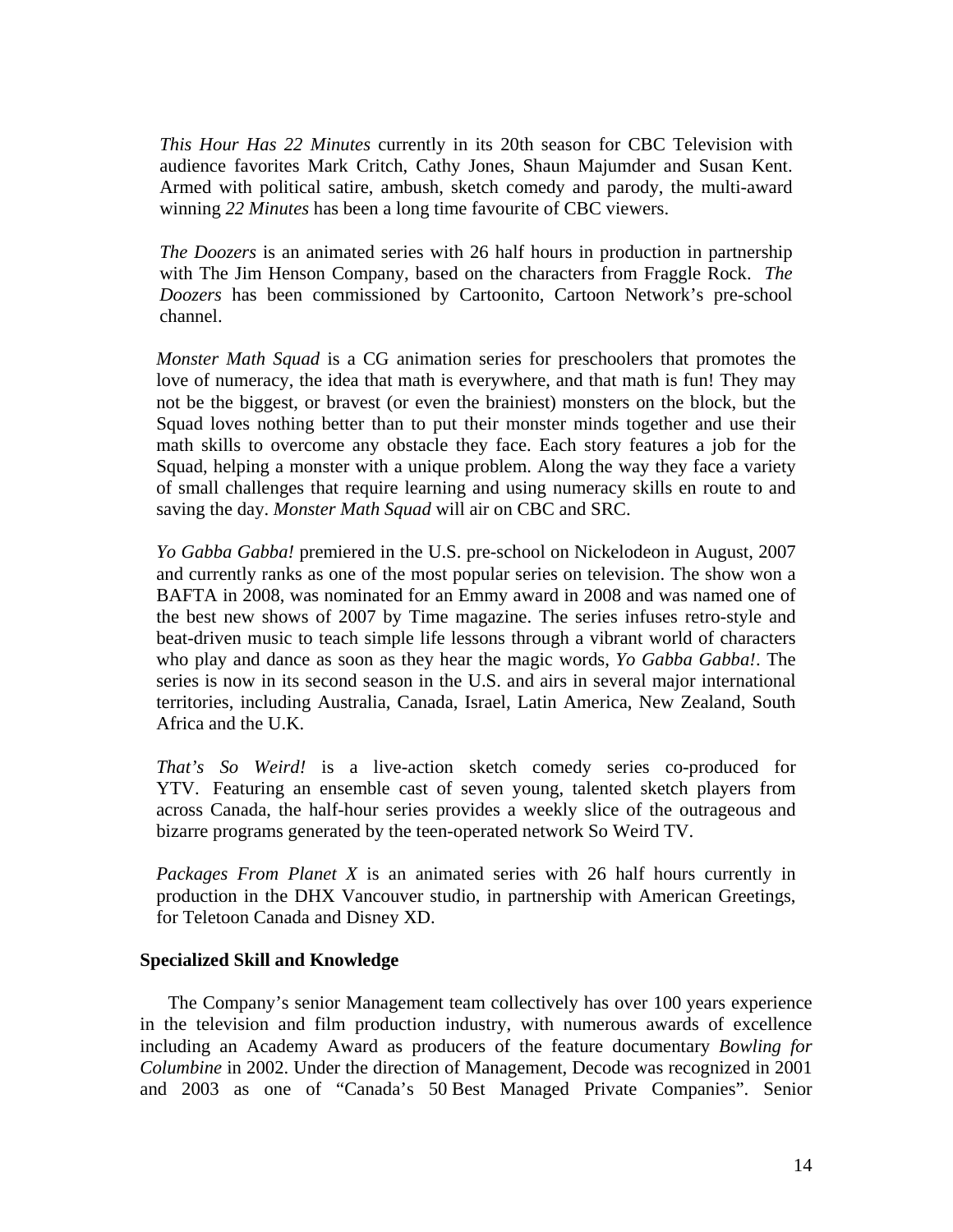*This Hour Has 22 Minutes* currently in its 20th season for CBC Television with audience favorites Mark Critch, Cathy Jones, Shaun Majumder and Susan Kent. Armed with political satire, ambush, sketch comedy and parody, the multi-award winning *22 Minutes* has been a long time favourite of CBC viewers.

*The Doozers* is an animated series with 26 half hours in production in partnership with The Jim Henson Company, based on the characters from Fraggle Rock. *The Doozers* has been commissioned by Cartoonito, Cartoon Network's pre-school channel.

*Monster Math Squad* is a CG animation series for preschoolers that promotes the love of numeracy, the idea that math is everywhere, and that math is fun! They may not be the biggest, or bravest (or even the brainiest) monsters on the block, but the Squad loves nothing better than to put their monster minds together and use their math skills to overcome any obstacle they face. Each story features a job for the Squad, helping a monster with a unique problem. Along the way they face a variety of small challenges that require learning and using numeracy skills en route to and saving the day. *Monster Math Squad* will air on CBC and SRC.

*Yo Gabba Gabba!* premiered in the U.S. pre-school on Nickelodeon in August, 2007 and currently ranks as one of the most popular series on television. The show won a BAFTA in 2008, was nominated for an Emmy award in 2008 and was named one of the best new shows of 2007 by Time magazine. The series infuses retro-style and beat-driven music to teach simple life lessons through a vibrant world of characters who play and dance as soon as they hear the magic words, *Yo Gabba Gabba!*. The series is now in its second season in the U.S. and airs in several major international territories, including Australia, Canada, Israel, Latin America, New Zealand, South Africa and the U.K.

*That's So Weird!* is a live-action sketch comedy series co-produced for YTV. Featuring an ensemble cast of seven young, talented sketch players from across Canada, the half-hour series provides a weekly slice of the outrageous and bizarre programs generated by the teen-operated network So Weird TV.

*Packages From Planet X* is an animated series with 26 half hours currently in production in the DHX Vancouver studio, in partnership with American Greetings, for Teletoon Canada and Disney XD.

**Specialized Skill and Knowledge**

The Company's senior Management team collectively has over 100 years experience in the television and film production industry, with numerous awards of excellence including an Academy Award as producers of the feature documentary *Bowling for Columbine* in 2002. Under the direction of Management, Decode was recognized in 2001 and 2003 as one of "Canada's 50 Best Managed Private Companies". Senior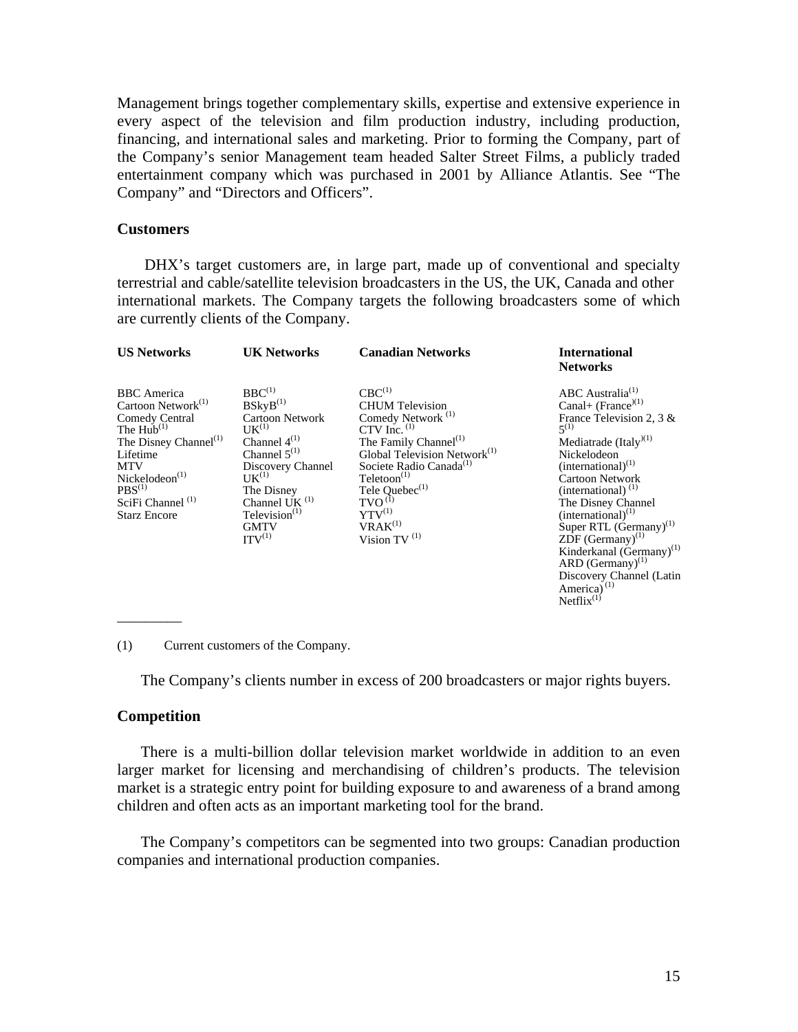Management brings together complementary skills, expertise and extensive experience in every aspect of the television and film production industry, including production, financing, and international sales and marketing. Prior to forming the Company, part of the Company's senior Management team headed Salter Street Films, a publicly traded entertainment company which was purchased in 2001 by Alliance Atlantis. See "The Company" and "Directors and Officers".

### Customers

DHX's target customers are, in large part, made up of conventional and specialty terrestrial and cable/satellite television broadcasters in the US, the UK, Canada and other international markets. The Company targets the following broadcasters some of which are currently clients of the Company.

| US Networks | UK Networks | Canadian Networks | International Networks |
|---|---|---|---|
| BBC America | BBC[(1)] | CBC[(1)] | ABC Australia[(1)] |
| Cartoon Network[(1)] | BSkyB[(1)] | CHUM Television | Canal+ (France)[(1)] |
| Comedy Central | Cartoon Network UK[(1)] | Comedy Network [(1)] | France Television 2, 3 & 5[(1)] |
| The Hub[(1)] | Channel 4[(1)] | CTV Inc. [(1)] | Mediatrade (Italy)[(1)] |
| The Disney Channel[(1)] | Channel 5[(1)] | The Family Channel[(1)] | Nickelodeon (international)[(1)] |
| Lifetime | Discovery Channel UK[(1)] | Global Television Network[(1)] | Cartoon Network (international) [(1)] |
| MTV | The Disney Channel UK [(1)] | Societe Radio Canada[(1)] | The Disney Channel (international)[(1)] |
| Nickelodeon[(1)] | Television[(1)] | Teletoon[(1)] | Super RTL (Germany)[(1)] |
| PBS[(1)] | GMTV | Tele Quebec[(1)] | ZDF (Germany)[(1)] |
| SciFi Channel [(1)] | ITV[(1)] | TVO [(1)] | Kinderkanal (Germany)[(1)] |
| Starz Encore | | YTV[(1)] | ARD (Germany)[(1)] |
| | | VRAK[(1)] | Discovery Channel (Latin America) [(1)] |
| | | Vision TV [(1)] | Netflix[(1)] |

_________

(1) Current customers of the Company.

The Company's clients number in excess of 200 broadcasters or major rights buyers.

### Competition

There is a multi-billion dollar television market worldwide in addition to an even larger market for licensing and merchandising of children's products. The television market is a strategic entry point for building exposure to and awareness of a brand among children and often acts as an important marketing tool for the brand.

The Company's competitors can be segmented into two groups: Canadian production companies and international production companies.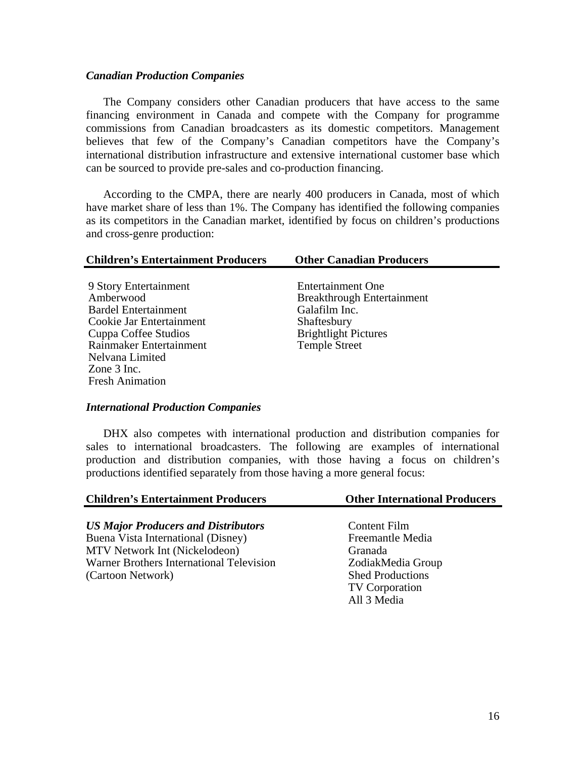### *Canadian Production Companies*

The Company considers other Canadian producers that have access to the same financing environment in Canada and compete with the Company for programme commissions from Canadian broadcasters as its domestic competitors. Management believes that few of the Company's Canadian competitors have the Company's international distribution infrastructure and extensive international customer base which can be sourced to provide pre-sales and co-production financing.

According to the CMPA, there are nearly 400 producers in Canada, most of which have market share of less than 1%. The Company has identified the following companies as its competitors in the Canadian market, identified by focus on children's productions and cross-genre production:

| Children's Entertainment Producers | Other Canadian Producers |
|---|---|
| 9 Story Entertainment | Entertainment One |
| Amberwood | Breakthrough Entertainment |
| Bardel Entertainment | Galafilm Inc. |
| Cookie Jar Entertainment | Shaftesbury |
| Cuppa Coffee Studios | Brightlight Pictures |
| Rainmaker Entertainment | Temple Street |
| Nelvana Limited | |
| Zone 3 Inc. | |
| Fresh Animation | |

### *International Production Companies*

DHX also competes with international production and distribution companies for sales to international broadcasters. The following are examples of international production and distribution companies, with those having a focus on children's productions identified separately from those having a more general focus:

| Children's Entertainment Producers | Other International Producers |
|---|---|
| ***US Major Producers and Distributors*** | Content Film |
| Buena Vista International (Disney) | Freemantle Media |
| MTV Network Int (Nickelodeon) | Granada |
| Warner Brothers International Television (Cartoon Network) | ZodiakMedia Group |
| | Shed Productions |
| | TV Corporation |
| | All 3 Media |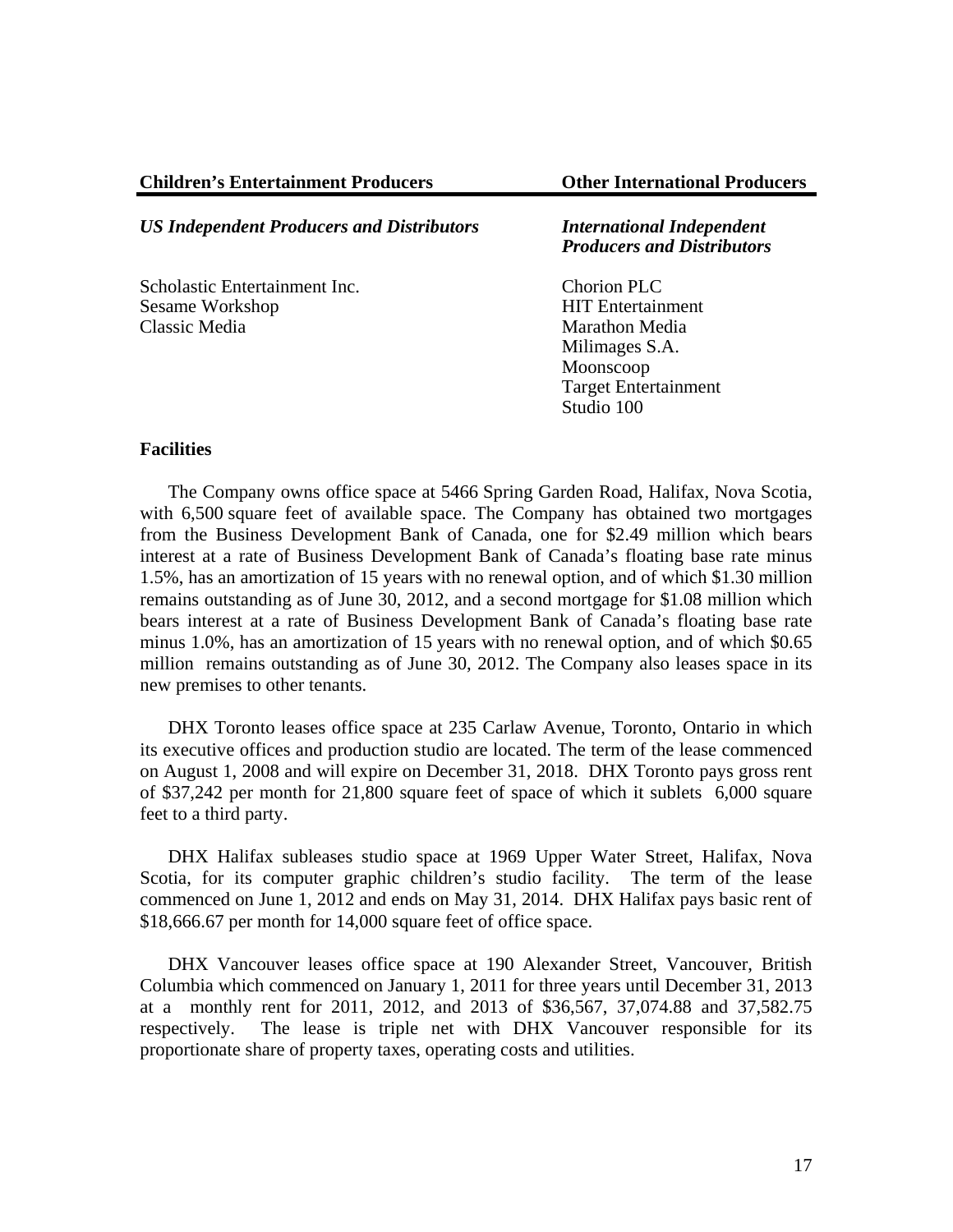| Children's Entertainment Producers | Other International Producers |
|---|---|
| ***US Independent Producers and Distributors*** | ***International Independent Producers and Distributors*** |
| Scholastic Entertainment Inc. | Chorion PLC |
| Sesame Workshop | HIT Entertainment |
| Classic Media | Marathon Media |
| | Milimages S.A. |
| | Moonscoop |
| | Target Entertainment |
| | Studio 100 |

**Facilities**

The Company owns office space at 5466 Spring Garden Road, Halifax, Nova Scotia, with 6,500 square feet of available space. The Company has obtained two mortgages from the Business Development Bank of Canada, one for $2.49 million which bears interest at a rate of Business Development Bank of Canada's floating base rate minus 1.5%, has an amortization of 15 years with no renewal option, and of which $1.30 million remains outstanding as of June 30, 2012, and a second mortgage for $1.08 million which bears interest at a rate of Business Development Bank of Canada's floating base rate minus 1.0%, has an amortization of 15 years with no renewal option, and of which $0.65 million remains outstanding as of June 30, 2012. The Company also leases space in its new premises to other tenants.

DHX Toronto leases office space at 235 Carlaw Avenue, Toronto, Ontario in which its executive offices and production studio are located. The term of the lease commenced on August 1, 2008 and will expire on December 31, 2018. DHX Toronto pays gross rent of $37,242 per month for 21,800 square feet of space of which it sublets 6,000 square feet to a third party.

DHX Halifax subleases studio space at 1969 Upper Water Street, Halifax, Nova Scotia, for its computer graphic children's studio facility. The term of the lease commenced on June 1, 2012 and ends on May 31, 2014. DHX Halifax pays basic rent of $18,666.67 per month for 14,000 square feet of office space.

DHX Vancouver leases office space at 190 Alexander Street, Vancouver, British Columbia which commenced on January 1, 2011 for three years until December 31, 2013 at a monthly rent for 2011, 2012, and 2013 of $36,567, 37,074.88 and 37,582.75 respectively. The lease is triple net with DHX Vancouver responsible for its proportionate share of property taxes, operating costs and utilities.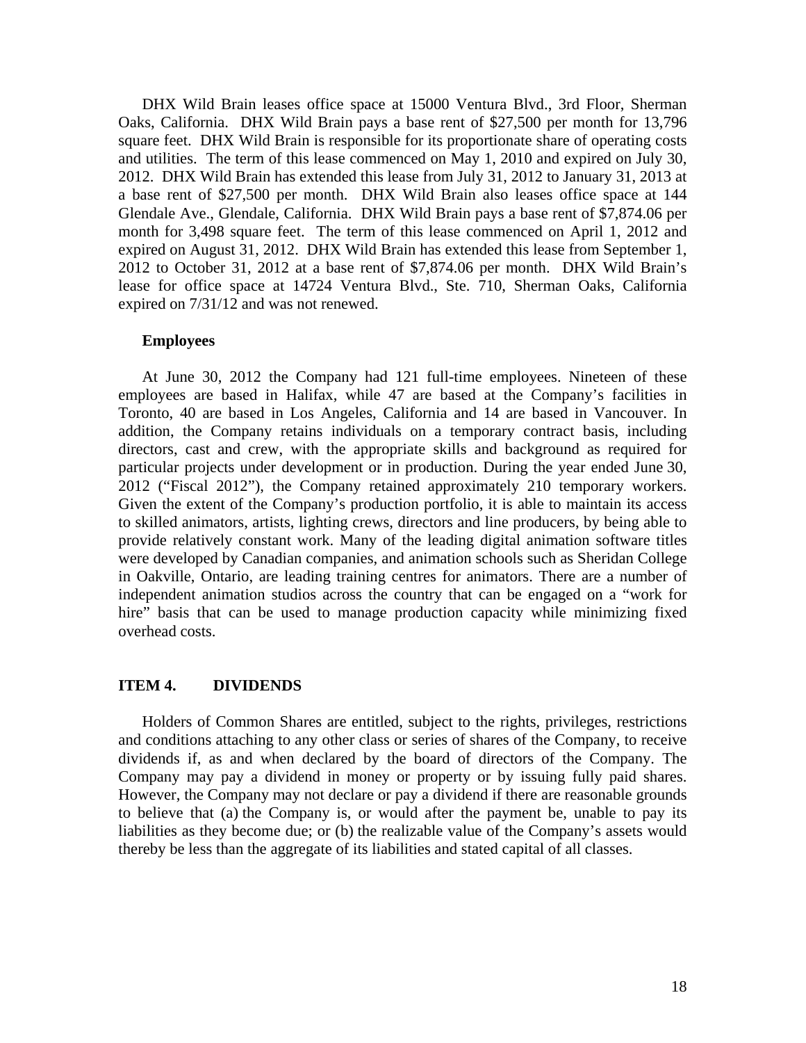DHX Wild Brain leases office space at 15000 Ventura Blvd., 3rd Floor, Sherman Oaks, California. DHX Wild Brain pays a base rent of $27,500 per month for 13,796 square feet. DHX Wild Brain is responsible for its proportionate share of operating costs and utilities. The term of this lease commenced on May 1, 2010 and expired on July 30, 2012. DHX Wild Brain has extended this lease from July 31, 2012 to January 31, 2013 at a base rent of $27,500 per month. DHX Wild Brain also leases office space at 144 Glendale Ave., Glendale, California. DHX Wild Brain pays a base rent of $7,874.06 per month for 3,498 square feet. The term of this lease commenced on April 1, 2012 and expired on August 31, 2012. DHX Wild Brain has extended this lease from September 1, 2012 to October 31, 2012 at a base rent of $7,874.06 per month. DHX Wild Brain's lease for office space at 14724 Ventura Blvd., Ste. 710, Sherman Oaks, California expired on 7/31/12 and was not renewed.

**Employees**

At June 30, 2012 the Company had 121 full-time employees. Nineteen of these employees are based in Halifax, while 47 are based at the Company's facilities in Toronto, 40 are based in Los Angeles, California and 14 are based in Vancouver. In addition, the Company retains individuals on a temporary contract basis, including directors, cast and crew, with the appropriate skills and background as required for particular projects under development or in production. During the year ended June 30, 2012 ("Fiscal 2012"), the Company retained approximately 210 temporary workers. Given the extent of the Company's production portfolio, it is able to maintain its access to skilled animators, artists, lighting crews, directors and line producers, by being able to provide relatively constant work. Many of the leading digital animation software titles were developed by Canadian companies, and animation schools such as Sheridan College in Oakville, Ontario, are leading training centres for animators. There are a number of independent animation studios across the country that can be engaged on a "work for hire" basis that can be used to manage production capacity while minimizing fixed overhead costs.

## ITEM 4. DIVIDENDS

Holders of Common Shares are entitled, subject to the rights, privileges, restrictions and conditions attaching to any other class or series of shares of the Company, to receive dividends if, as and when declared by the board of directors of the Company. The Company may pay a dividend in money or property or by issuing fully paid shares. However, the Company may not declare or pay a dividend if there are reasonable grounds to believe that (a) the Company is, or would after the payment be, unable to pay its liabilities as they become due; or (b) the realizable value of the Company's assets would thereby be less than the aggregate of its liabilities and stated capital of all classes.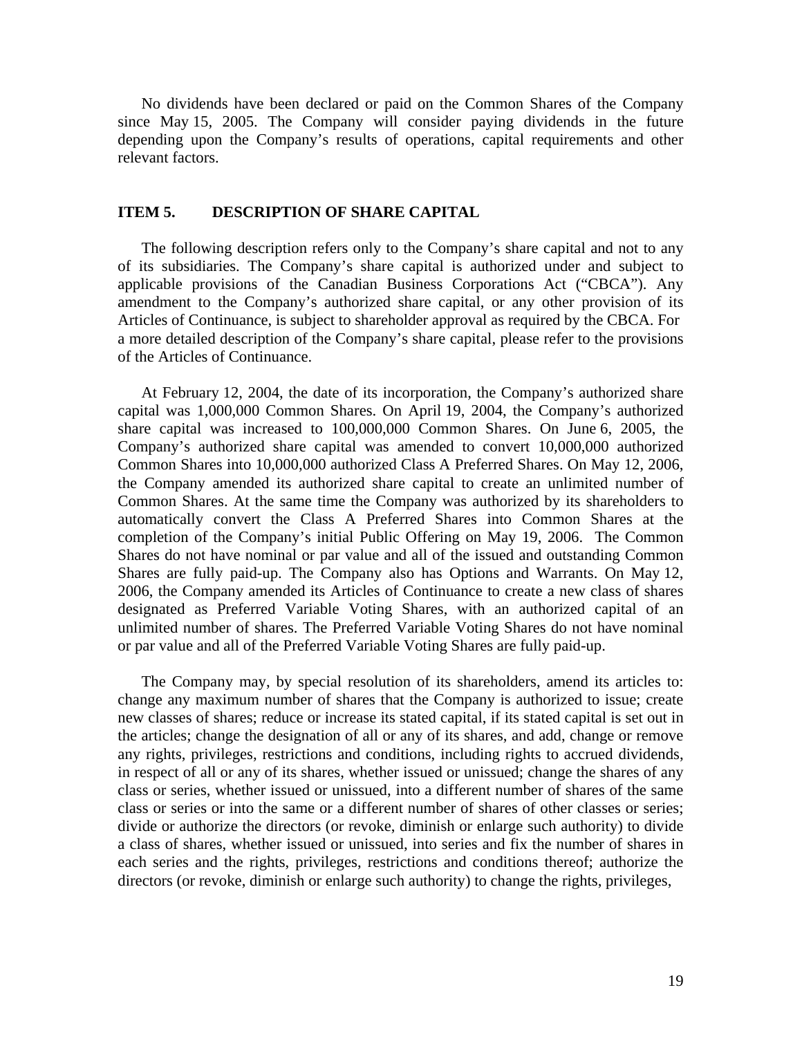No dividends have been declared or paid on the Common Shares of the Company since May 15, 2005. The Company will consider paying dividends in the future depending upon the Company's results of operations, capital requirements and other relevant factors.

## ITEM 5. DESCRIPTION OF SHARE CAPITAL

The following description refers only to the Company's share capital and not to any of its subsidiaries. The Company's share capital is authorized under and subject to applicable provisions of the Canadian Business Corporations Act ("CBCA"). Any amendment to the Company's authorized share capital, or any other provision of its Articles of Continuance, is subject to shareholder approval as required by the CBCA. For a more detailed description of the Company's share capital, please refer to the provisions of the Articles of Continuance.

At February 12, 2004, the date of its incorporation, the Company's authorized share capital was 1,000,000 Common Shares. On April 19, 2004, the Company's authorized share capital was increased to 100,000,000 Common Shares. On June 6, 2005, the Company's authorized share capital was amended to convert 10,000,000 authorized Common Shares into 10,000,000 authorized Class A Preferred Shares. On May 12, 2006, the Company amended its authorized share capital to create an unlimited number of Common Shares. At the same time the Company was authorized by its shareholders to automatically convert the Class A Preferred Shares into Common Shares at the completion of the Company's initial Public Offering on May 19, 2006. The Common Shares do not have nominal or par value and all of the issued and outstanding Common Shares are fully paid-up. The Company also has Options and Warrants. On May 12, 2006, the Company amended its Articles of Continuance to create a new class of shares designated as Preferred Variable Voting Shares, with an authorized capital of an unlimited number of shares. The Preferred Variable Voting Shares do not have nominal or par value and all of the Preferred Variable Voting Shares are fully paid-up.

The Company may, by special resolution of its shareholders, amend its articles to: change any maximum number of shares that the Company is authorized to issue; create new classes of shares; reduce or increase its stated capital, if its stated capital is set out in the articles; change the designation of all or any of its shares, and add, change or remove any rights, privileges, restrictions and conditions, including rights to accrued dividends, in respect of all or any of its shares, whether issued or unissued; change the shares of any class or series, whether issued or unissued, into a different number of shares of the same class or series or into the same or a different number of shares of other classes or series; divide or authorize the directors (or revoke, diminish or enlarge such authority) to divide a class of shares, whether issued or unissued, into series and fix the number of shares in each series and the rights, privileges, restrictions and conditions thereof; authorize the directors (or revoke, diminish or enlarge such authority) to change the rights, privileges,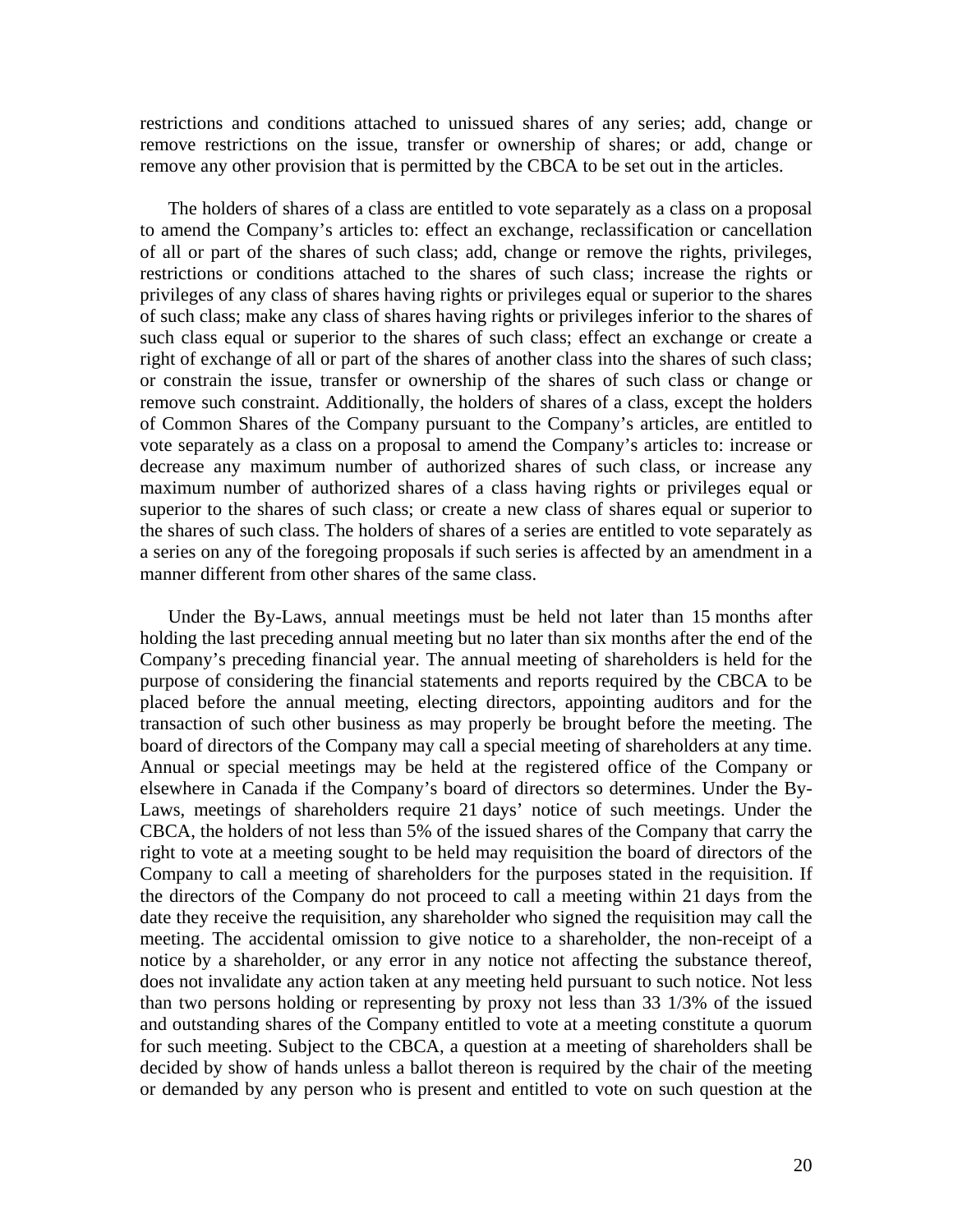restrictions and conditions attached to unissued shares of any series; add, change or remove restrictions on the issue, transfer or ownership of shares; or add, change or remove any other provision that is permitted by the CBCA to be set out in the articles.

The holders of shares of a class are entitled to vote separately as a class on a proposal to amend the Company's articles to: effect an exchange, reclassification or cancellation of all or part of the shares of such class; add, change or remove the rights, privileges, restrictions or conditions attached to the shares of such class; increase the rights or privileges of any class of shares having rights or privileges equal or superior to the shares of such class; make any class of shares having rights or privileges inferior to the shares of such class equal or superior to the shares of such class; effect an exchange or create a right of exchange of all or part of the shares of another class into the shares of such class; or constrain the issue, transfer or ownership of the shares of such class or change or remove such constraint. Additionally, the holders of shares of a class, except the holders of Common Shares of the Company pursuant to the Company's articles, are entitled to vote separately as a class on a proposal to amend the Company's articles to: increase or decrease any maximum number of authorized shares of such class, or increase any maximum number of authorized shares of a class having rights or privileges equal or superior to the shares of such class; or create a new class of shares equal or superior to the shares of such class. The holders of shares of a series are entitled to vote separately as a series on any of the foregoing proposals if such series is affected by an amendment in a manner different from other shares of the same class.

Under the By-Laws, annual meetings must be held not later than 15 months after holding the last preceding annual meeting but no later than six months after the end of the Company's preceding financial year. The annual meeting of shareholders is held for the purpose of considering the financial statements and reports required by the CBCA to be placed before the annual meeting, electing directors, appointing auditors and for the transaction of such other business as may properly be brought before the meeting. The board of directors of the Company may call a special meeting of shareholders at any time. Annual or special meetings may be held at the registered office of the Company or elsewhere in Canada if the Company's board of directors so determines. Under the By-Laws, meetings of shareholders require 21 days' notice of such meetings. Under the CBCA, the holders of not less than 5% of the issued shares of the Company that carry the right to vote at a meeting sought to be held may requisition the board of directors of the Company to call a meeting of shareholders for the purposes stated in the requisition. If the directors of the Company do not proceed to call a meeting within 21 days from the date they receive the requisition, any shareholder who signed the requisition may call the meeting. The accidental omission to give notice to a shareholder, the non-receipt of a notice by a shareholder, or any error in any notice not affecting the substance thereof, does not invalidate any action taken at any meeting held pursuant to such notice. Not less than two persons holding or representing by proxy not less than 33 1/3% of the issued and outstanding shares of the Company entitled to vote at a meeting constitute a quorum for such meeting. Subject to the CBCA, a question at a meeting of shareholders shall be decided by show of hands unless a ballot thereon is required by the chair of the meeting or demanded by any person who is present and entitled to vote on such question at the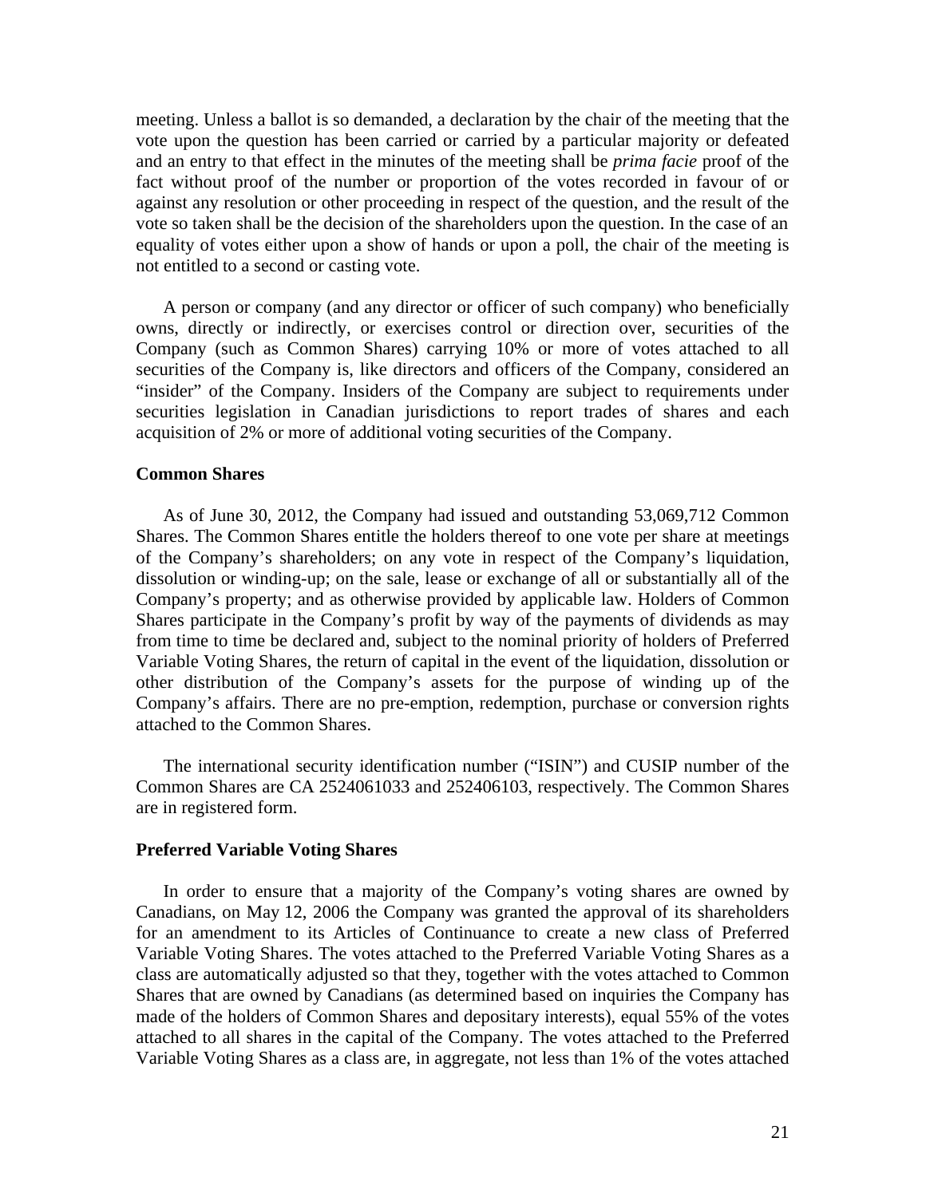meeting. Unless a ballot is so demanded, a declaration by the chair of the meeting that the vote upon the question has been carried or carried by a particular majority or defeated and an entry to that effect in the minutes of the meeting shall be *prima facie* proof of the fact without proof of the number or proportion of the votes recorded in favour of or against any resolution or other proceeding in respect of the question, and the result of the vote so taken shall be the decision of the shareholders upon the question. In the case of an equality of votes either upon a show of hands or upon a poll, the chair of the meeting is not entitled to a second or casting vote.

A person or company (and any director or officer of such company) who beneficially owns, directly or indirectly, or exercises control or direction over, securities of the Company (such as Common Shares) carrying 10% or more of votes attached to all securities of the Company is, like directors and officers of the Company, considered an "insider" of the Company. Insiders of the Company are subject to requirements under securities legislation in Canadian jurisdictions to report trades of shares and each acquisition of 2% or more of additional voting securities of the Company.

### Common Shares

As of June 30, 2012, the Company had issued and outstanding 53,069,712 Common Shares. The Common Shares entitle the holders thereof to one vote per share at meetings of the Company's shareholders; on any vote in respect of the Company's liquidation, dissolution or winding-up; on the sale, lease or exchange of all or substantially all of the Company's property; and as otherwise provided by applicable law. Holders of Common Shares participate in the Company's profit by way of the payments of dividends as may from time to time be declared and, subject to the nominal priority of holders of Preferred Variable Voting Shares, the return of capital in the event of the liquidation, dissolution or other distribution of the Company's assets for the purpose of winding up of the Company's affairs. There are no pre-emption, redemption, purchase or conversion rights attached to the Common Shares.

The international security identification number ("ISIN") and CUSIP number of the Common Shares are CA 2524061033 and 252406103, respectively. The Common Shares are in registered form.

### Preferred Variable Voting Shares

In order to ensure that a majority of the Company's voting shares are owned by Canadians, on May 12, 2006 the Company was granted the approval of its shareholders for an amendment to its Articles of Continuance to create a new class of Preferred Variable Voting Shares. The votes attached to the Preferred Variable Voting Shares as a class are automatically adjusted so that they, together with the votes attached to Common Shares that are owned by Canadians (as determined based on inquiries the Company has made of the holders of Common Shares and depositary interests), equal 55% of the votes attached to all shares in the capital of the Company. The votes attached to the Preferred Variable Voting Shares as a class are, in aggregate, not less than 1% of the votes attached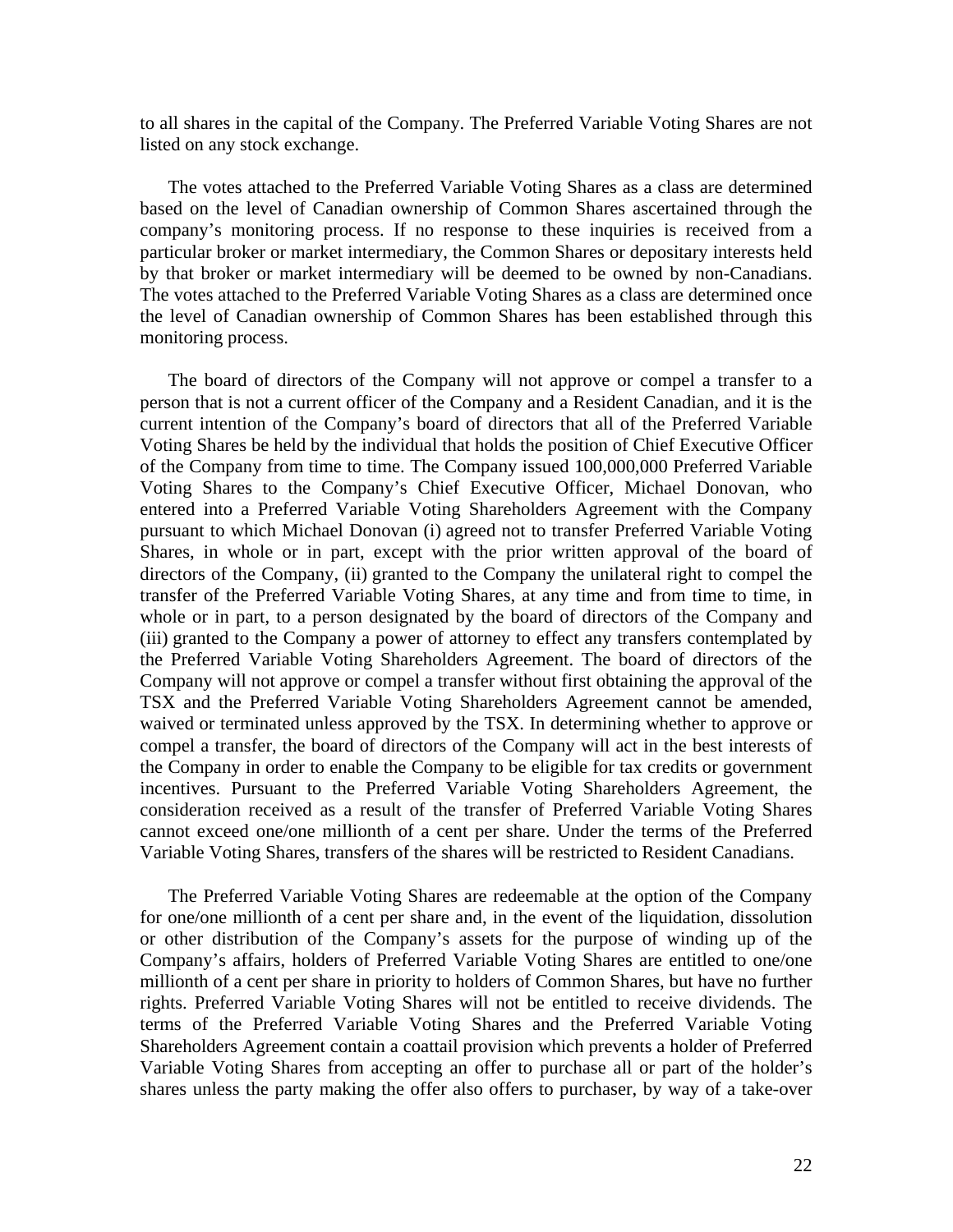to all shares in the capital of the Company. The Preferred Variable Voting Shares are not listed on any stock exchange.

The votes attached to the Preferred Variable Voting Shares as a class are determined based on the level of Canadian ownership of Common Shares ascertained through the company's monitoring process. If no response to these inquiries is received from a particular broker or market intermediary, the Common Shares or depositary interests held by that broker or market intermediary will be deemed to be owned by non-Canadians. The votes attached to the Preferred Variable Voting Shares as a class are determined once the level of Canadian ownership of Common Shares has been established through this monitoring process.

The board of directors of the Company will not approve or compel a transfer to a person that is not a current officer of the Company and a Resident Canadian, and it is the current intention of the Company's board of directors that all of the Preferred Variable Voting Shares be held by the individual that holds the position of Chief Executive Officer of the Company from time to time. The Company issued 100,000,000 Preferred Variable Voting Shares to the Company's Chief Executive Officer, Michael Donovan, who entered into a Preferred Variable Voting Shareholders Agreement with the Company pursuant to which Michael Donovan (i) agreed not to transfer Preferred Variable Voting Shares, in whole or in part, except with the prior written approval of the board of directors of the Company, (ii) granted to the Company the unilateral right to compel the transfer of the Preferred Variable Voting Shares, at any time and from time to time, in whole or in part, to a person designated by the board of directors of the Company and (iii) granted to the Company a power of attorney to effect any transfers contemplated by the Preferred Variable Voting Shareholders Agreement. The board of directors of the Company will not approve or compel a transfer without first obtaining the approval of the TSX and the Preferred Variable Voting Shareholders Agreement cannot be amended, waived or terminated unless approved by the TSX. In determining whether to approve or compel a transfer, the board of directors of the Company will act in the best interests of the Company in order to enable the Company to be eligible for tax credits or government incentives. Pursuant to the Preferred Variable Voting Shareholders Agreement, the consideration received as a result of the transfer of Preferred Variable Voting Shares cannot exceed one/one millionth of a cent per share. Under the terms of the Preferred Variable Voting Shares, transfers of the shares will be restricted to Resident Canadians.

The Preferred Variable Voting Shares are redeemable at the option of the Company for one/one millionth of a cent per share and, in the event of the liquidation, dissolution or other distribution of the Company's assets for the purpose of winding up of the Company's affairs, holders of Preferred Variable Voting Shares are entitled to one/one millionth of a cent per share in priority to holders of Common Shares, but have no further rights. Preferred Variable Voting Shares will not be entitled to receive dividends. The terms of the Preferred Variable Voting Shares and the Preferred Variable Voting Shareholders Agreement contain a coattail provision which prevents a holder of Preferred Variable Voting Shares from accepting an offer to purchase all or part of the holder's shares unless the party making the offer also offers to purchaser, by way of a take-over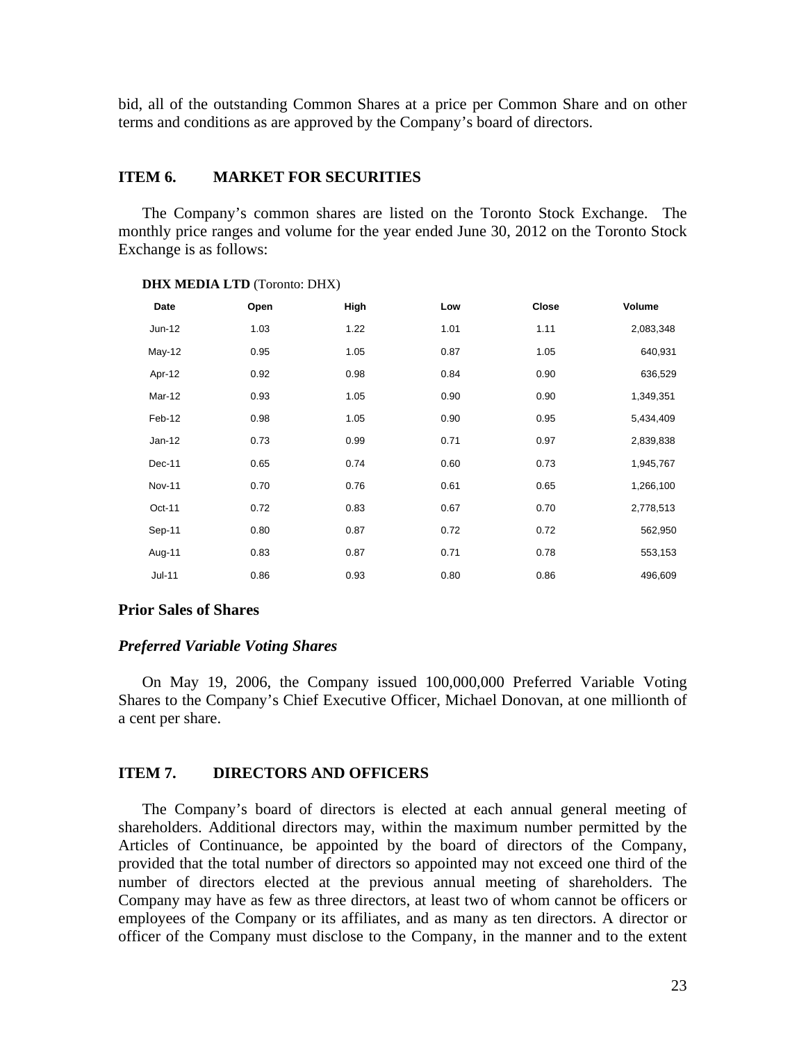bid, all of the outstanding Common Shares at a price per Common Share and on other terms and conditions as are approved by the Company's board of directors.

## ITEM 6. MARKET FOR SECURITIES

The Company's common shares are listed on the Toronto Stock Exchange. The monthly price ranges and volume for the year ended June 30, 2012 on the Toronto Stock Exchange is as follows:

**DHX MEDIA LTD** (Toronto: DHX)

| Date | Open | High | Low | Close | Volume |
|---|---|---|---|---|---|
| Jun-12 | 1.03 | 1.22 | 1.01 | 1.11 | 2,083,348 |
| May-12 | 0.95 | 1.05 | 0.87 | 1.05 | 640,931 |
| Apr-12 | 0.92 | 0.98 | 0.84 | 0.90 | 636,529 |
| Mar-12 | 0.93 | 1.05 | 0.90 | 0.90 | 1,349,351 |
| Feb-12 | 0.98 | 1.05 | 0.90 | 0.95 | 5,434,409 |
| Jan-12 | 0.73 | 0.99 | 0.71 | 0.97 | 2,839,838 |
| Dec-11 | 0.65 | 0.74 | 0.60 | 0.73 | 1,945,767 |
| Nov-11 | 0.70 | 0.76 | 0.61 | 0.65 | 1,266,100 |
| Oct-11 | 0.72 | 0.83 | 0.67 | 0.70 | 2,778,513 |
| Sep-11 | 0.80 | 0.87 | 0.72 | 0.72 | 562,950 |
| Aug-11 | 0.83 | 0.87 | 0.71 | 0.78 | 553,153 |
| Jul-11 | 0.86 | 0.93 | 0.80 | 0.86 | 496,609 |

### Prior Sales of Shares

#### *Preferred Variable Voting Shares*

On May 19, 2006, the Company issued 100,000,000 Preferred Variable Voting Shares to the Company's Chief Executive Officer, Michael Donovan, at one millionth of a cent per share.

## ITEM 7. DIRECTORS AND OFFICERS

The Company's board of directors is elected at each annual general meeting of shareholders. Additional directors may, within the maximum number permitted by the Articles of Continuance, be appointed by the board of directors of the Company, provided that the total number of directors so appointed may not exceed one third of the number of directors elected at the previous annual meeting of shareholders. The Company may have as few as three directors, at least two of whom cannot be officers or employees of the Company or its affiliates, and as many as ten directors. A director or officer of the Company must disclose to the Company, in the manner and to the extent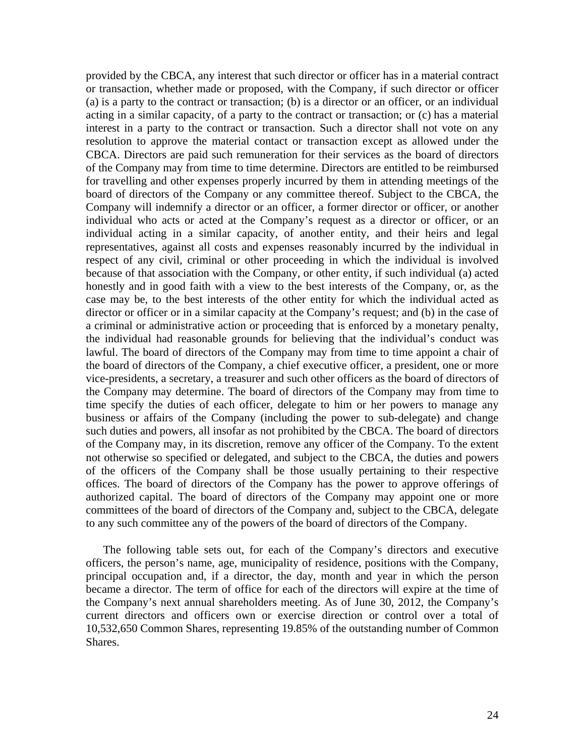provided by the CBCA, any interest that such director or officer has in a material contract or transaction, whether made or proposed, with the Company, if such director or officer (a) is a party to the contract or transaction; (b) is a director or an officer, or an individual acting in a similar capacity, of a party to the contract or transaction; or (c) has a material interest in a party to the contract or transaction. Such a director shall not vote on any resolution to approve the material contact or transaction except as allowed under the CBCA. Directors are paid such remuneration for their services as the board of directors of the Company may from time to time determine. Directors are entitled to be reimbursed for travelling and other expenses properly incurred by them in attending meetings of the board of directors of the Company or any committee thereof. Subject to the CBCA, the Company will indemnify a director or an officer, a former director or officer, or another individual who acts or acted at the Company's request as a director or officer, or an individual acting in a similar capacity, of another entity, and their heirs and legal representatives, against all costs and expenses reasonably incurred by the individual in respect of any civil, criminal or other proceeding in which the individual is involved because of that association with the Company, or other entity, if such individual (a) acted honestly and in good faith with a view to the best interests of the Company, or, as the case may be, to the best interests of the other entity for which the individual acted as director or officer or in a similar capacity at the Company's request; and (b) in the case of a criminal or administrative action or proceeding that is enforced by a monetary penalty, the individual had reasonable grounds for believing that the individual's conduct was lawful. The board of directors of the Company may from time to time appoint a chair of the board of directors of the Company, a chief executive officer, a president, one or more vice-presidents, a secretary, a treasurer and such other officers as the board of directors of the Company may determine. The board of directors of the Company may from time to time specify the duties of each officer, delegate to him or her powers to manage any business or affairs of the Company (including the power to sub-delegate) and change such duties and powers, all insofar as not prohibited by the CBCA. The board of directors of the Company may, in its discretion, remove any officer of the Company. To the extent not otherwise so specified or delegated, and subject to the CBCA, the duties and powers of the officers of the Company shall be those usually pertaining to their respective offices. The board of directors of the Company has the power to approve offerings of authorized capital. The board of directors of the Company may appoint one or more committees of the board of directors of the Company and, subject to the CBCA, delegate to any such committee any of the powers of the board of directors of the Company.

The following table sets out, for each of the Company's directors and executive officers, the person's name, age, municipality of residence, positions with the Company, principal occupation and, if a director, the day, month and year in which the person became a director. The term of office for each of the directors will expire at the time of the Company's next annual shareholders meeting. As of June 30, 2012, the Company's current directors and officers own or exercise direction or control over a total of 10,532,650 Common Shares, representing 19.85% of the outstanding number of Common Shares.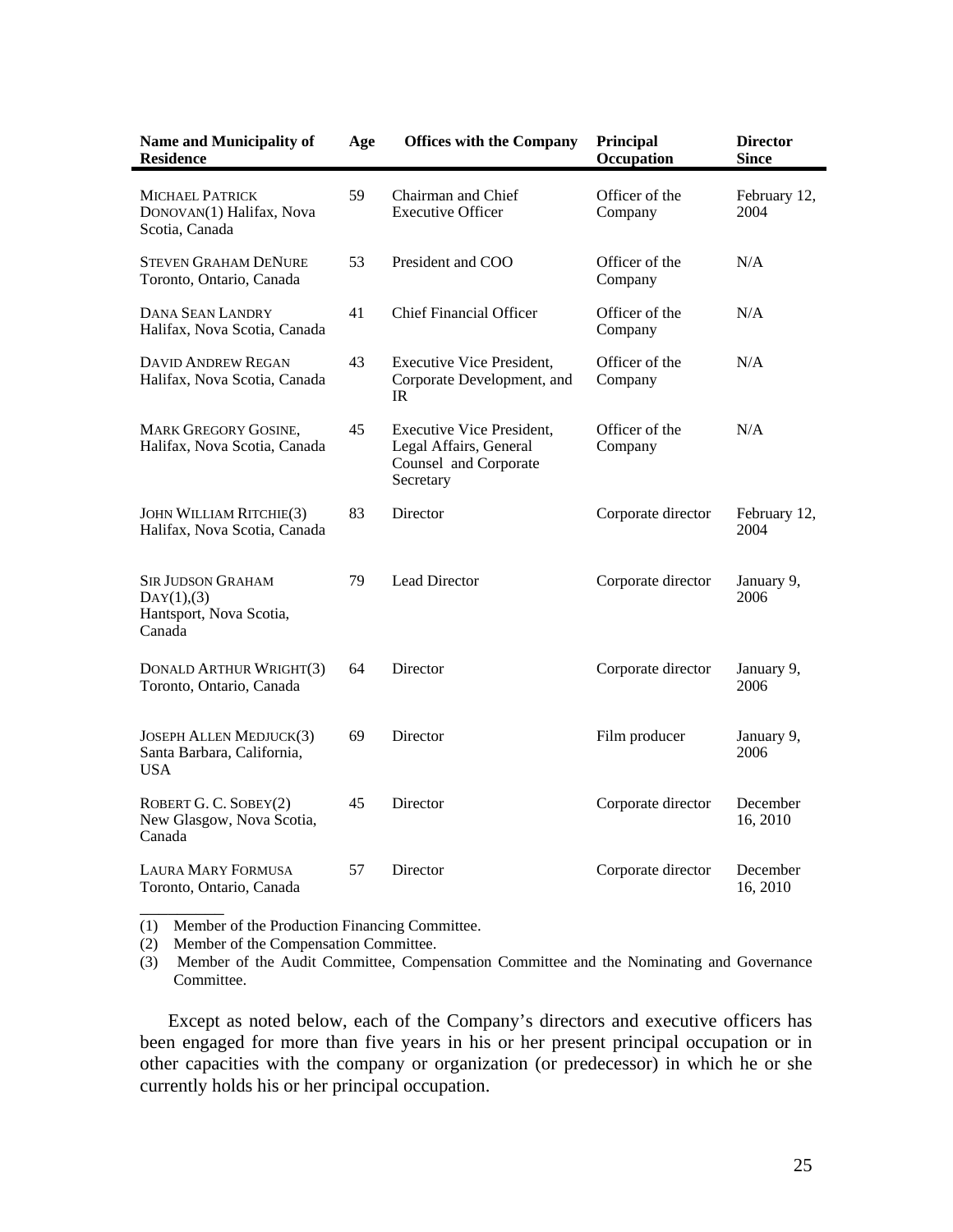| Name and Municipality of Residence | Age | Offices with the Company | Principal Occupation | Director Since |
|---|---|---|---|---|
| MICHAEL PATRICK DONOVAN(1) Halifax, Nova Scotia, Canada | 59 | Chairman and Chief Executive Officer | Officer of the Company | February 12, 2004 |
| STEVEN GRAHAM DENURE Toronto, Ontario, Canada | 53 | President and COO | Officer of the Company | N/A |
| DANA SEAN LANDRY Halifax, Nova Scotia, Canada | 41 | Chief Financial Officer | Officer of the Company | N/A |
| DAVID ANDREW REGAN Halifax, Nova Scotia, Canada | 43 | Executive Vice President, Corporate Development, and IR | Officer of the Company | N/A |
| MARK GREGORY GOSINE, Halifax, Nova Scotia, Canada | 45 | Executive Vice President, Legal Affairs, General Counsel and Corporate Secretary | Officer of the Company | N/A |
| JOHN WILLIAM RITCHIE(3) Halifax, Nova Scotia, Canada | 83 | Director | Corporate director | February 12, 2004 |
| SIR JUDSON GRAHAM DAY(1),(3) Hantsport, Nova Scotia, Canada | 79 | Lead Director | Corporate director | January 9, 2006 |
| DONALD ARTHUR WRIGHT(3) Toronto, Ontario, Canada | 64 | Director | Corporate director | January 9, 2006 |
| JOSEPH ALLEN MEDJUCK(3) Santa Barbara, California, USA | 69 | Director | Film producer | January 9, 2006 |
| ROBERT G. C. SOBEY(2) New Glasgow, Nova Scotia, Canada | 45 | Director | Corporate director | December 16, 2010 |
| LAURA MARY FORMUSA Toronto, Ontario, Canada | 57 | Director | Corporate director | December 16, 2010 |

(1) Member of the Production Financing Committee.
(2) Member of the Compensation Committee.
(3) Member of the Audit Committee, Compensation Committee and the Nominating and Governance Committee.

Except as noted below, each of the Company's directors and executive officers has been engaged for more than five years in his or her present principal occupation or in other capacities with the company or organization (or predecessor) in which he or she currently holds his or her principal occupation.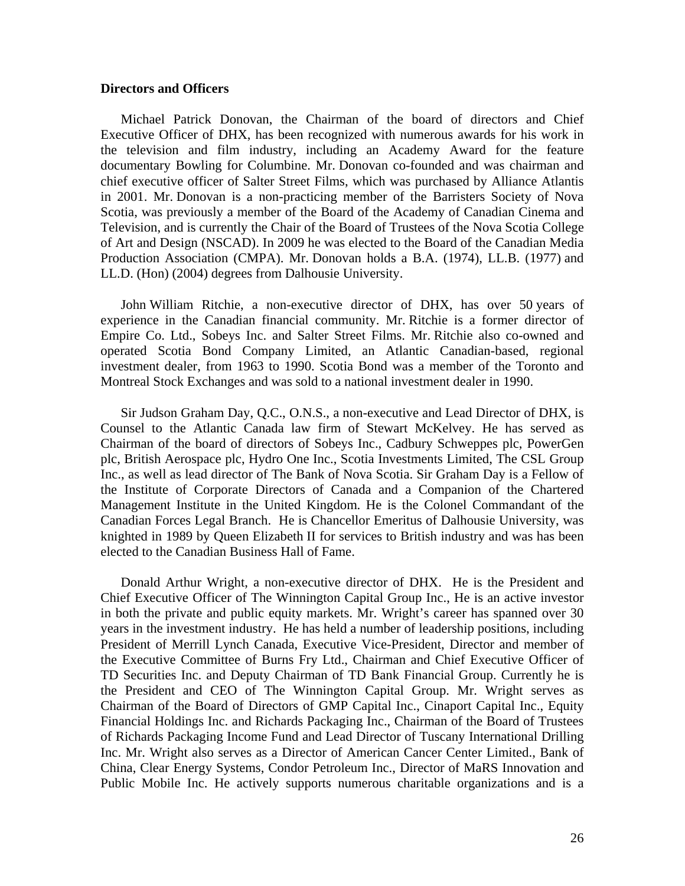**Directors and Officers**

Michael Patrick Donovan, the Chairman of the board of directors and Chief Executive Officer of DHX, has been recognized with numerous awards for his work in the television and film industry, including an Academy Award for the feature documentary Bowling for Columbine. Mr. Donovan co-founded and was chairman and chief executive officer of Salter Street Films, which was purchased by Alliance Atlantis in 2001. Mr. Donovan is a non-practicing member of the Barristers Society of Nova Scotia, was previously a member of the Board of the Academy of Canadian Cinema and Television, and is currently the Chair of the Board of Trustees of the Nova Scotia College of Art and Design (NSCAD). In 2009 he was elected to the Board of the Canadian Media Production Association (CMPA). Mr. Donovan holds a B.A. (1974), LL.B. (1977) and LL.D. (Hon) (2004) degrees from Dalhousie University.

John William Ritchie, a non-executive director of DHX, has over 50 years of experience in the Canadian financial community. Mr. Ritchie is a former director of Empire Co. Ltd., Sobeys Inc. and Salter Street Films. Mr. Ritchie also co-owned and operated Scotia Bond Company Limited, an Atlantic Canadian-based, regional investment dealer, from 1963 to 1990. Scotia Bond was a member of the Toronto and Montreal Stock Exchanges and was sold to a national investment dealer in 1990.

Sir Judson Graham Day, Q.C., O.N.S., a non-executive and Lead Director of DHX, is Counsel to the Atlantic Canada law firm of Stewart McKelvey. He has served as Chairman of the board of directors of Sobeys Inc., Cadbury Schweppes plc, PowerGen plc, British Aerospace plc, Hydro One Inc., Scotia Investments Limited, The CSL Group Inc., as well as lead director of The Bank of Nova Scotia. Sir Graham Day is a Fellow of the Institute of Corporate Directors of Canada and a Companion of the Chartered Management Institute in the United Kingdom. He is the Colonel Commandant of the Canadian Forces Legal Branch. He is Chancellor Emeritus of Dalhousie University, was knighted in 1989 by Queen Elizabeth II for services to British industry and was has been elected to the Canadian Business Hall of Fame.

Donald Arthur Wright, a non-executive director of DHX. He is the President and Chief Executive Officer of The Winnington Capital Group Inc., He is an active investor in both the private and public equity markets. Mr. Wright's career has spanned over 30 years in the investment industry. He has held a number of leadership positions, including President of Merrill Lynch Canada, Executive Vice-President, Director and member of the Executive Committee of Burns Fry Ltd., Chairman and Chief Executive Officer of TD Securities Inc. and Deputy Chairman of TD Bank Financial Group. Currently he is the President and CEO of The Winnington Capital Group. Mr. Wright serves as Chairman of the Board of Directors of GMP Capital Inc., Cinaport Capital Inc., Equity Financial Holdings Inc. and Richards Packaging Inc., Chairman of the Board of Trustees of Richards Packaging Income Fund and Lead Director of Tuscany International Drilling Inc. Mr. Wright also serves as a Director of American Cancer Center Limited., Bank of China, Clear Energy Systems, Condor Petroleum Inc., Director of MaRS Innovation and Public Mobile Inc. He actively supports numerous charitable organizations and is a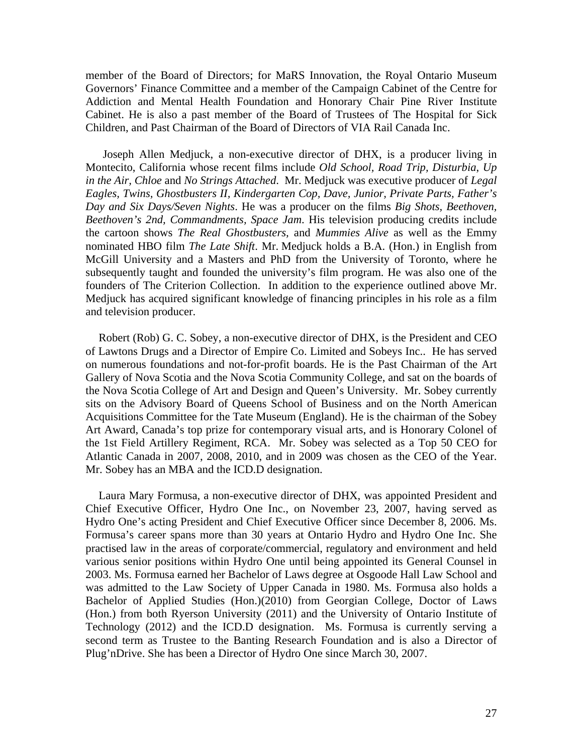member of the Board of Directors; for MaRS Innovation, the Royal Ontario Museum Governors' Finance Committee and a member of the Campaign Cabinet of the Centre for Addiction and Mental Health Foundation and Honorary Chair Pine River Institute Cabinet. He is also a past member of the Board of Trustees of The Hospital for Sick Children, and Past Chairman of the Board of Directors of VIA Rail Canada Inc.

Joseph Allen Medjuck, a non-executive director of DHX, is a producer living in Montecito, California whose recent films include *Old School, Road Trip, Disturbia*, *Up in the Air, Chloe* and *No Strings Attached*. Mr. Medjuck was executive producer of *Legal Eagles, Twins, Ghostbusters II, Kindergarten Cop, Dave, Junior, Private Parts, Father's Day and Six Days/Seven Nights*. He was a producer on the films *Big Shots, Beethoven, Beethoven's 2nd, Commandments, Space Jam*. His television producing credits include the cartoon shows *The Real Ghostbusters*, and *Mummies Alive* as well as the Emmy nominated HBO film *The Late Shift*. Mr. Medjuck holds a B.A. (Hon.) in English from McGill University and a Masters and PhD from the University of Toronto, where he subsequently taught and founded the university's film program. He was also one of the founders of The Criterion Collection. In addition to the experience outlined above Mr. Medjuck has acquired significant knowledge of financing principles in his role as a film and television producer.

Robert (Rob) G. C. Sobey, a non-executive director of DHX, is the President and CEO of Lawtons Drugs and a Director of Empire Co. Limited and Sobeys Inc.. He has served on numerous foundations and not-for-profit boards. He is the Past Chairman of the Art Gallery of Nova Scotia and the Nova Scotia Community College, and sat on the boards of the Nova Scotia College of Art and Design and Queen's University. Mr. Sobey currently sits on the Advisory Board of Queens School of Business and on the North American Acquisitions Committee for the Tate Museum (England). He is the chairman of the Sobey Art Award, Canada's top prize for contemporary visual arts, and is Honorary Colonel of the 1st Field Artillery Regiment, RCA. Mr. Sobey was selected as a Top 50 CEO for Atlantic Canada in 2007, 2008, 2010, and in 2009 was chosen as the CEO of the Year. Mr. Sobey has an MBA and the ICD.D designation.

Laura Mary Formusa, a non-executive director of DHX, was appointed President and Chief Executive Officer, Hydro One Inc., on November 23, 2007, having served as Hydro One's acting President and Chief Executive Officer since December 8, 2006. Ms. Formusa's career spans more than 30 years at Ontario Hydro and Hydro One Inc. She practised law in the areas of corporate/commercial, regulatory and environment and held various senior positions within Hydro One until being appointed its General Counsel in 2003. Ms. Formusa earned her Bachelor of Laws degree at Osgoode Hall Law School and was admitted to the Law Society of Upper Canada in 1980. Ms. Formusa also holds a Bachelor of Applied Studies (Hon.)(2010) from Georgian College, Doctor of Laws (Hon.) from both Ryerson University (2011) and the University of Ontario Institute of Technology (2012) and the ICD.D designation. Ms. Formusa is currently serving a second term as Trustee to the Banting Research Foundation and is also a Director of Plug'nDrive. She has been a Director of Hydro One since March 30, 2007.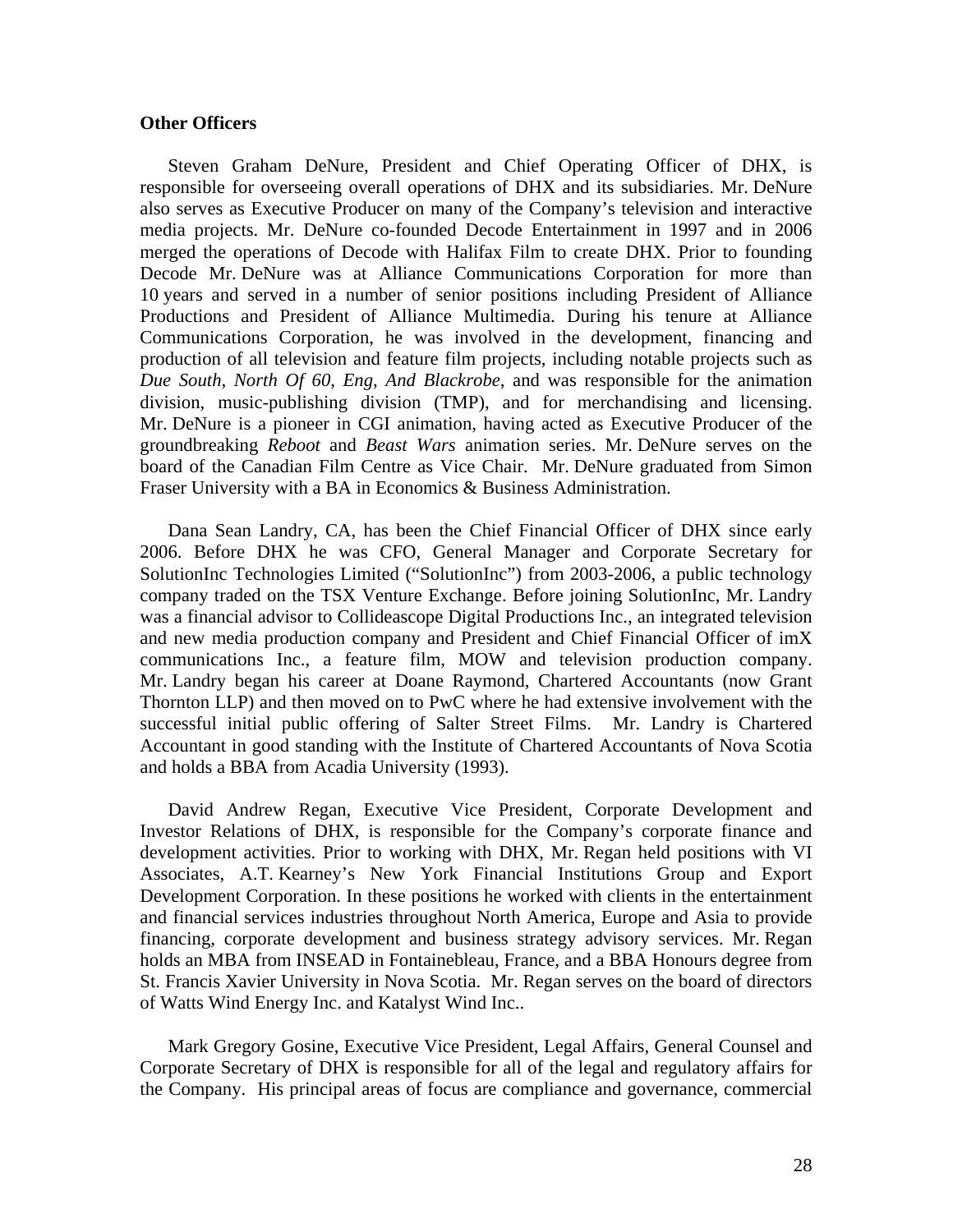**Other Officers**

Steven Graham DeNure, President and Chief Operating Officer of DHX, is responsible for overseeing overall operations of DHX and its subsidiaries. Mr. DeNure also serves as Executive Producer on many of the Company's television and interactive media projects. Mr. DeNure co-founded Decode Entertainment in 1997 and in 2006 merged the operations of Decode with Halifax Film to create DHX. Prior to founding Decode Mr. DeNure was at Alliance Communications Corporation for more than 10 years and served in a number of senior positions including President of Alliance Productions and President of Alliance Multimedia. During his tenure at Alliance Communications Corporation, he was involved in the development, financing and production of all television and feature film projects, including notable projects such as *Due South, North Of 60, Eng, And Blackrobe*, and was responsible for the animation division, music-publishing division (TMP), and for merchandising and licensing. Mr. DeNure is a pioneer in CGI animation, having acted as Executive Producer of the groundbreaking *Reboot* and *Beast Wars* animation series. Mr. DeNure serves on the board of the Canadian Film Centre as Vice Chair. Mr. DeNure graduated from Simon Fraser University with a BA in Economics & Business Administration.

Dana Sean Landry, CA, has been the Chief Financial Officer of DHX since early 2006. Before DHX he was CFO, General Manager and Corporate Secretary for SolutionInc Technologies Limited ("SolutionInc") from 2003-2006, a public technology company traded on the TSX Venture Exchange. Before joining SolutionInc, Mr. Landry was a financial advisor to Collideascope Digital Productions Inc., an integrated television and new media production company and President and Chief Financial Officer of imX communications Inc., a feature film, MOW and television production company. Mr. Landry began his career at Doane Raymond, Chartered Accountants (now Grant Thornton LLP) and then moved on to PwC where he had extensive involvement with the successful initial public offering of Salter Street Films. Mr. Landry is Chartered Accountant in good standing with the Institute of Chartered Accountants of Nova Scotia and holds a BBA from Acadia University (1993).

David Andrew Regan, Executive Vice President, Corporate Development and Investor Relations of DHX, is responsible for the Company's corporate finance and development activities. Prior to working with DHX, Mr. Regan held positions with VI Associates, A.T. Kearney's New York Financial Institutions Group and Export Development Corporation. In these positions he worked with clients in the entertainment and financial services industries throughout North America, Europe and Asia to provide financing, corporate development and business strategy advisory services. Mr. Regan holds an MBA from INSEAD in Fontainebleau, France, and a BBA Honours degree from St. Francis Xavier University in Nova Scotia. Mr. Regan serves on the board of directors of Watts Wind Energy Inc. and Katalyst Wind Inc..

Mark Gregory Gosine, Executive Vice President, Legal Affairs, General Counsel and Corporate Secretary of DHX is responsible for all of the legal and regulatory affairs for the Company. His principal areas of focus are compliance and governance, commercial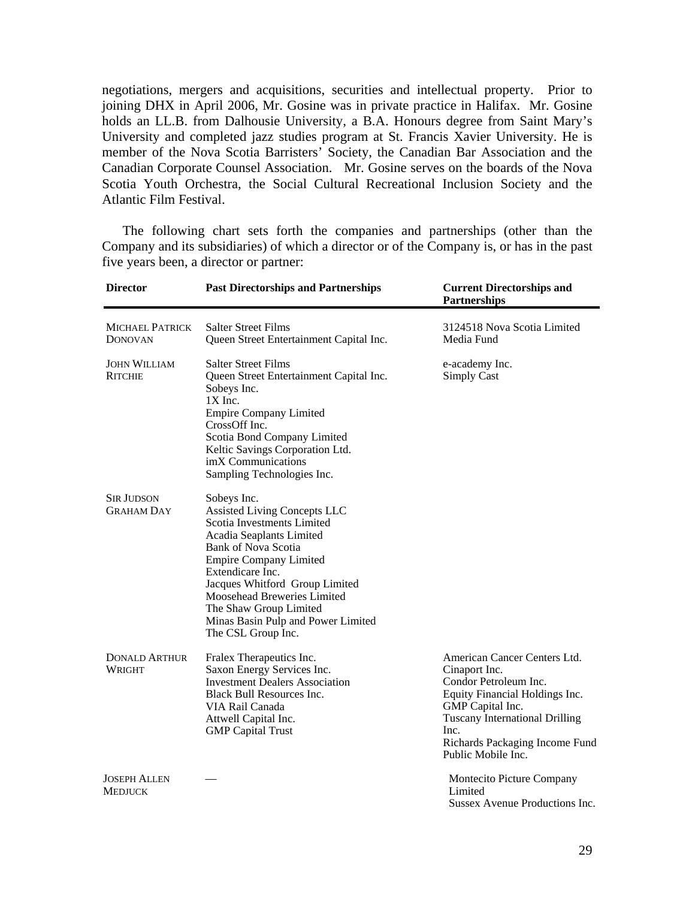negotiations, mergers and acquisitions, securities and intellectual property. Prior to joining DHX in April 2006, Mr. Gosine was in private practice in Halifax. Mr. Gosine holds an LL.B. from Dalhousie University, a B.A. Honours degree from Saint Mary's University and completed jazz studies program at St. Francis Xavier University. He is member of the Nova Scotia Barristers' Society, the Canadian Bar Association and the Canadian Corporate Counsel Association. Mr. Gosine serves on the boards of the Nova Scotia Youth Orchestra, the Social Cultural Recreational Inclusion Society and the Atlantic Film Festival.

The following chart sets forth the companies and partnerships (other than the Company and its subsidiaries) of which a director or of the Company is, or has in the past five years been, a director or partner:

| Director | Past Directorships and Partnerships | Current Directorships and Partnerships |
|---|---|---|
| MICHAEL PATRICK DONOVAN | Salter Street Films<br>Queen Street Entertainment Capital Inc. | 3124518 Nova Scotia Limited<br>Media Fund |
| JOHN WILLIAM RITCHIE | Salter Street Films<br>Queen Street Entertainment Capital Inc.<br>Sobeys Inc.<br>1X Inc.<br>Empire Company Limited<br>CrossOff Inc.<br>Scotia Bond Company Limited<br>Keltic Savings Corporation Ltd.<br>imX Communications<br>Sampling Technologies Inc. | e-academy Inc.<br>Simply Cast |
| SIR JUDSON GRAHAM DAY | Sobeys Inc.<br>Assisted Living Concepts LLC<br>Scotia Investments Limited<br>Acadia Seaplants Limited<br>Bank of Nova Scotia<br>Empire Company Limited<br>Extendicare Inc.<br>Jacques Whitford Group Limited<br>Moosehead Breweries Limited<br>The Shaw Group Limited<br>Minas Basin Pulp and Power Limited<br>The CSL Group Inc. | |
| DONALD ARTHUR WRIGHT | Fralex Therapeutics Inc.<br>Saxon Energy Services Inc.<br>Investment Dealers Association<br>Black Bull Resources Inc.<br>VIA Rail Canada<br>Attwell Capital Inc.<br>GMP Capital Trust | American Cancer Centers Ltd.<br>Cinaport Inc.<br>Condor Petroleum Inc.<br>Equity Financial Holdings Inc.<br>GMP Capital Inc.<br>Tuscany International Drilling Inc.<br>Richards Packaging Income Fund<br>Public Mobile Inc. |
| JOSEPH ALLEN MEDJUCK | — | Montecito Picture Company Limited<br>Sussex Avenue Productions Inc. |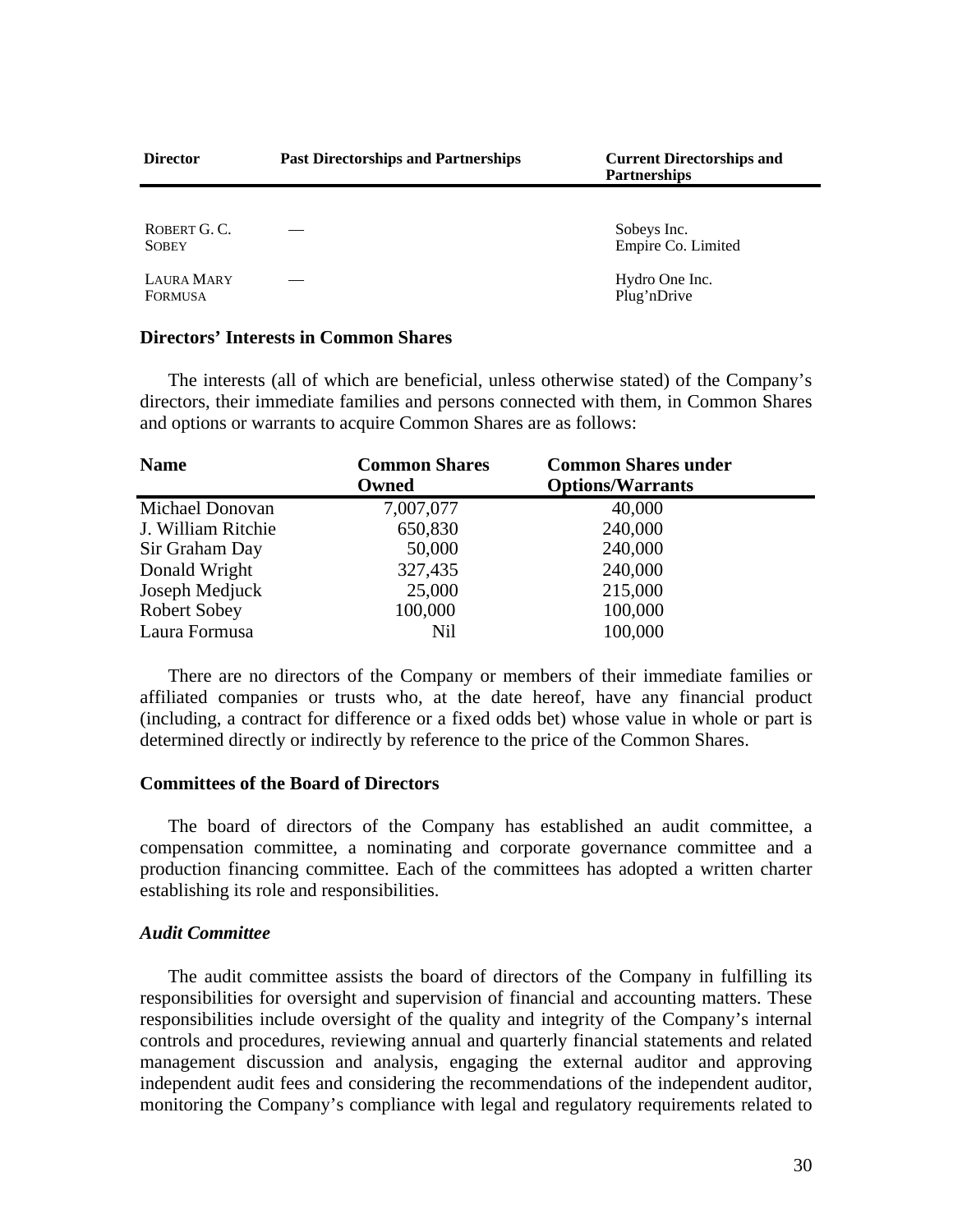| Director | Past Directorships and Partnerships | Current Directorships and Partnerships |
| --- | --- | --- |
| ROBERT G. C. SOBEY | — | Sobeys Inc.<br>Empire Co. Limited |
| LAURA MARY FORMUSA | — | Hydro One Inc.<br>Plug'nDrive |

**Directors' Interests in Common Shares**

The interests (all of which are beneficial, unless otherwise stated) of the Company's directors, their immediate families and persons connected with them, in Common Shares and options or warrants to acquire Common Shares are as follows:

| Name | Common Shares Owned | Common Shares under Options/Warrants |
| --- | --- | --- |
| Michael Donovan | 7,007,077 | 40,000 |
| J. William Ritchie | 650,830 | 240,000 |
| Sir Graham Day | 50,000 | 240,000 |
| Donald Wright | 327,435 | 240,000 |
| Joseph Medjuck | 25,000 | 215,000 |
| Robert Sobey | 100,000 | 100,000 |
| Laura Formusa | Nil | 100,000 |

There are no directors of the Company or members of their immediate families or affiliated companies or trusts who, at the date hereof, have any financial product (including, a contract for difference or a fixed odds bet) whose value in whole or part is determined directly or indirectly by reference to the price of the Common Shares.

**Committees of the Board of Directors**

The board of directors of the Company has established an audit committee, a compensation committee, a nominating and corporate governance committee and a production financing committee. Each of the committees has adopted a written charter establishing its role and responsibilities.

***Audit Committee***

The audit committee assists the board of directors of the Company in fulfilling its responsibilities for oversight and supervision of financial and accounting matters. These responsibilities include oversight of the quality and integrity of the Company's internal controls and procedures, reviewing annual and quarterly financial statements and related management discussion and analysis, engaging the external auditor and approving independent audit fees and considering the recommendations of the independent auditor, monitoring the Company's compliance with legal and regulatory requirements related to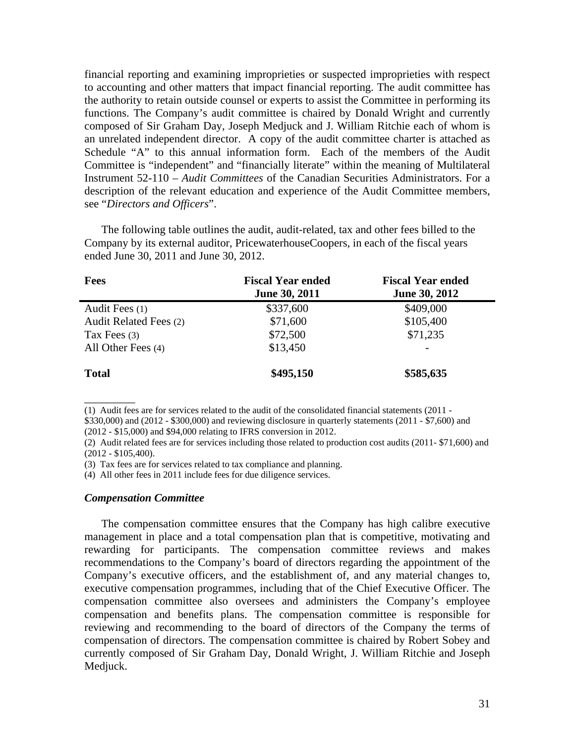financial reporting and examining improprieties or suspected improprieties with respect to accounting and other matters that impact financial reporting. The audit committee has the authority to retain outside counsel or experts to assist the Committee in performing its functions. The Company's audit committee is chaired by Donald Wright and currently composed of Sir Graham Day, Joseph Medjuck and J. William Ritchie each of whom is an unrelated independent director. A copy of the audit committee charter is attached as Schedule "A" to this annual information form. Each of the members of the Audit Committee is "independent" and "financially literate" within the meaning of Multilateral Instrument 52-110 – *Audit Committees* of the Canadian Securities Administrators. For a description of the relevant education and experience of the Audit Committee members, see "*Directors and Officers*".

The following table outlines the audit, audit-related, tax and other fees billed to the Company by its external auditor, PricewaterhouseCoopers, in each of the fiscal years ended June 30, 2011 and June 30, 2012.

| **Fees** | **Fiscal Year ended June 30, 2011** | **Fiscal Year ended June 30, 2012** |
|---|---|---|
| Audit Fees (1) | $337,600 | $409,000 |
| Audit Related Fees (2) | $71,600 | $105,400 |
| Tax Fees (3) | $72,500 | $71,235 |
| All Other Fees (4) | $13,450 | - |
| **Total** | **$495,150** | **$585,635** |

(1) Audit fees are for services related to the audit of the consolidated financial statements (2011 - $330,000) and (2012 - $300,000) and reviewing disclosure in quarterly statements (2011 - $7,600) and (2012 - $15,000) and $94,000 relating to IFRS conversion in 2012.

(2) Audit related fees are for services including those related to production cost audits (2011- $71,600) and (2012 - $105,400).

(3) Tax fees are for services related to tax compliance and planning.

(4) All other fees in 2011 include fees for due diligence services.

### *Compensation Committee*

The compensation committee ensures that the Company has high calibre executive management in place and a total compensation plan that is competitive, motivating and rewarding for participants. The compensation committee reviews and makes recommendations to the Company's board of directors regarding the appointment of the Company's executive officers, and the establishment of, and any material changes to, executive compensation programmes, including that of the Chief Executive Officer. The compensation committee also oversees and administers the Company's employee compensation and benefits plans. The compensation committee is responsible for reviewing and recommending to the board of directors of the Company the terms of compensation of directors. The compensation committee is chaired by Robert Sobey and currently composed of Sir Graham Day, Donald Wright, J. William Ritchie and Joseph Medjuck.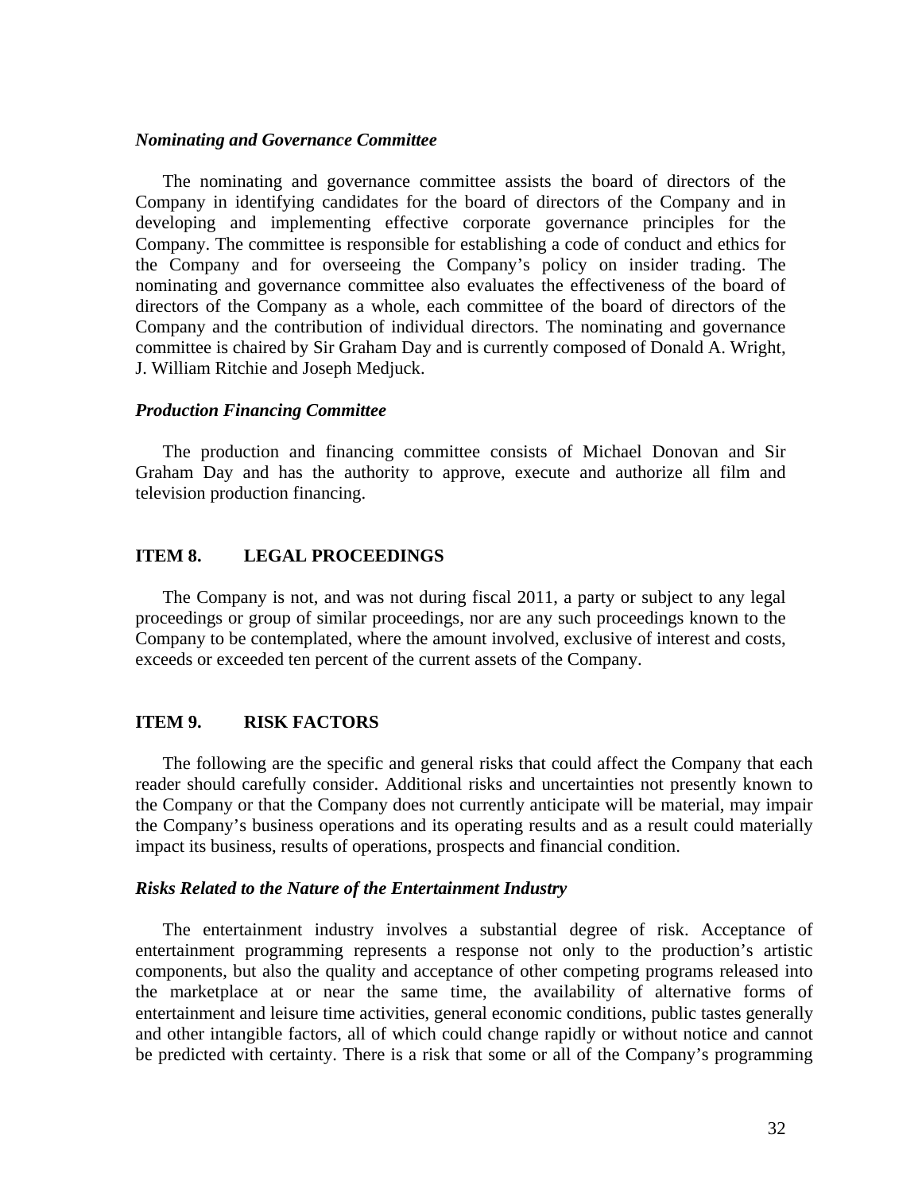*Nominating and Governance Committee*

The nominating and governance committee assists the board of directors of the Company in identifying candidates for the board of directors of the Company and in developing and implementing effective corporate governance principles for the Company. The committee is responsible for establishing a code of conduct and ethics for the Company and for overseeing the Company's policy on insider trading. The nominating and governance committee also evaluates the effectiveness of the board of directors of the Company as a whole, each committee of the board of directors of the Company and the contribution of individual directors. The nominating and governance committee is chaired by Sir Graham Day and is currently composed of Donald A. Wright, J. William Ritchie and Joseph Medjuck.

*Production Financing Committee*

The production and financing committee consists of Michael Donovan and Sir Graham Day and has the authority to approve, execute and authorize all film and television production financing.

## ITEM 8. LEGAL PROCEEDINGS

The Company is not, and was not during fiscal 2011, a party or subject to any legal proceedings or group of similar proceedings, nor are any such proceedings known to the Company to be contemplated, where the amount involved, exclusive of interest and costs, exceeds or exceeded ten percent of the current assets of the Company.

## ITEM 9. RISK FACTORS

The following are the specific and general risks that could affect the Company that each reader should carefully consider. Additional risks and uncertainties not presently known to the Company or that the Company does not currently anticipate will be material, may impair the Company's business operations and its operating results and as a result could materially impact its business, results of operations, prospects and financial condition.

*Risks Related to the Nature of the Entertainment Industry*

The entertainment industry involves a substantial degree of risk. Acceptance of entertainment programming represents a response not only to the production's artistic components, but also the quality and acceptance of other competing programs released into the marketplace at or near the same time, the availability of alternative forms of entertainment and leisure time activities, general economic conditions, public tastes generally and other intangible factors, all of which could change rapidly or without notice and cannot be predicted with certainty. There is a risk that some or all of the Company's programming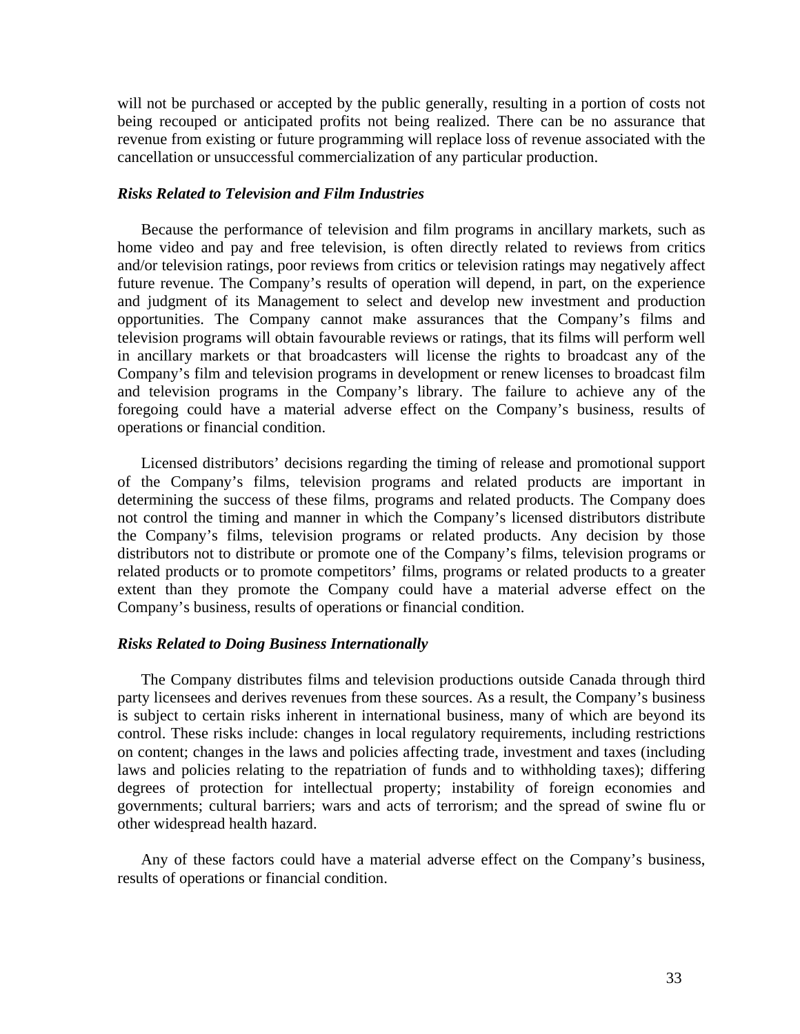will not be purchased or accepted by the public generally, resulting in a portion of costs not being recouped or anticipated profits not being realized. There can be no assurance that revenue from existing or future programming will replace loss of revenue associated with the cancellation or unsuccessful commercialization of any particular production.

### *Risks Related to Television and Film Industries*

Because the performance of television and film programs in ancillary markets, such as home video and pay and free television, is often directly related to reviews from critics and/or television ratings, poor reviews from critics or television ratings may negatively affect future revenue. The Company's results of operation will depend, in part, on the experience and judgment of its Management to select and develop new investment and production opportunities. The Company cannot make assurances that the Company's films and television programs will obtain favourable reviews or ratings, that its films will perform well in ancillary markets or that broadcasters will license the rights to broadcast any of the Company's film and television programs in development or renew licenses to broadcast film and television programs in the Company's library. The failure to achieve any of the foregoing could have a material adverse effect on the Company's business, results of operations or financial condition.

Licensed distributors' decisions regarding the timing of release and promotional support of the Company's films, television programs and related products are important in determining the success of these films, programs and related products. The Company does not control the timing and manner in which the Company's licensed distributors distribute the Company's films, television programs or related products. Any decision by those distributors not to distribute or promote one of the Company's films, television programs or related products or to promote competitors' films, programs or related products to a greater extent than they promote the Company could have a material adverse effect on the Company's business, results of operations or financial condition.

### *Risks Related to Doing Business Internationally*

The Company distributes films and television productions outside Canada through third party licensees and derives revenues from these sources. As a result, the Company's business is subject to certain risks inherent in international business, many of which are beyond its control. These risks include: changes in local regulatory requirements, including restrictions on content; changes in the laws and policies affecting trade, investment and taxes (including laws and policies relating to the repatriation of funds and to withholding taxes); differing degrees of protection for intellectual property; instability of foreign economies and governments; cultural barriers; wars and acts of terrorism; and the spread of swine flu or other widespread health hazard.

Any of these factors could have a material adverse effect on the Company's business, results of operations or financial condition.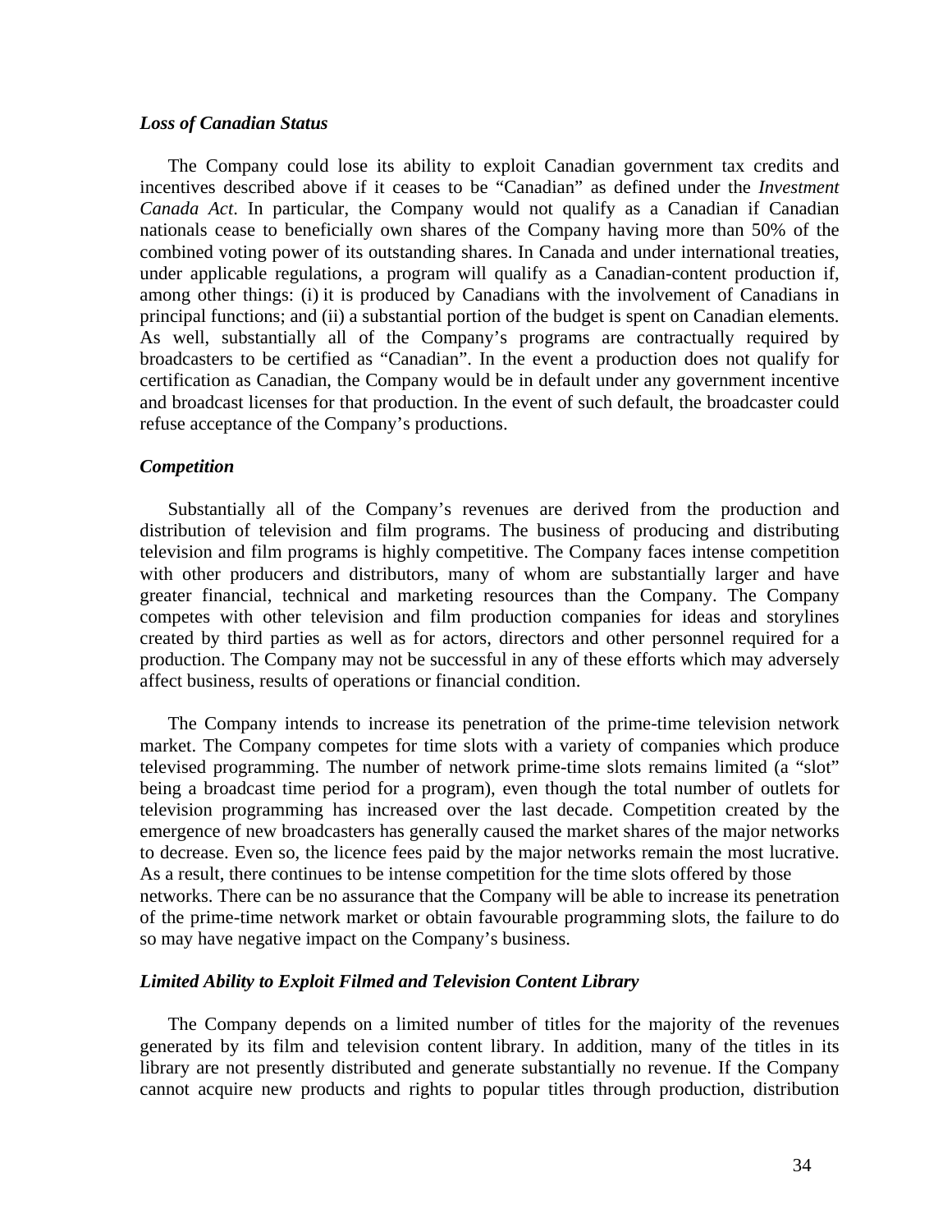### *Loss of Canadian Status*

The Company could lose its ability to exploit Canadian government tax credits and incentives described above if it ceases to be "Canadian" as defined under the *Investment Canada Act*. In particular, the Company would not qualify as a Canadian if Canadian nationals cease to beneficially own shares of the Company having more than 50% of the combined voting power of its outstanding shares. In Canada and under international treaties, under applicable regulations, a program will qualify as a Canadian-content production if, among other things: (i) it is produced by Canadians with the involvement of Canadians in principal functions; and (ii) a substantial portion of the budget is spent on Canadian elements. As well, substantially all of the Company's programs are contractually required by broadcasters to be certified as "Canadian". In the event a production does not qualify for certification as Canadian, the Company would be in default under any government incentive and broadcast licenses for that production. In the event of such default, the broadcaster could refuse acceptance of the Company's productions.

### *Competition*

Substantially all of the Company's revenues are derived from the production and distribution of television and film programs. The business of producing and distributing television and film programs is highly competitive. The Company faces intense competition with other producers and distributors, many of whom are substantially larger and have greater financial, technical and marketing resources than the Company. The Company competes with other television and film production companies for ideas and storylines created by third parties as well as for actors, directors and other personnel required for a production. The Company may not be successful in any of these efforts which may adversely affect business, results of operations or financial condition.

The Company intends to increase its penetration of the prime-time television network market. The Company competes for time slots with a variety of companies which produce televised programming. The number of network prime-time slots remains limited (a "slot" being a broadcast time period for a program), even though the total number of outlets for television programming has increased over the last decade. Competition created by the emergence of new broadcasters has generally caused the market shares of the major networks to decrease. Even so, the licence fees paid by the major networks remain the most lucrative. As a result, there continues to be intense competition for the time slots offered by those networks. There can be no assurance that the Company will be able to increase its penetration of the prime-time network market or obtain favourable programming slots, the failure to do so may have negative impact on the Company's business.

### *Limited Ability to Exploit Filmed and Television Content Library*

The Company depends on a limited number of titles for the majority of the revenues generated by its film and television content library. In addition, many of the titles in its library are not presently distributed and generate substantially no revenue. If the Company cannot acquire new products and rights to popular titles through production, distribution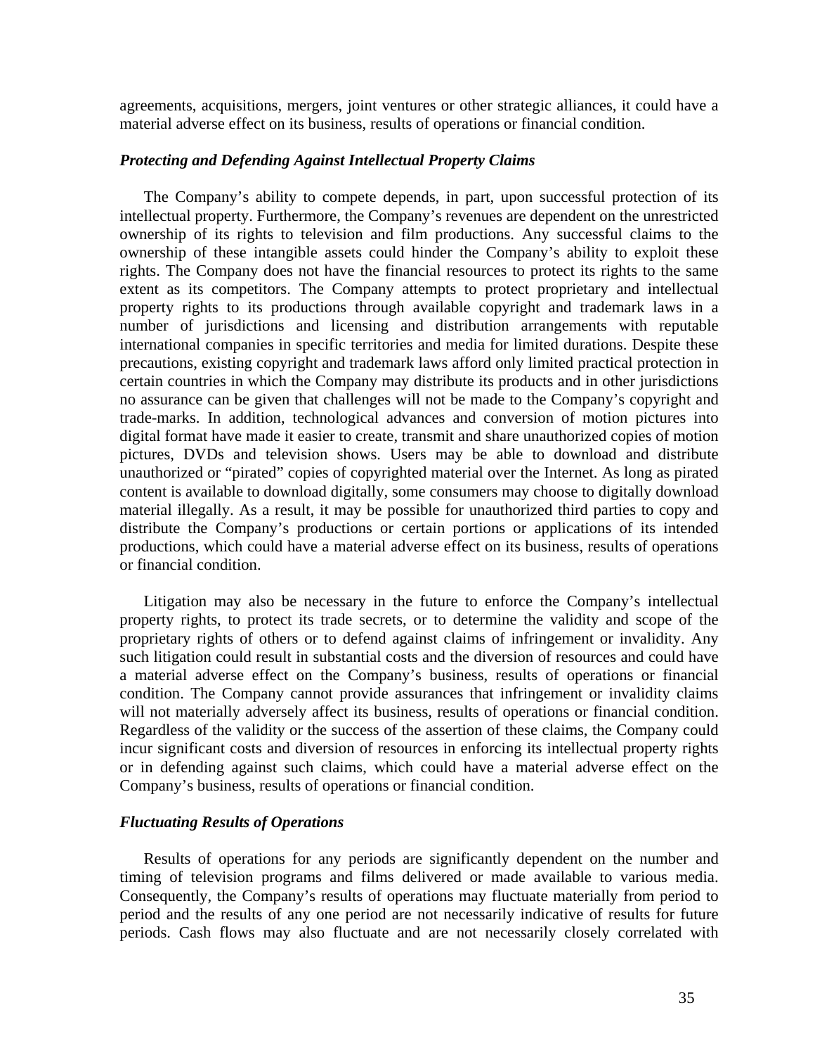agreements, acquisitions, mergers, joint ventures or other strategic alliances, it could have a material adverse effect on its business, results of operations or financial condition.

### *Protecting and Defending Against Intellectual Property Claims*

The Company's ability to compete depends, in part, upon successful protection of its intellectual property. Furthermore, the Company's revenues are dependent on the unrestricted ownership of its rights to television and film productions. Any successful claims to the ownership of these intangible assets could hinder the Company's ability to exploit these rights. The Company does not have the financial resources to protect its rights to the same extent as its competitors. The Company attempts to protect proprietary and intellectual property rights to its productions through available copyright and trademark laws in a number of jurisdictions and licensing and distribution arrangements with reputable international companies in specific territories and media for limited durations. Despite these precautions, existing copyright and trademark laws afford only limited practical protection in certain countries in which the Company may distribute its products and in other jurisdictions no assurance can be given that challenges will not be made to the Company's copyright and trade-marks. In addition, technological advances and conversion of motion pictures into digital format have made it easier to create, transmit and share unauthorized copies of motion pictures, DVDs and television shows. Users may be able to download and distribute unauthorized or "pirated" copies of copyrighted material over the Internet. As long as pirated content is available to download digitally, some consumers may choose to digitally download material illegally. As a result, it may be possible for unauthorized third parties to copy and distribute the Company's productions or certain portions or applications of its intended productions, which could have a material adverse effect on its business, results of operations or financial condition.

Litigation may also be necessary in the future to enforce the Company's intellectual property rights, to protect its trade secrets, or to determine the validity and scope of the proprietary rights of others or to defend against claims of infringement or invalidity. Any such litigation could result in substantial costs and the diversion of resources and could have a material adverse effect on the Company's business, results of operations or financial condition. The Company cannot provide assurances that infringement or invalidity claims will not materially adversely affect its business, results of operations or financial condition. Regardless of the validity or the success of the assertion of these claims, the Company could incur significant costs and diversion of resources in enforcing its intellectual property rights or in defending against such claims, which could have a material adverse effect on the Company's business, results of operations or financial condition.

### *Fluctuating Results of Operations*

Results of operations for any periods are significantly dependent on the number and timing of television programs and films delivered or made available to various media. Consequently, the Company's results of operations may fluctuate materially from period to period and the results of any one period are not necessarily indicative of results for future periods. Cash flows may also fluctuate and are not necessarily closely correlated with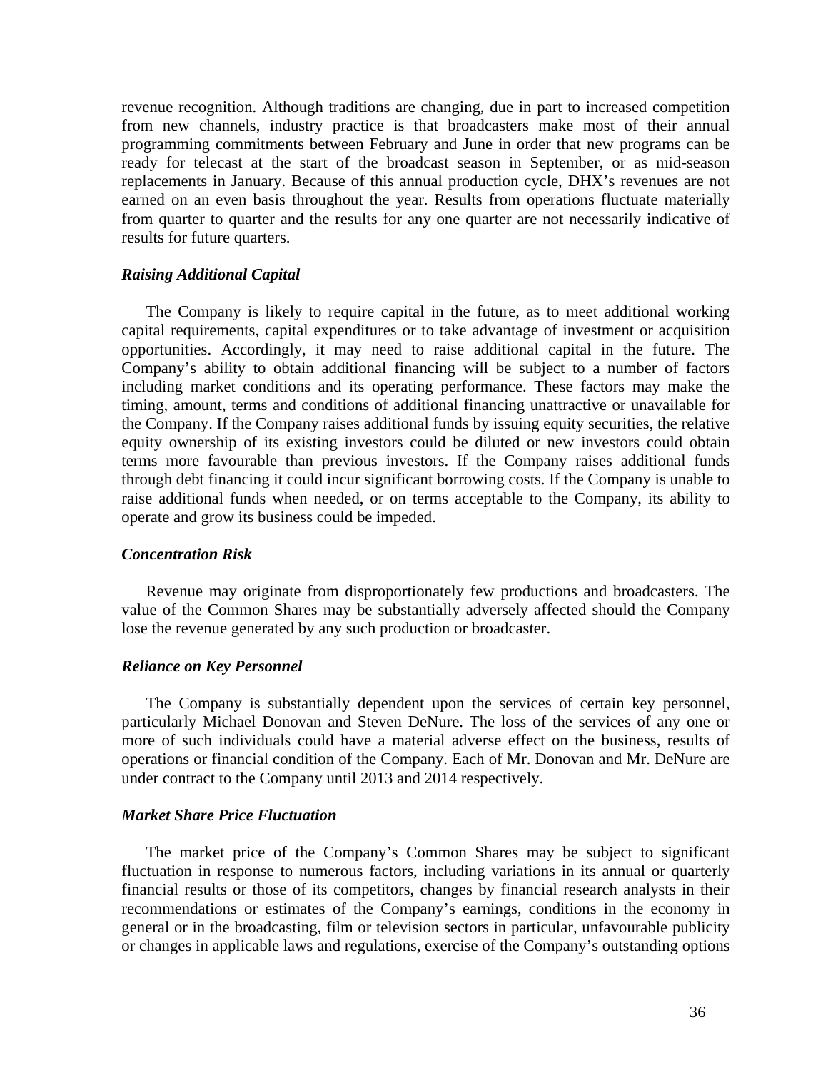revenue recognition. Although traditions are changing, due in part to increased competition from new channels, industry practice is that broadcasters make most of their annual programming commitments between February and June in order that new programs can be ready for telecast at the start of the broadcast season in September, or as mid-season replacements in January. Because of this annual production cycle, DHX's revenues are not earned on an even basis throughout the year. Results from operations fluctuate materially from quarter to quarter and the results for any one quarter are not necessarily indicative of results for future quarters.

### *Raising Additional Capital*

The Company is likely to require capital in the future, as to meet additional working capital requirements, capital expenditures or to take advantage of investment or acquisition opportunities. Accordingly, it may need to raise additional capital in the future. The Company's ability to obtain additional financing will be subject to a number of factors including market conditions and its operating performance. These factors may make the timing, amount, terms and conditions of additional financing unattractive or unavailable for the Company. If the Company raises additional funds by issuing equity securities, the relative equity ownership of its existing investors could be diluted or new investors could obtain terms more favourable than previous investors. If the Company raises additional funds through debt financing it could incur significant borrowing costs. If the Company is unable to raise additional funds when needed, or on terms acceptable to the Company, its ability to operate and grow its business could be impeded.

### *Concentration Risk*

Revenue may originate from disproportionately few productions and broadcasters. The value of the Common Shares may be substantially adversely affected should the Company lose the revenue generated by any such production or broadcaster.

### *Reliance on Key Personnel*

The Company is substantially dependent upon the services of certain key personnel, particularly Michael Donovan and Steven DeNure. The loss of the services of any one or more of such individuals could have a material adverse effect on the business, results of operations or financial condition of the Company. Each of Mr. Donovan and Mr. DeNure are under contract to the Company until 2013 and 2014 respectively.

### *Market Share Price Fluctuation*

The market price of the Company's Common Shares may be subject to significant fluctuation in response to numerous factors, including variations in its annual or quarterly financial results or those of its competitors, changes by financial research analysts in their recommendations or estimates of the Company's earnings, conditions in the economy in general or in the broadcasting, film or television sectors in particular, unfavourable publicity or changes in applicable laws and regulations, exercise of the Company's outstanding options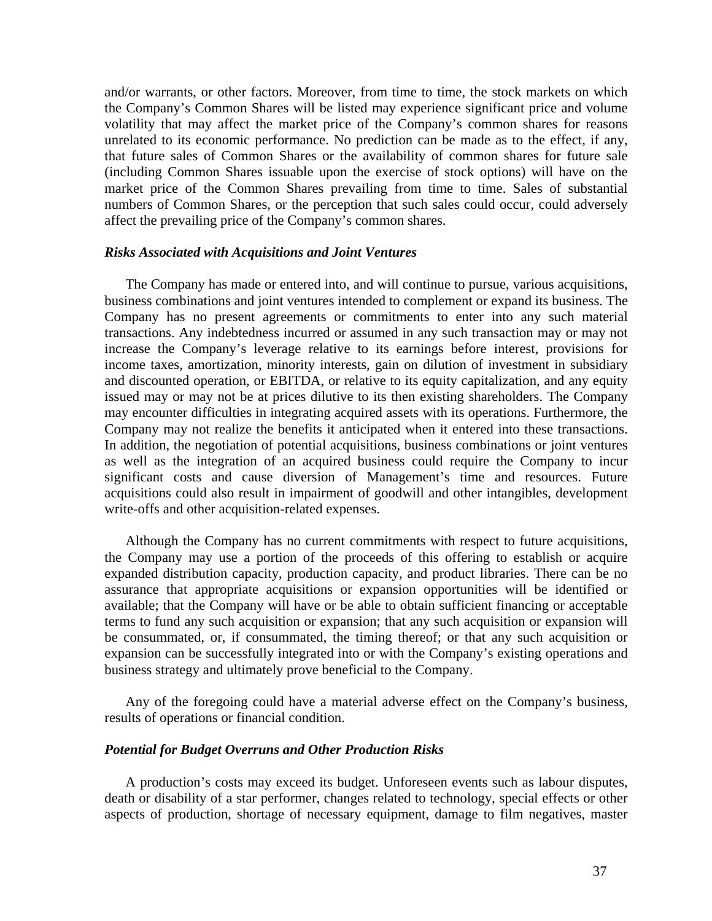and/or warrants, or other factors. Moreover, from time to time, the stock markets on which the Company's Common Shares will be listed may experience significant price and volume volatility that may affect the market price of the Company's common shares for reasons unrelated to its economic performance. No prediction can be made as to the effect, if any, that future sales of Common Shares or the availability of common shares for future sale (including Common Shares issuable upon the exercise of stock options) will have on the market price of the Common Shares prevailing from time to time. Sales of substantial numbers of Common Shares, or the perception that such sales could occur, could adversely affect the prevailing price of the Company's common shares.

***Risks Associated with Acquisitions and Joint Ventures***

The Company has made or entered into, and will continue to pursue, various acquisitions, business combinations and joint ventures intended to complement or expand its business. The Company has no present agreements or commitments to enter into any such material transactions. Any indebtedness incurred or assumed in any such transaction may or may not increase the Company's leverage relative to its earnings before interest, provisions for income taxes, amortization, minority interests, gain on dilution of investment in subsidiary and discounted operation, or EBITDA, or relative to its equity capitalization, and any equity issued may or may not be at prices dilutive to its then existing shareholders. The Company may encounter difficulties in integrating acquired assets with its operations. Furthermore, the Company may not realize the benefits it anticipated when it entered into these transactions. In addition, the negotiation of potential acquisitions, business combinations or joint ventures as well as the integration of an acquired business could require the Company to incur significant costs and cause diversion of Management's time and resources. Future acquisitions could also result in impairment of goodwill and other intangibles, development write-offs and other acquisition-related expenses.

Although the Company has no current commitments with respect to future acquisitions, the Company may use a portion of the proceeds of this offering to establish or acquire expanded distribution capacity, production capacity, and product libraries. There can be no assurance that appropriate acquisitions or expansion opportunities will be identified or available; that the Company will have or be able to obtain sufficient financing or acceptable terms to fund any such acquisition or expansion; that any such acquisition or expansion will be consummated, or, if consummated, the timing thereof; or that any such acquisition or expansion can be successfully integrated into or with the Company's existing operations and business strategy and ultimately prove beneficial to the Company.

Any of the foregoing could have a material adverse effect on the Company's business, results of operations or financial condition.

***Potential for Budget Overruns and Other Production Risks***

A production's costs may exceed its budget. Unforeseen events such as labour disputes, death or disability of a star performer, changes related to technology, special effects or other aspects of production, shortage of necessary equipment, damage to film negatives, master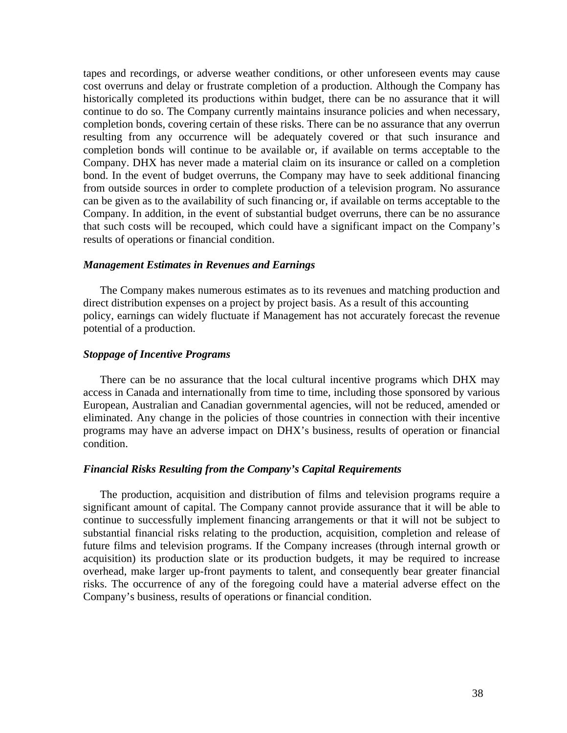tapes and recordings, or adverse weather conditions, or other unforeseen events may cause cost overruns and delay or frustrate completion of a production. Although the Company has historically completed its productions within budget, there can be no assurance that it will continue to do so. The Company currently maintains insurance policies and when necessary, completion bonds, covering certain of these risks. There can be no assurance that any overrun resulting from any occurrence will be adequately covered or that such insurance and completion bonds will continue to be available or, if available on terms acceptable to the Company. DHX has never made a material claim on its insurance or called on a completion bond. In the event of budget overruns, the Company may have to seek additional financing from outside sources in order to complete production of a television program. No assurance can be given as to the availability of such financing or, if available on terms acceptable to the Company. In addition, in the event of substantial budget overruns, there can be no assurance that such costs will be recouped, which could have a significant impact on the Company's results of operations or financial condition.

### *Management Estimates in Revenues and Earnings*

The Company makes numerous estimates as to its revenues and matching production and direct distribution expenses on a project by project basis. As a result of this accounting policy, earnings can widely fluctuate if Management has not accurately forecast the revenue potential of a production.

### *Stoppage of Incentive Programs*

There can be no assurance that the local cultural incentive programs which DHX may access in Canada and internationally from time to time, including those sponsored by various European, Australian and Canadian governmental agencies, will not be reduced, amended or eliminated. Any change in the policies of those countries in connection with their incentive programs may have an adverse impact on DHX's business, results of operation or financial condition.

### *Financial Risks Resulting from the Company's Capital Requirements*

The production, acquisition and distribution of films and television programs require a significant amount of capital. The Company cannot provide assurance that it will be able to continue to successfully implement financing arrangements or that it will not be subject to substantial financial risks relating to the production, acquisition, completion and release of future films and television programs. If the Company increases (through internal growth or acquisition) its production slate or its production budgets, it may be required to increase overhead, make larger up-front payments to talent, and consequently bear greater financial risks. The occurrence of any of the foregoing could have a material adverse effect on the Company's business, results of operations or financial condition.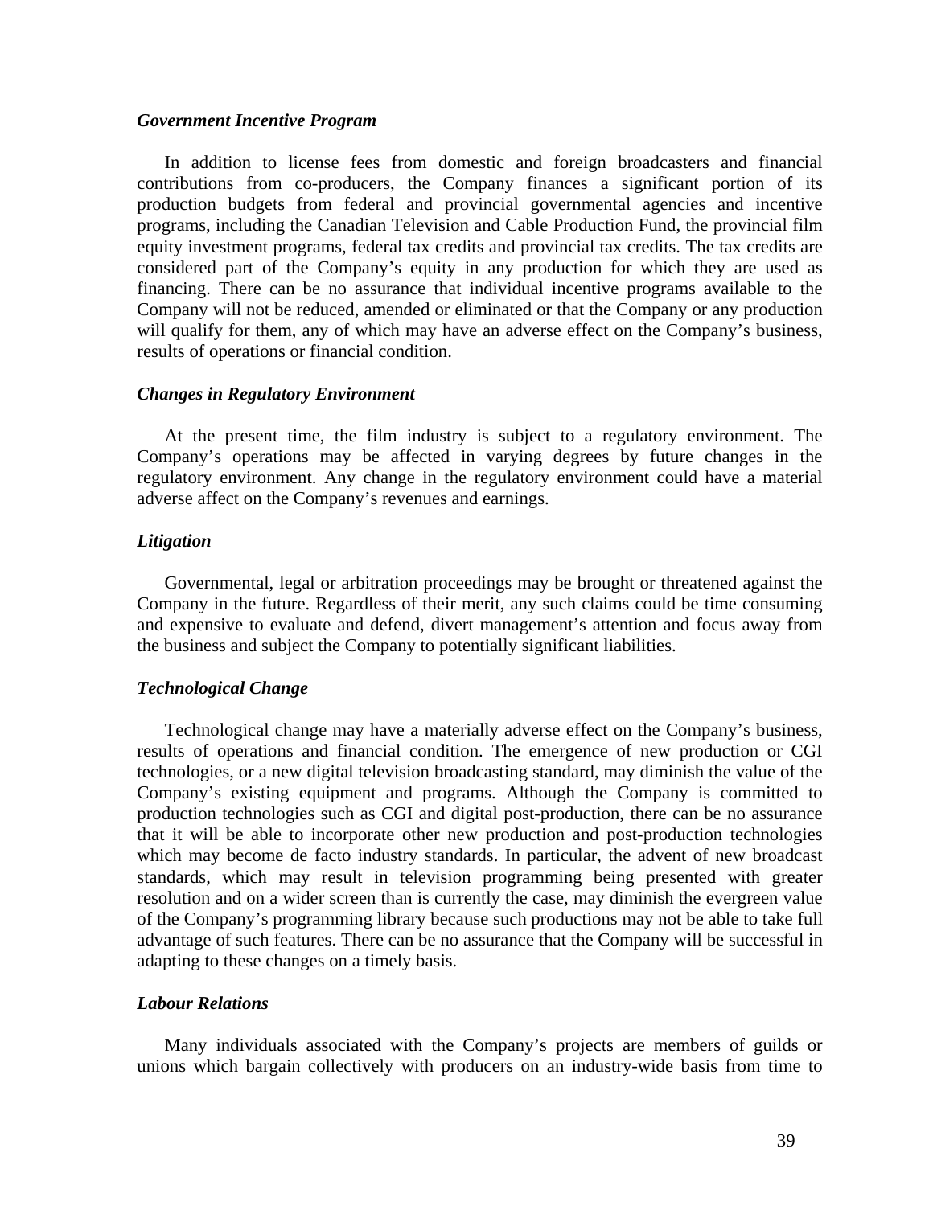### *Government Incentive Program*

In addition to license fees from domestic and foreign broadcasters and financial contributions from co-producers, the Company finances a significant portion of its production budgets from federal and provincial governmental agencies and incentive programs, including the Canadian Television and Cable Production Fund, the provincial film equity investment programs, federal tax credits and provincial tax credits. The tax credits are considered part of the Company's equity in any production for which they are used as financing. There can be no assurance that individual incentive programs available to the Company will not be reduced, amended or eliminated or that the Company or any production will qualify for them, any of which may have an adverse effect on the Company's business, results of operations or financial condition.

### *Changes in Regulatory Environment*

At the present time, the film industry is subject to a regulatory environment. The Company's operations may be affected in varying degrees by future changes in the regulatory environment. Any change in the regulatory environment could have a material adverse affect on the Company's revenues and earnings.

### *Litigation*

Governmental, legal or arbitration proceedings may be brought or threatened against the Company in the future. Regardless of their merit, any such claims could be time consuming and expensive to evaluate and defend, divert management's attention and focus away from the business and subject the Company to potentially significant liabilities.

### *Technological Change*

Technological change may have a materially adverse effect on the Company's business, results of operations and financial condition. The emergence of new production or CGI technologies, or a new digital television broadcasting standard, may diminish the value of the Company's existing equipment and programs. Although the Company is committed to production technologies such as CGI and digital post-production, there can be no assurance that it will be able to incorporate other new production and post-production technologies which may become de facto industry standards. In particular, the advent of new broadcast standards, which may result in television programming being presented with greater resolution and on a wider screen than is currently the case, may diminish the evergreen value of the Company's programming library because such productions may not be able to take full advantage of such features. There can be no assurance that the Company will be successful in adapting to these changes on a timely basis.

### *Labour Relations*

Many individuals associated with the Company's projects are members of guilds or unions which bargain collectively with producers on an industry-wide basis from time to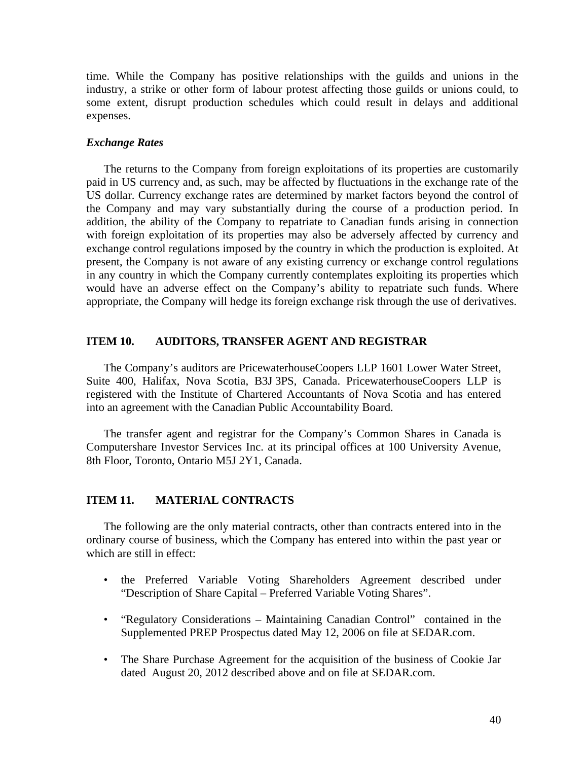time. While the Company has positive relationships with the guilds and unions in the industry, a strike or other form of labour protest affecting those guilds or unions could, to some extent, disrupt production schedules which could result in delays and additional expenses.

***Exchange Rates***

The returns to the Company from foreign exploitations of its properties are customarily paid in US currency and, as such, may be affected by fluctuations in the exchange rate of the US dollar. Currency exchange rates are determined by market factors beyond the control of the Company and may vary substantially during the course of a production period. In addition, the ability of the Company to repatriate to Canadian funds arising in connection with foreign exploitation of its properties may also be adversely affected by currency and exchange control regulations imposed by the country in which the production is exploited. At present, the Company is not aware of any existing currency or exchange control regulations in any country in which the Company currently contemplates exploiting its properties which would have an adverse effect on the Company's ability to repatriate such funds. Where appropriate, the Company will hedge its foreign exchange risk through the use of derivatives.

## ITEM 10. AUDITORS, TRANSFER AGENT AND REGISTRAR

The Company's auditors are PricewaterhouseCoopers LLP 1601 Lower Water Street, Suite 400, Halifax, Nova Scotia, B3J 3PS, Canada. PricewaterhouseCoopers LLP is registered with the Institute of Chartered Accountants of Nova Scotia and has entered into an agreement with the Canadian Public Accountability Board.

The transfer agent and registrar for the Company's Common Shares in Canada is Computershare Investor Services Inc. at its principal offices at 100 University Avenue, 8th Floor, Toronto, Ontario M5J 2Y1, Canada.

## ITEM 11. MATERIAL CONTRACTS

The following are the only material contracts, other than contracts entered into in the ordinary course of business, which the Company has entered into within the past year or which are still in effect:

- the Preferred Variable Voting Shareholders Agreement described under "Description of Share Capital – Preferred Variable Voting Shares".
- "Regulatory Considerations – Maintaining Canadian Control" contained in the Supplemented PREP Prospectus dated May 12, 2006 on file at SEDAR.com.
- The Share Purchase Agreement for the acquisition of the business of Cookie Jar dated August 20, 2012 described above and on file at SEDAR.com.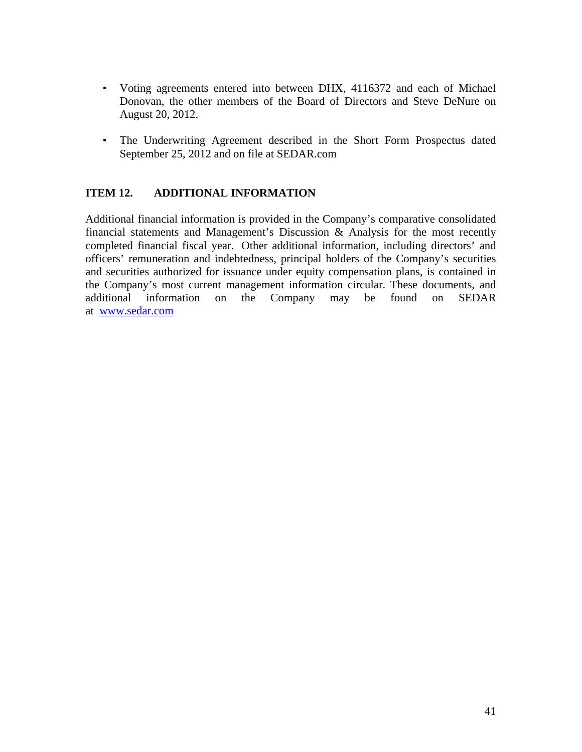- Voting agreements entered into between DHX, 4116372 and each of Michael Donovan, the other members of the Board of Directors and Steve DeNure on August 20, 2012.
- The Underwriting Agreement described in the Short Form Prospectus dated September 25, 2012 and on file at SEDAR.com

## ITEM 12. ADDITIONAL INFORMATION

Additional financial information is provided in the Company's comparative consolidated financial statements and Management's Discussion & Analysis for the most recently completed financial fiscal year. Other additional information, including directors' and officers' remuneration and indebtedness, principal holders of the Company's securities and securities authorized for issuance under equity compensation plans, is contained in the Company's most current management information circular. These documents, and additional information on the Company may be found on SEDAR at [www.sedar.com](http://www.sedar.com)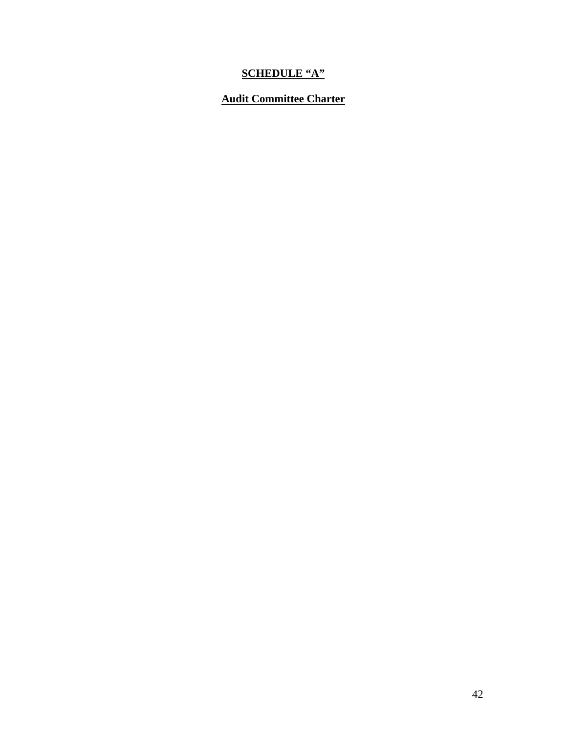**SCHEDULE "A"**

**Audit Committee Charter**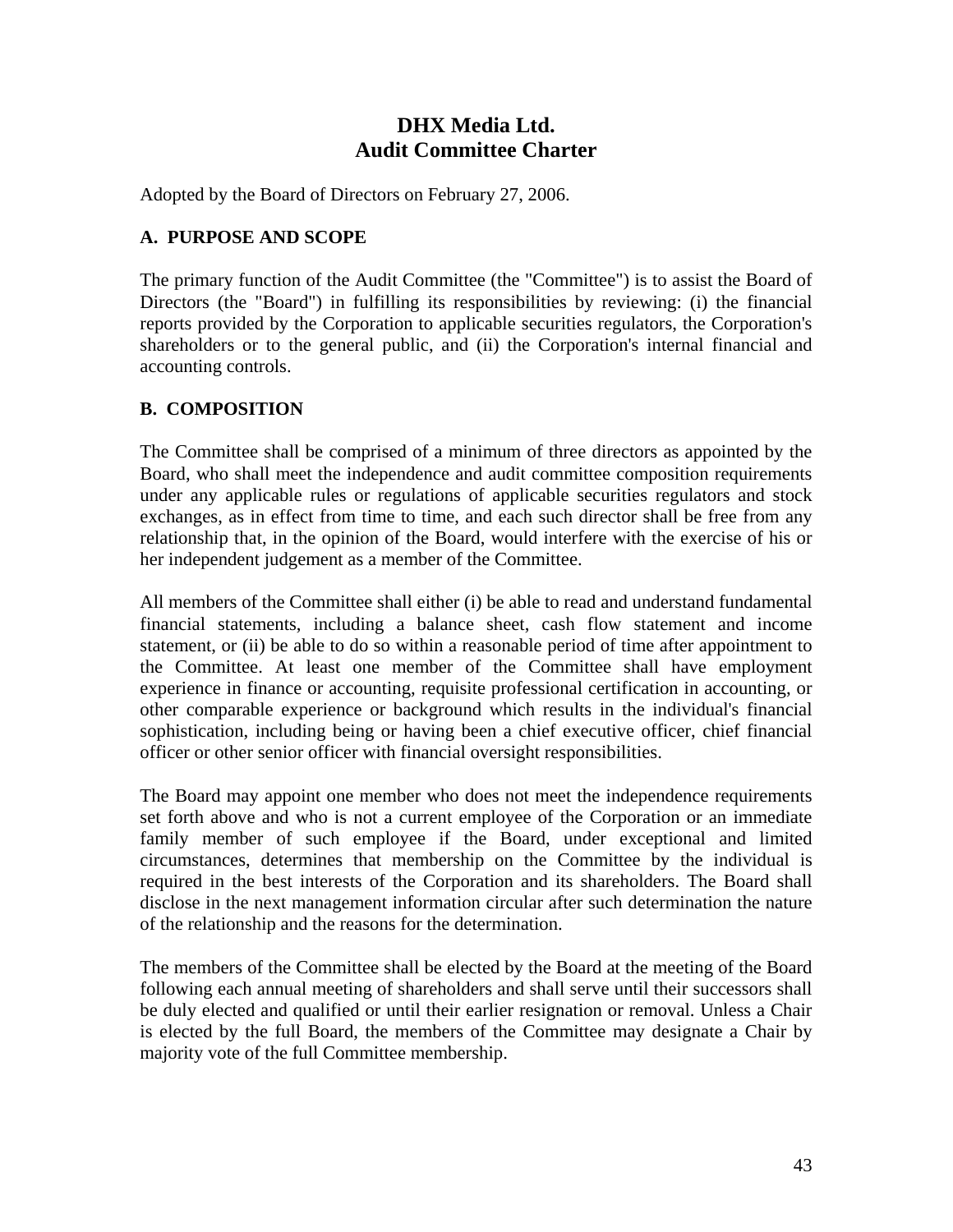# DHX Media Ltd.
# Audit Committee Charter

Adopted by the Board of Directors on February 27, 2006.

## A. PURPOSE AND SCOPE

The primary function of the Audit Committee (the "Committee") is to assist the Board of Directors (the "Board") in fulfilling its responsibilities by reviewing: (i) the financial reports provided by the Corporation to applicable securities regulators, the Corporation's shareholders or to the general public, and (ii) the Corporation's internal financial and accounting controls.

## B. COMPOSITION

The Committee shall be comprised of a minimum of three directors as appointed by the Board, who shall meet the independence and audit committee composition requirements under any applicable rules or regulations of applicable securities regulators and stock exchanges, as in effect from time to time, and each such director shall be free from any relationship that, in the opinion of the Board, would interfere with the exercise of his or her independent judgement as a member of the Committee.

All members of the Committee shall either (i) be able to read and understand fundamental financial statements, including a balance sheet, cash flow statement and income statement, or (ii) be able to do so within a reasonable period of time after appointment to the Committee. At least one member of the Committee shall have employment experience in finance or accounting, requisite professional certification in accounting, or other comparable experience or background which results in the individual's financial sophistication, including being or having been a chief executive officer, chief financial officer or other senior officer with financial oversight responsibilities.

The Board may appoint one member who does not meet the independence requirements set forth above and who is not a current employee of the Corporation or an immediate family member of such employee if the Board, under exceptional and limited circumstances, determines that membership on the Committee by the individual is required in the best interests of the Corporation and its shareholders. The Board shall disclose in the next management information circular after such determination the nature of the relationship and the reasons for the determination.

The members of the Committee shall be elected by the Board at the meeting of the Board following each annual meeting of shareholders and shall serve until their successors shall be duly elected and qualified or until their earlier resignation or removal. Unless a Chair is elected by the full Board, the members of the Committee may designate a Chair by majority vote of the full Committee membership.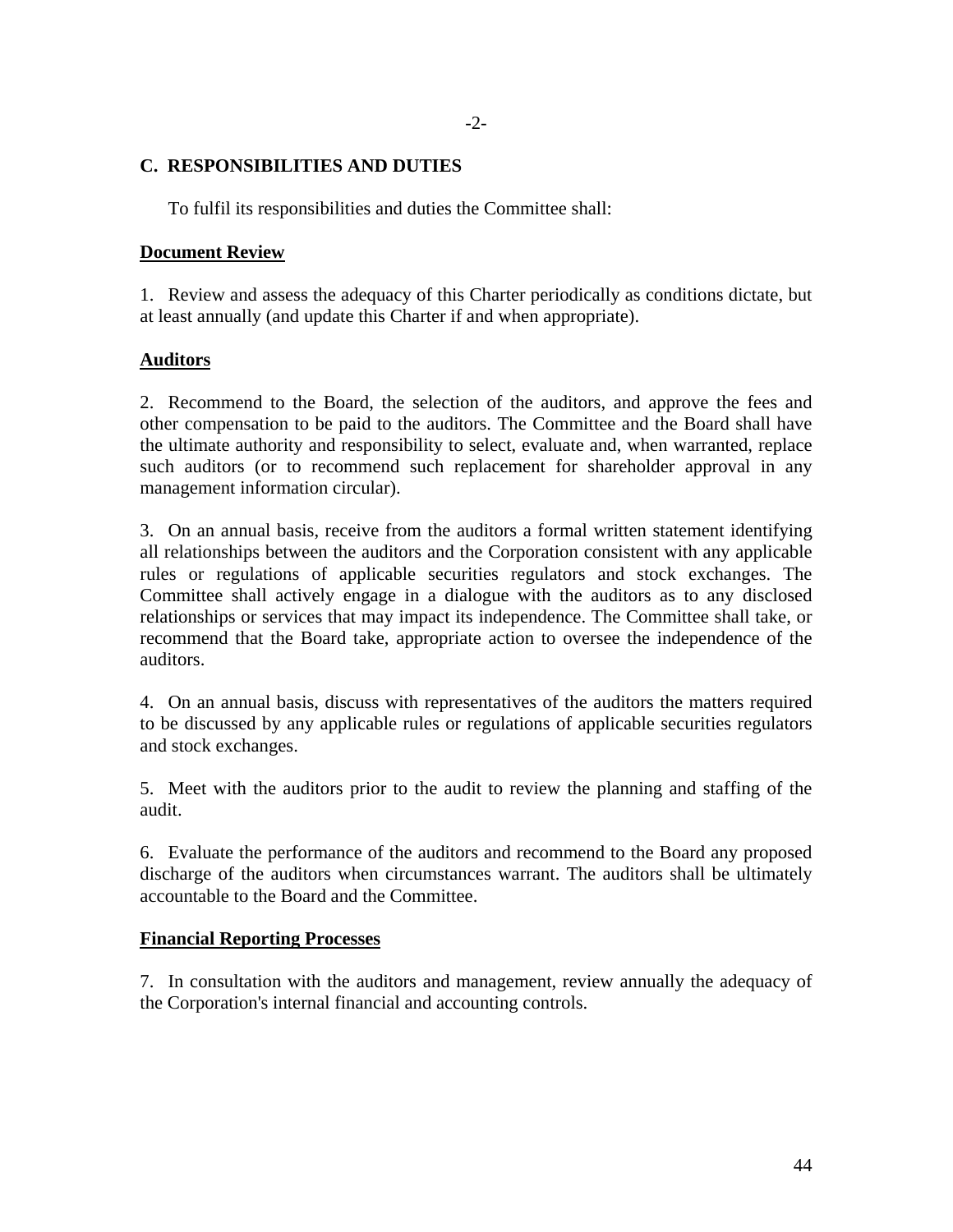## C. RESPONSIBILITIES AND DUTIES

To fulfil its responsibilities and duties the Committee shall:

**Document Review**

1. Review and assess the adequacy of this Charter periodically as conditions dictate, but at least annually (and update this Charter if and when appropriate).

**Auditors**

2. Recommend to the Board, the selection of the auditors, and approve the fees and other compensation to be paid to the auditors. The Committee and the Board shall have the ultimate authority and responsibility to select, evaluate and, when warranted, replace such auditors (or to recommend such replacement for shareholder approval in any management information circular).

3. On an annual basis, receive from the auditors a formal written statement identifying all relationships between the auditors and the Corporation consistent with any applicable rules or regulations of applicable securities regulators and stock exchanges. The Committee shall actively engage in a dialogue with the auditors as to any disclosed relationships or services that may impact its independence. The Committee shall take, or recommend that the Board take, appropriate action to oversee the independence of the auditors.

4. On an annual basis, discuss with representatives of the auditors the matters required to be discussed by any applicable rules or regulations of applicable securities regulators and stock exchanges.

5. Meet with the auditors prior to the audit to review the planning and staffing of the audit.

6. Evaluate the performance of the auditors and recommend to the Board any proposed discharge of the auditors when circumstances warrant. The auditors shall be ultimately accountable to the Board and the Committee.

**Financial Reporting Processes**

7. In consultation with the auditors and management, review annually the adequacy of the Corporation's internal financial and accounting controls.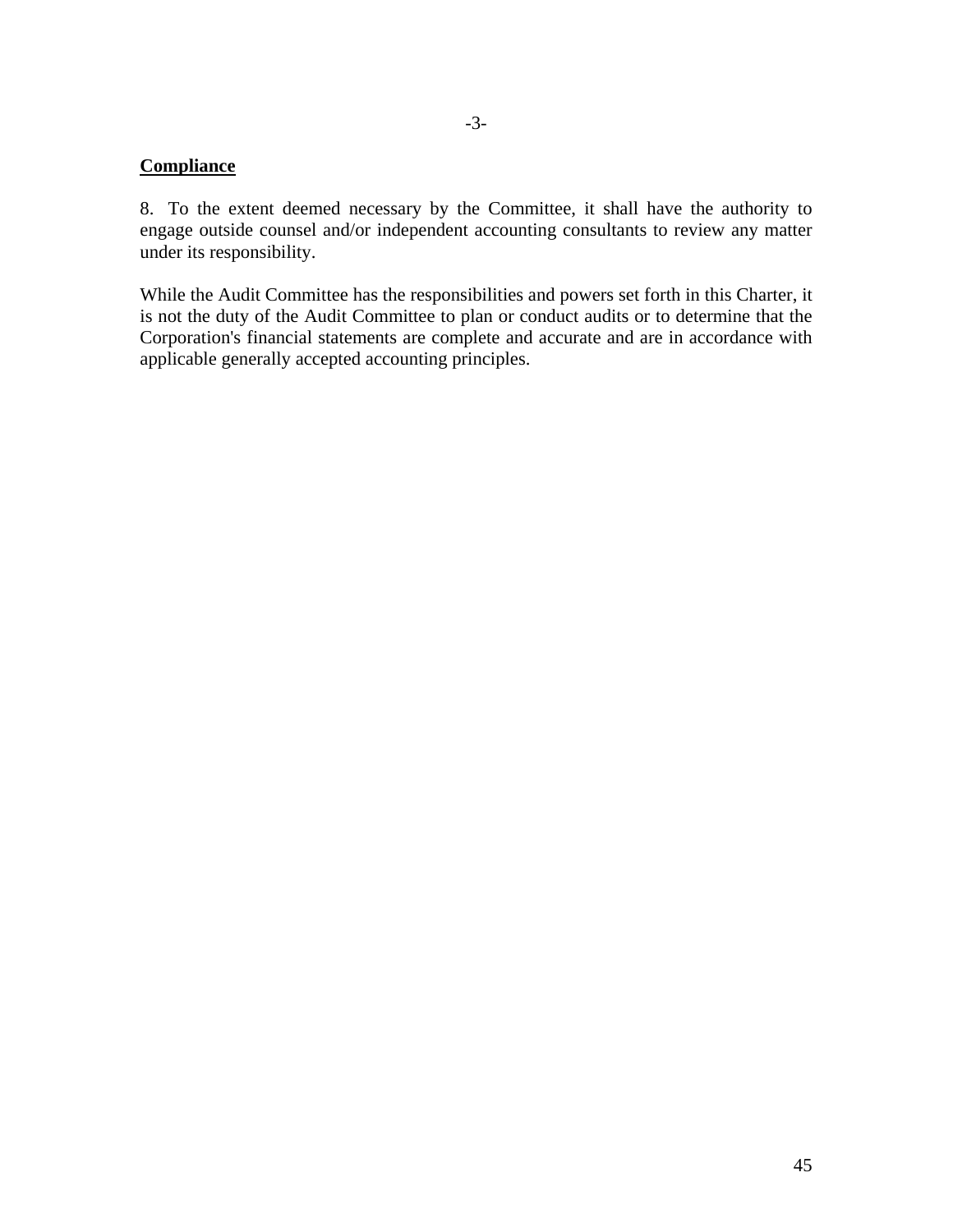**Compliance**

8. To the extent deemed necessary by the Committee, it shall have the authority to engage outside counsel and/or independent accounting consultants to review any matter under its responsibility.

While the Audit Committee has the responsibilities and powers set forth in this Charter, it is not the duty of the Audit Committee to plan or conduct audits or to determine that the Corporation's financial statements are complete and accurate and are in accordance with applicable generally accepted accounting principles.